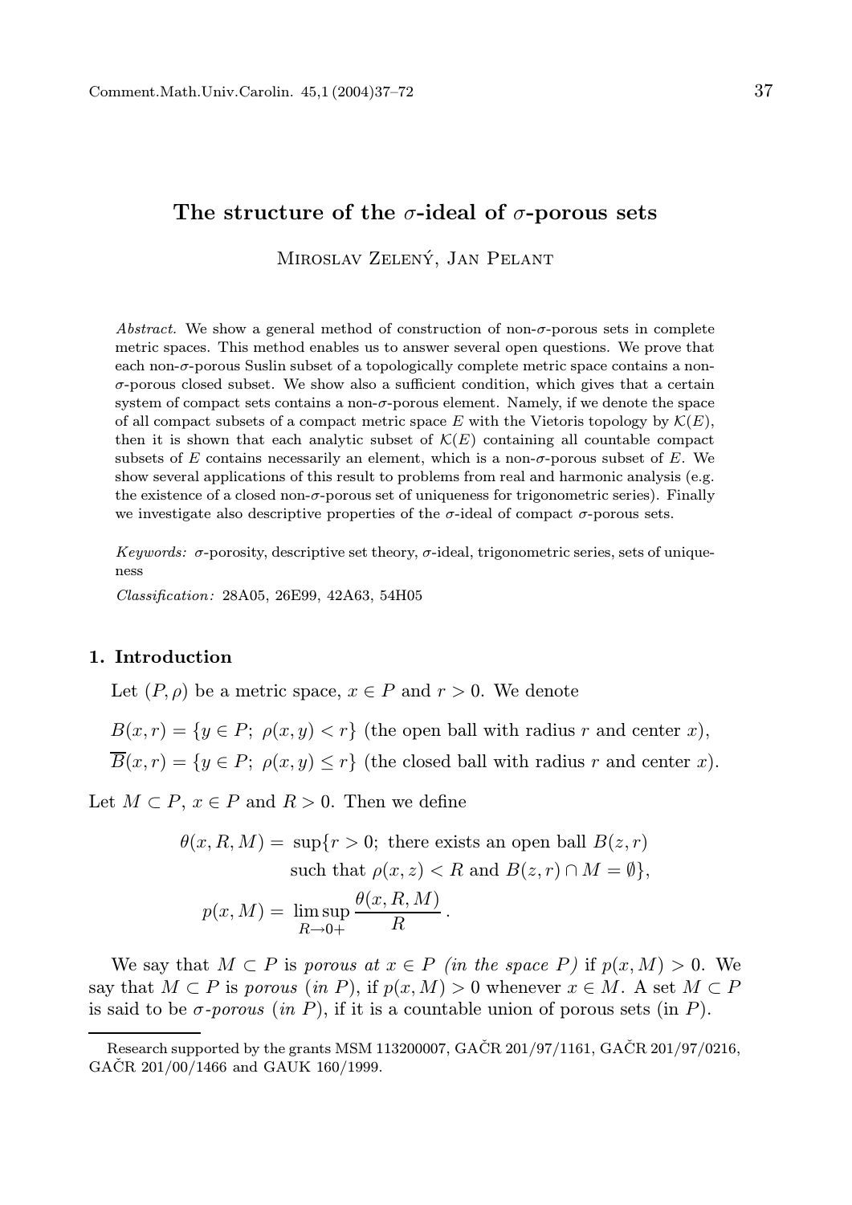# The structure of the $\sigma$-ideal of $\sigma$-porous sets

Miroslav Zelený, Jan Pelant

*Abstract.* We show a general method of construction of non-$\sigma$-porous sets in complete metric spaces. This method enables us to answer several open questions. We prove that each non-$\sigma$-porous Suslin subset of a topologically complete metric space contains a non-$\sigma$-porous closed subset. We show also a sufficient condition, which gives that a certain system of compact sets contains a non-$\sigma$-porous element. Namely, if we denote the space of all compact subsets of a compact metric space $E$ with the Vietoris topology by $\mathcal{K}(E)$, then it is shown that each analytic subset of $\mathcal{K}(E)$ containing all countable compact subsets of $E$ contains necessarily an element, which is a non-$\sigma$-porous subset of $E$. We show several applications of this result to problems from real and harmonic analysis (e.g. the existence of a closed non-$\sigma$-porous set of uniqueness for trigonometric series). Finally we investigate also descriptive properties of the $\sigma$-ideal of compact $\sigma$-porous sets.

*Keywords:* $\sigma$-porosity, descriptive set theory, $\sigma$-ideal, trigonometric series, sets of uniqueness

*Classification:* 28A05, 26E99, 42A63, 54H05

## 1. Introduction

Let $(P, \rho)$ be a metric space, $x \in P$ and $r > 0$. We denote

$B(x,r) = \{y \in P;\ \rho(x,y) < r\}$ (the open ball with radius $r$ and center $x$),

$\overline{B}(x,r) = \{y \in P;\ \rho(x,y) \leq r\}$ (the closed ball with radius $r$ and center $x$).

Let $M \subset P$, $x \in P$ and $R > 0$. Then we define

$$\theta(x,R,M) = \sup\{r > 0;\ \text{there exists an open ball } B(z,r) \text{ such that } \rho(x,z) < R \text{ and } B(z,r) \cap M = \emptyset\},$$

$$p(x,M) = \limsup_{R \to 0+} \frac{\theta(x,R,M)}{R}.$$

We say that $M \subset P$ is *porous at $x \in P$ (in the space $P$)* if $p(x,M) > 0$. We say that $M \subset P$ is *porous* (*in $P$*), if $p(x,M) > 0$ whenever $x \in M$. A set $M \subset P$ is said to be *$\sigma$-porous* (*in $P$*), if it is a countable union of porous sets (in $P$).

Research supported by the grants MSM 113200007, GAČR 201/97/1161, GAČR 201/97/0216, GAČR 201/00/1466 and GAUK 160/1999.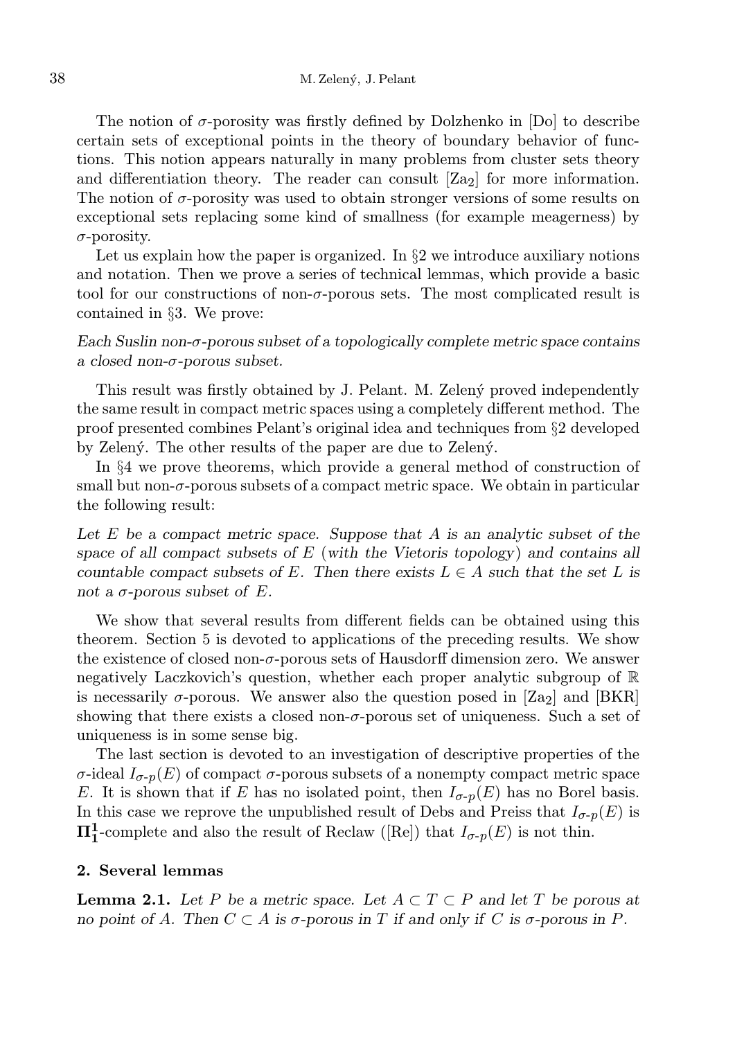The notion of $\sigma$-porosity was firstly defined by Dolzhenko in [Do] to describe certain sets of exceptional points in the theory of boundary behavior of functions. This notion appears naturally in many problems from cluster sets theory and differentiation theory. The reader can consult [Za$_2$] for more information. The notion of $\sigma$-porosity was used to obtain stronger versions of some results on exceptional sets replacing some kind of smallness (for example meagerness) by $\sigma$-porosity.

Let us explain how the paper is organized. In §2 we introduce auxiliary notions and notation. Then we prove a series of technical lemmas, which provide a basic tool for our constructions of non-$\sigma$-porous sets. The most complicated result is contained in §3. We prove:

*Each Suslin non-$\sigma$-porous subset of a topologically complete metric space contains a closed non-$\sigma$-porous subset.*

This result was firstly obtained by J. Pelant. M. Zelený proved independently the same result in compact metric spaces using a completely different method. The proof presented combines Pelant's original idea and techniques from §2 developed by Zelený. The other results of the paper are due to Zelený.

In §4 we prove theorems, which provide a general method of construction of small but non-$\sigma$-porous subsets of a compact metric space. We obtain in particular the following result:

*Let $E$ be a compact metric space. Suppose that $A$ is an analytic subset of the space of all compact subsets of $E$ (with the Vietoris topology) and contains all countable compact subsets of $E$. Then there exists $L \in A$ such that the set $L$ is not a $\sigma$-porous subset of $E$.*

We show that several results from different fields can be obtained using this theorem. Section 5 is devoted to applications of the preceding results. We show the existence of closed non-$\sigma$-porous sets of Hausdorff dimension zero. We answer negatively Laczkovich's question, whether each proper analytic subgroup of $\mathbb{R}$ is necessarily $\sigma$-porous. We answer also the question posed in [Za$_2$] and [BKR] showing that there exists a closed non-$\sigma$-porous set of uniqueness. Such a set of uniqueness is in some sense big.

The last section is devoted to an investigation of descriptive properties of the $\sigma$-ideal $I_{\sigma\text{-}p}(E)$ of compact $\sigma$-porous subsets of a nonempty compact metric space $E$. It is shown that if $E$ has no isolated point, then $I_{\sigma\text{-}p}(E)$ has no Borel basis. In this case we reprove the unpublished result of Debs and Preiss that $I_{\sigma\text{-}p}(E)$ is $\mathbf{\Pi^1_1}$-complete and also the result of Reclaw ([Re]) that $I_{\sigma\text{-}p}(E)$ is not thin.

## 2. Several lemmas

**Lemma 2.1.** *Let $P$ be a metric space. Let $A \subset T \subset P$ and let $T$ be porous at no point of $A$. Then $C \subset A$ is $\sigma$-porous in $T$ if and only if $C$ is $\sigma$-porous in $P$.*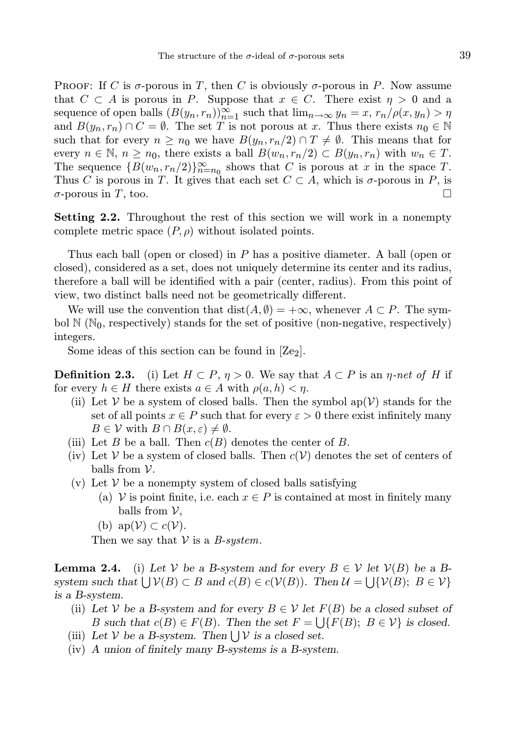Proof: If $C$ is $\sigma$-porous in $T$, then $C$ is obviously $\sigma$-porous in $P$. Now assume that $C \subset A$ is porous in $P$. Suppose that $x \in C$. There exist $\eta > 0$ and a sequence of open balls $(B(y_n, r_n))_{n=1}^{\infty}$ such that $\lim_{n\to\infty} y_n = x$, $r_n/\rho(x, y_n) > \eta$ and $B(y_n, r_n) \cap C = \emptyset$. The set $T$ is not porous at $x$. Thus there exists $n_0 \in \mathbb{N}$ such that for every $n \geq n_0$ we have $B(y_n, r_n/2) \cap T \neq \emptyset$. This means that for every $n \in \mathbb{N}$, $n \geq n_0$, there exists a ball $B(w_n, r_n/2) \subset B(y_n, r_n)$ with $w_n \in T$. The sequence $\{B(w_n, r_n/2)\}_{n=n_0}^{\infty}$ shows that $C$ is porous at $x$ in the space $T$. Thus $C$ is porous in $T$. It gives that each set $C \subset A$, which is $\sigma$-porous in $P$, is $\sigma$-porous in $T$, too. $\square$

**Setting 2.2.** Throughout the rest of this section we will work in a nonempty complete metric space $(P, \rho)$ without isolated points.

Thus each ball (open or closed) in $P$ has a positive diameter. A ball (open or closed), considered as a set, does not uniquely determine its center and its radius, therefore a ball will be identified with a pair (center, radius). From this point of view, two distinct balls need not be geometrically different.

We will use the convention that $\operatorname{dist}(A, \emptyset) = +\infty$, whenever $A \subset P$. The symbol $\mathbb{N}$ ($\mathbb{N}_0$, respectively) stands for the set of positive (non-negative, respectively) integers.

Some ideas of this section can be found in [Ze$_2$].

**Definition 2.3.** (i) Let $H \subset P$, $\eta > 0$. We say that $A \subset P$ is an *$\eta$-net of $H$* if for every $h \in H$ there exists $a \in A$ with $\rho(a, h) < \eta$.

(ii) Let $\mathcal{V}$ be a system of closed balls. Then the symbol $\operatorname{ap}(\mathcal{V})$ stands for the set of all points $x \in P$ such that for every $\varepsilon > 0$ there exist infinitely many $B \in \mathcal{V}$ with $B \cap B(x, \varepsilon) \neq \emptyset$.

(iii) Let $B$ be a ball. Then $c(B)$ denotes the center of $B$.

(iv) Let $\mathcal{V}$ be a system of closed balls. Then $c(\mathcal{V})$ denotes the set of centers of balls from $\mathcal{V}$.

(v) Let $\mathcal{V}$ be a nonempty system of closed balls satisfying
   - (a) $\mathcal{V}$ is point finite, i.e. each $x \in P$ is contained at most in finitely many balls from $\mathcal{V}$,
   - (b) $\operatorname{ap}(\mathcal{V}) \subset c(\mathcal{V})$.

   Then we say that $\mathcal{V}$ is a *B-system*.

**Lemma 2.4.** (i) *Let $\mathcal{V}$ be a B-system and for every $B \in \mathcal{V}$ let $\mathcal{V}(B)$ be a B-system such that $\bigcup \mathcal{V}(B) \subset B$ and $c(B) \in c(\mathcal{V}(B))$. Then $\mathcal{U} = \bigcup\{\mathcal{V}(B);\ B \in \mathcal{V}\}$ is a B-system.*

(ii) *Let $\mathcal{V}$ be a B-system and for every $B \in \mathcal{V}$ let $F(B)$ be a closed subset of $B$ such that $c(B) \in F(B)$. Then the set $F = \bigcup\{F(B);\ B \in \mathcal{V}\}$ is closed.*

(iii) *Let $\mathcal{V}$ be a B-system. Then $\bigcup \mathcal{V}$ is a closed set.*

(iv) *A union of finitely many B-systems is a B-system.*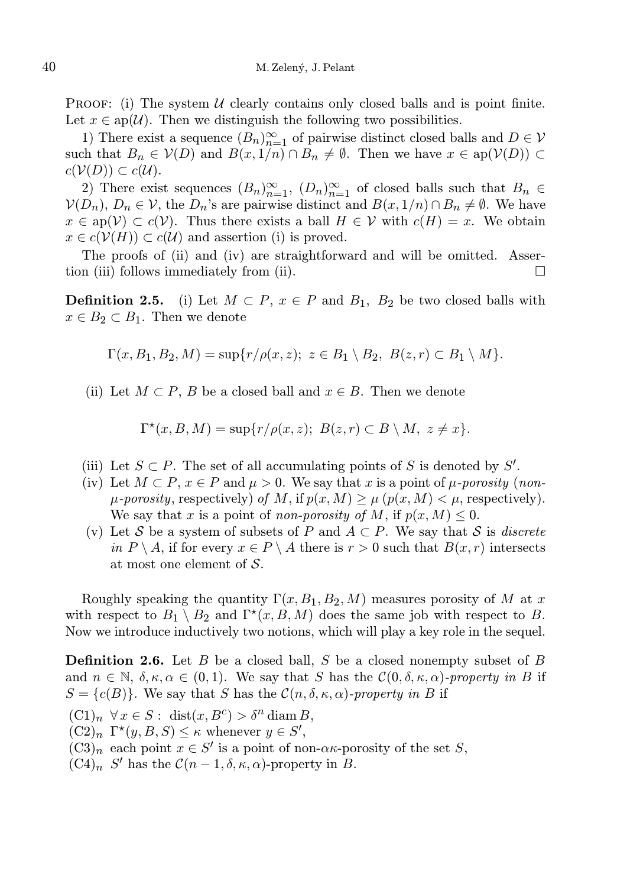Proof: (i) The system $\mathcal{U}$ clearly contains only closed balls and is point finite. Let $x \in \operatorname{ap}(\mathcal{U})$. Then we distinguish the following two possibilities.

1) There exist a sequence $(B_n)_{n=1}^\infty$ of pairwise distinct closed balls and $D \in \mathcal{V}$ such that $B_n \in \mathcal{V}(D)$ and $B(x, 1/n) \cap B_n \neq \emptyset$. Then we have $x \in \operatorname{ap}(\mathcal{V}(D)) \subset c(\mathcal{V}(D)) \subset c(\mathcal{U})$.

2) There exist sequences $(B_n)_{n=1}^\infty$, $(D_n)_{n=1}^\infty$ of closed balls such that $B_n \in \mathcal{V}(D_n)$, $D_n \in \mathcal{V}$, the $D_n$'s are pairwise distinct and $B(x, 1/n) \cap B_n \neq \emptyset$. We have $x \in \operatorname{ap}(\mathcal{V}) \subset c(\mathcal{V})$. Thus there exists a ball $H \in \mathcal{V}$ with $c(H) = x$. We obtain $x \in c(\mathcal{V}(H)) \subset c(\mathcal{U})$ and assertion (i) is proved.

The proofs of (ii) and (iv) are straightforward and will be omitted. Assertion (iii) follows immediately from (ii). $\square$

**Definition 2.5.** (i) Let $M \subset P$, $x \in P$ and $B_1$, $B_2$ be two closed balls with $x \in B_2 \subset B_1$. Then we denote

$$\Gamma(x, B_1, B_2, M) = \sup\{r/\rho(x, z);\ z \in B_1 \setminus B_2,\ B(z, r) \subset B_1 \setminus M\}.$$

(ii) Let $M \subset P$, $B$ be a closed ball and $x \in B$. Then we denote

$$\Gamma^\star(x, B, M) = \sup\{r/\rho(x, z);\ B(z, r) \subset B \setminus M,\ z \neq x\}.$$

(iii) Let $S \subset P$. The set of all accumulating points of $S$ is denoted by $S'$.

(iv) Let $M \subset P$, $x \in P$ and $\mu > 0$. We say that $x$ is a point of *$\mu$-porosity* (*non-$\mu$-porosity*, respectively) *of* $M$, if $p(x, M) \geq \mu$ ($p(x, M) < \mu$, respectively). We say that $x$ is a point of *non-porosity of* $M$, if $p(x, M) \leq 0$.

(v) Let $\mathcal{S}$ be a system of subsets of $P$ and $A \subset P$. We say that $\mathcal{S}$ is *discrete in* $P \setminus A$, if for every $x \in P \setminus A$ there is $r > 0$ such that $B(x, r)$ intersects at most one element of $\mathcal{S}$.

Roughly speaking the quantity $\Gamma(x, B_1, B_2, M)$ measures porosity of $M$ at $x$ with respect to $B_1 \setminus B_2$ and $\Gamma^\star(x, B, M)$ does the same job with respect to $B$. Now we introduce inductively two notions, which will play a key role in the sequel.

**Definition 2.6.** Let $B$ be a closed ball, $S$ be a closed nonempty subset of $B$ and $n \in \mathbb{N}$, $\delta, \kappa, \alpha \in (0, 1)$. We say that $S$ has the *$\mathcal{C}(0, \delta, \kappa, \alpha)$-property in* $B$ if $S = \{c(B)\}$. We say that $S$ has the *$\mathcal{C}(n, \delta, \kappa, \alpha)$-property in* $B$ if

$(\mathrm{C1})_n$ $\forall x \in S:\ \operatorname{dist}(x, B^c) > \delta^n \operatorname{diam} B$,

$(\mathrm{C2})_n$ $\Gamma^\star(y, B, S) \leq \kappa$ whenever $y \in S'$,

$(\mathrm{C3})_n$ each point $x \in S'$ is a point of non-$\alpha\kappa$-porosity of the set $S$,

$(\mathrm{C4})_n$ $S'$ has the $\mathcal{C}(n-1, \delta, \kappa, \alpha)$-property in $B$.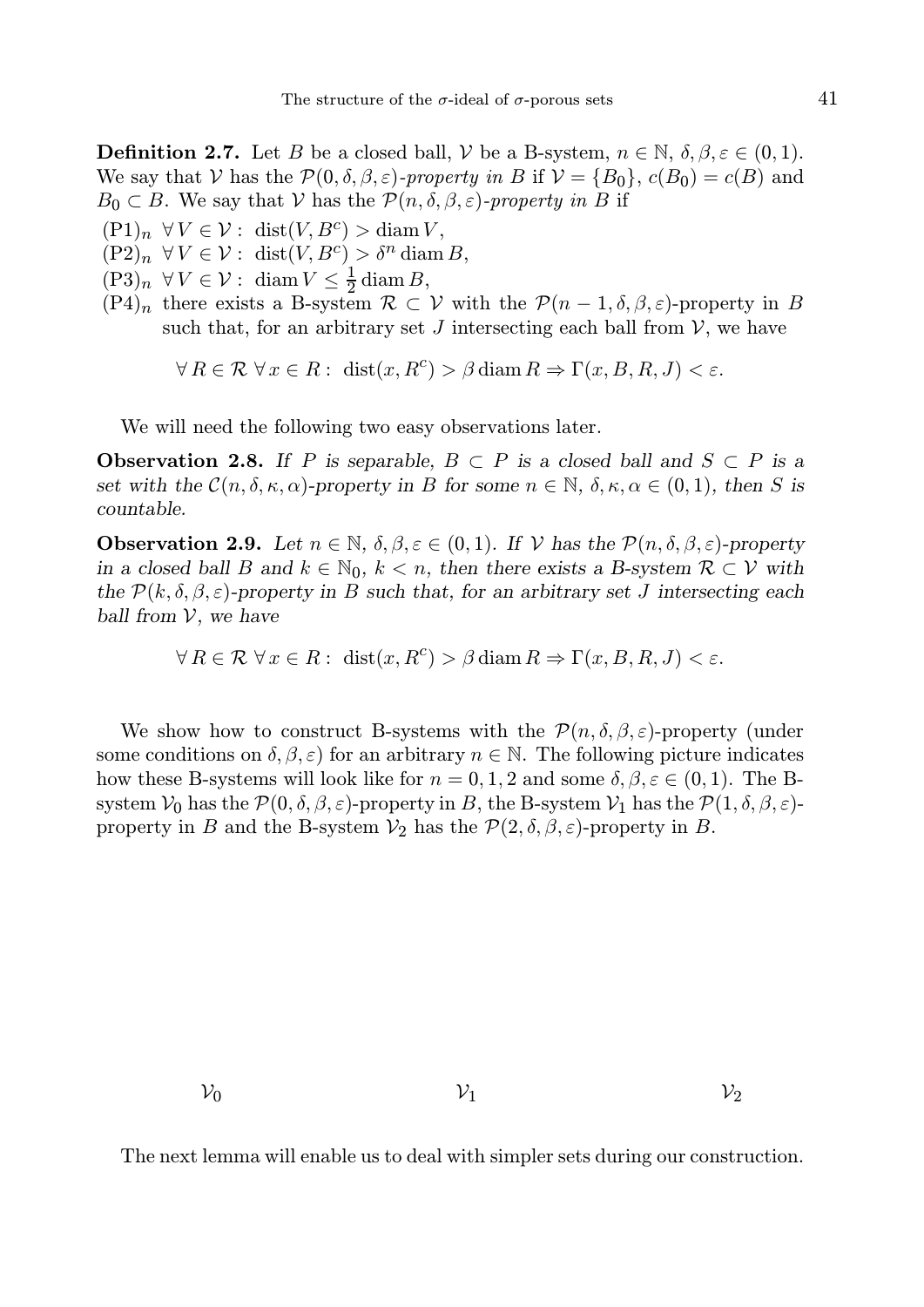**Definition 2.7.** Let $B$ be a closed ball, $\mathcal{V}$ be a B-system, $n \in \mathbb{N}$, $\delta, \beta, \varepsilon \in (0,1)$. We say that $\mathcal{V}$ has the *$\mathcal{P}(0,\delta,\beta,\varepsilon)$-property in $B$* if $\mathcal{V} = \{B_0\}$, $c(B_0) = c(B)$ and $B_0 \subset B$. We say that $\mathcal{V}$ has the *$\mathcal{P}(n,\delta,\beta,\varepsilon)$-property in $B$* if

- $(\mathrm{P1})_n$ $\forall\, V \in \mathcal{V}:\ \operatorname{dist}(V, B^c) > \operatorname{diam} V$,
- $(\mathrm{P2})_n$ $\forall\, V \in \mathcal{V}:\ \operatorname{dist}(V, B^c) > \delta^n \operatorname{diam} B$,
- $(\mathrm{P3})_n$ $\forall\, V \in \mathcal{V}:\ \operatorname{diam} V \le \frac{1}{2} \operatorname{diam} B$,
- $(\mathrm{P4})_n$ there exists a B-system $\mathcal{R} \subset \mathcal{V}$ with the $\mathcal{P}(n-1,\delta,\beta,\varepsilon)$-property in $B$ such that, for an arbitrary set $J$ intersecting each ball from $\mathcal{V}$, we have

$$\forall\, R \in \mathcal{R}\ \forall\, x \in R:\ \operatorname{dist}(x, R^c) > \beta \operatorname{diam} R \Rightarrow \Gamma(x, B, R, J) < \varepsilon.$$

We will need the following two easy observations later.

**Observation 2.8.** *If $P$ is separable, $B \subset P$ is a closed ball and $S \subset P$ is a set with the $\mathcal{C}(n,\delta,\kappa,\alpha)$-property in $B$ for some $n \in \mathbb{N}$, $\delta, \kappa, \alpha \in (0,1)$, then $S$ is countable.*

**Observation 2.9.** *Let $n \in \mathbb{N}$, $\delta, \beta, \varepsilon \in (0,1)$. If $\mathcal{V}$ has the $\mathcal{P}(n,\delta,\beta,\varepsilon)$-property in a closed ball $B$ and $k \in \mathbb{N}_0$, $k < n$, then there exists a B-system $\mathcal{R} \subset \mathcal{V}$ with the $\mathcal{P}(k,\delta,\beta,\varepsilon)$-property in $B$ such that, for an arbitrary set $J$ intersecting each ball from $\mathcal{V}$, we have*

$$\forall\, R \in \mathcal{R}\ \forall\, x \in R:\ \operatorname{dist}(x, R^c) > \beta \operatorname{diam} R \Rightarrow \Gamma(x, B, R, J) < \varepsilon.$$

We show how to construct B-systems with the $\mathcal{P}(n,\delta,\beta,\varepsilon)$-property (under some conditions on $\delta, \beta, \varepsilon$) for an arbitrary $n \in \mathbb{N}$. The following picture indicates how these B-systems will look like for $n = 0, 1, 2$ and some $\delta, \beta, \varepsilon \in (0,1)$. The B-system $\mathcal{V}_0$ has the $\mathcal{P}(0,\delta,\beta,\varepsilon)$-property in $B$, the B-system $\mathcal{V}_1$ has the $\mathcal{P}(1,\delta,\beta,\varepsilon)$-property in $B$ and the B-system $\mathcal{V}_2$ has the $\mathcal{P}(2,\delta,\beta,\varepsilon)$-property in $B$.

$\mathcal{V}_0$ $\qquad\qquad$ $\mathcal{V}_1$ $\qquad\qquad$ $\mathcal{V}_2$

The next lemma will enable us to deal with simpler sets during our construction.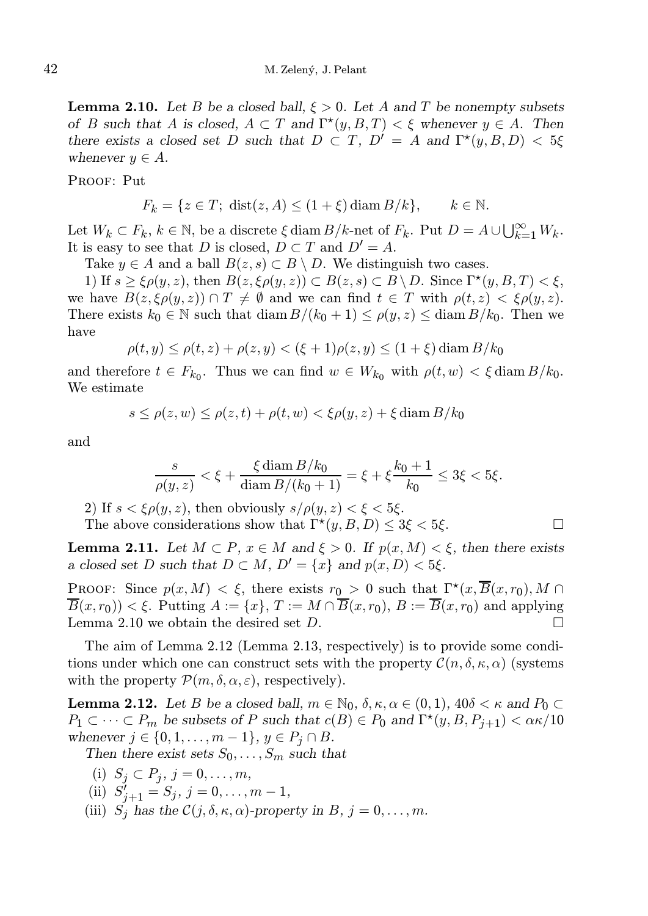**Lemma 2.10.** *Let $B$ be a closed ball, $\xi > 0$. Let $A$ and $T$ be nonempty subsets of $B$ such that $A$ is closed, $A \subset T$ and $\Gamma^\star(y, B, T) < \xi$ whenever $y \in A$. Then there exists a closed set $D$ such that $D \subset T$, $D' = A$ and $\Gamma^\star(y, B, D) < 5\xi$ whenever $y \in A$.*

Proof: Put

$$F_k = \{z \in T;\ \operatorname{dist}(z, A) \le (1 + \xi) \operatorname{diam} B/k\}, \qquad k \in \mathbb{N}.$$

Let $W_k \subset F_k$, $k \in \mathbb{N}$, be a discrete $\xi \operatorname{diam} B/k$-net of $F_k$. Put $D = A \cup \bigcup_{k=1}^\infty W_k$. It is easy to see that $D$ is closed, $D \subset T$ and $D' = A$.

Take $y \in A$ and a ball $B(z, s) \subset B \setminus D$. We distinguish two cases.

1) If $s \ge \xi\rho(y, z)$, then $B(z, \xi\rho(y, z)) \subset B(z, s) \subset B \setminus D$. Since $\Gamma^\star(y, B, T) < \xi$, we have $B(z, \xi\rho(y, z)) \cap T \neq \emptyset$ and we can find $t \in T$ with $\rho(t, z) < \xi\rho(y, z)$. There exists $k_0 \in \mathbb{N}$ such that $\operatorname{diam} B/(k_0 + 1) \le \rho(y, z) \le \operatorname{diam} B/k_0$. Then we have

$$\rho(t, y) \le \rho(t, z) + \rho(z, y) < (\xi + 1)\rho(z, y) \le (1 + \xi) \operatorname{diam} B/k_0$$

and therefore $t \in F_{k_0}$. Thus we can find $w \in W_{k_0}$ with $\rho(t, w) < \xi \operatorname{diam} B/k_0$. We estimate

$$s \le \rho(z, w) \le \rho(z, t) + \rho(t, w) < \xi\rho(y, z) + \xi \operatorname{diam} B/k_0$$

and

$$\frac{s}{\rho(y, z)} < \xi + \frac{\xi \operatorname{diam} B/k_0}{\operatorname{diam} B/(k_0 + 1)} = \xi + \xi\frac{k_0 + 1}{k_0} \le 3\xi < 5\xi.$$

2) If $s < \xi\rho(y, z)$, then obviously $s/\rho(y, z) < \xi < 5\xi$.

The above considerations show that $\Gamma^\star(y, B, D) \le 3\xi < 5\xi$. □

**Lemma 2.11.** *Let $M \subset P$, $x \in M$ and $\xi > 0$. If $p(x, M) < \xi$, then there exists a closed set $D$ such that $D \subset M$, $D' = \{x\}$ and $p(x, D) < 5\xi$.*

Proof: Since $p(x, M) < \xi$, there exists $r_0 > 0$ such that $\Gamma^\star(x, \overline{B}(x, r_0), M \cap \overline{B}(x, r_0)) < \xi$. Putting $A := \{x\}$, $T := M \cap \overline{B}(x, r_0)$, $B := \overline{B}(x, r_0)$ and applying Lemma 2.10 we obtain the desired set $D$. □

The aim of Lemma 2.12 (Lemma 2.13, respectively) is to provide some conditions under which one can construct sets with the property $\mathcal{C}(n, \delta, \kappa, \alpha)$ (systems with the property $\mathcal{P}(m, \delta, \alpha, \varepsilon)$, respectively).

**Lemma 2.12.** *Let $B$ be a closed ball, $m \in \mathbb{N}_0$, $\delta, \kappa, \alpha \in (0, 1)$, $40\delta < \kappa$ and $P_0 \subset P_1 \subset \cdots \subset P_m$ be subsets of $P$ such that $c(B) \in P_0$ and $\Gamma^\star(y, B, P_{j+1}) < \alpha\kappa/10$ whenever $j \in \{0, 1, \ldots, m - 1\}$, $y \in P_j \cap B$.*

*Then there exist sets $S_0, \ldots, S_m$ such that*

(i) *$S_j \subset P_j$, $j = 0, \ldots, m$,*
(ii) *$S'_{j+1} = S_j$, $j = 0, \ldots, m - 1$,*
(iii) *$S_j$ has the $\mathcal{C}(j, \delta, \kappa, \alpha)$-property in $B$, $j = 0, \ldots, m$.*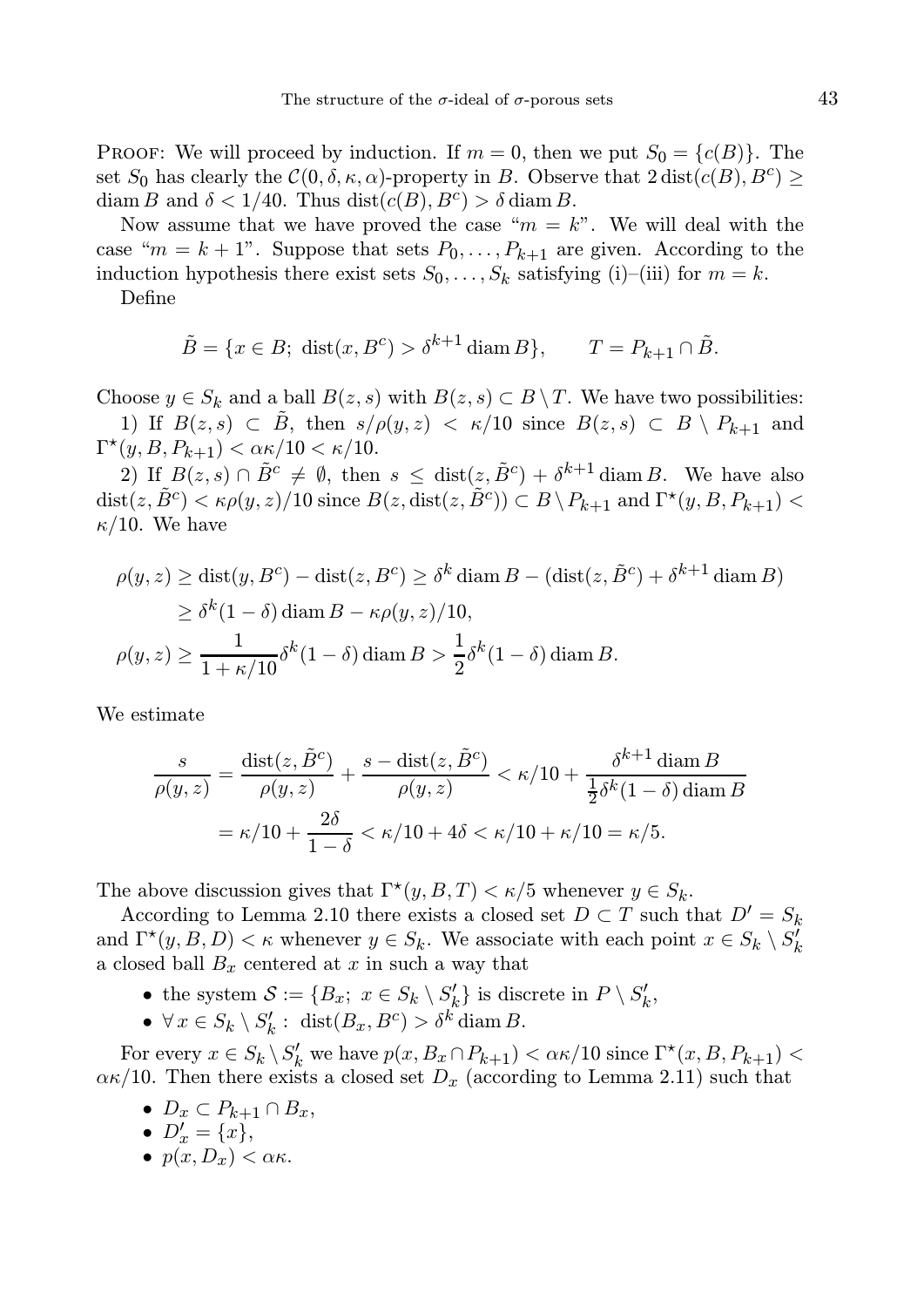Proof: We will proceed by induction. If $m = 0$, then we put $S_0 = \{c(B)\}$. The set $S_0$ has clearly the $\mathcal{C}(0, \delta, \kappa, \alpha)$-property in $B$. Observe that $2\operatorname{dist}(c(B), B^c) \geq \operatorname{diam} B$ and $\delta < 1/40$. Thus $\operatorname{dist}(c(B), B^c) > \delta \operatorname{diam} B$.

Now assume that we have proved the case "$m = k$". We will deal with the case "$m = k+1$". Suppose that sets $P_0, \dots, P_{k+1}$ are given. According to the induction hypothesis there exist sets $S_0, \dots, S_k$ satisfying (i)–(iii) for $m = k$.

Define

$$\tilde{B} = \{x \in B;\ \operatorname{dist}(x, B^c) > \delta^{k+1} \operatorname{diam} B\}, \qquad T = P_{k+1} \cap \tilde{B}.$$

Choose $y \in S_k$ and a ball $B(z,s)$ with $B(z,s) \subset B \setminus T$. We have two possibilities:

1) If $B(z,s) \subset \tilde{B}$, then $s/\rho(y,z) < \kappa/10$ since $B(z,s) \subset B \setminus P_{k+1}$ and $\Gamma^\star(y, B, P_{k+1}) < \alpha\kappa/10 < \kappa/10$.

2) If $B(z,s) \cap \tilde{B}^c \neq \emptyset$, then $s \leq \operatorname{dist}(z, \tilde{B}^c) + \delta^{k+1} \operatorname{diam} B$. We have also $\operatorname{dist}(z, \tilde{B}^c) < \kappa\rho(y,z)/10$ since $B(z, \operatorname{dist}(z, \tilde{B}^c)) \subset B \setminus P_{k+1}$ and $\Gamma^\star(y, B, P_{k+1}) < \kappa/10$. We have

$$\begin{aligned}
\rho(y,z) &\geq \operatorname{dist}(y, B^c) - \operatorname{dist}(z, B^c) \geq \delta^k \operatorname{diam} B - (\operatorname{dist}(z, \tilde{B}^c) + \delta^{k+1} \operatorname{diam} B) \\
&\geq \delta^k (1-\delta) \operatorname{diam} B - \kappa\rho(y,z)/10, \\
\rho(y,z) &\geq \frac{1}{1+\kappa/10} \delta^k (1-\delta) \operatorname{diam} B > \frac{1}{2} \delta^k (1-\delta) \operatorname{diam} B.
\end{aligned}$$

We estimate

$$\begin{aligned}
\frac{s}{\rho(y,z)} &= \frac{\operatorname{dist}(z, \tilde{B}^c)}{\rho(y,z)} + \frac{s - \operatorname{dist}(z, \tilde{B}^c)}{\rho(y,z)} < \kappa/10 + \frac{\delta^{k+1} \operatorname{diam} B}{\frac{1}{2}\delta^k (1-\delta) \operatorname{diam} B} \\
&= \kappa/10 + \frac{2\delta}{1-\delta} < \kappa/10 + 4\delta < \kappa/10 + \kappa/10 = \kappa/5.
\end{aligned}$$

The above discussion gives that $\Gamma^\star(y, B, T) < \kappa/5$ whenever $y \in S_k$.

According to Lemma 2.10 there exists a closed set $D \subset T$ such that $D' = S_k$ and $\Gamma^\star(y, B, D) < \kappa$ whenever $y \in S_k$. We associate with each point $x \in S_k \setminus S_k'$ a closed ball $B_x$ centered at $x$ in such a way that

- the system $\mathcal{S} := \{B_x;\ x \in S_k \setminus S_k'\}$ is discrete in $P \setminus S_k'$,
- $\forall\, x \in S_k \setminus S_k' :\ \operatorname{dist}(B_x, B^c) > \delta^k \operatorname{diam} B$.

For every $x \in S_k \setminus S_k'$ we have $p(x, B_x \cap P_{k+1}) < \alpha\kappa/10$ since $\Gamma^\star(x, B, P_{k+1}) < \alpha\kappa/10$. Then there exists a closed set $D_x$ (according to Lemma 2.11) such that

- $D_x \subset P_{k+1} \cap B_x$,
- $D_x' = \{x\}$,
- $p(x, D_x) < \alpha\kappa$.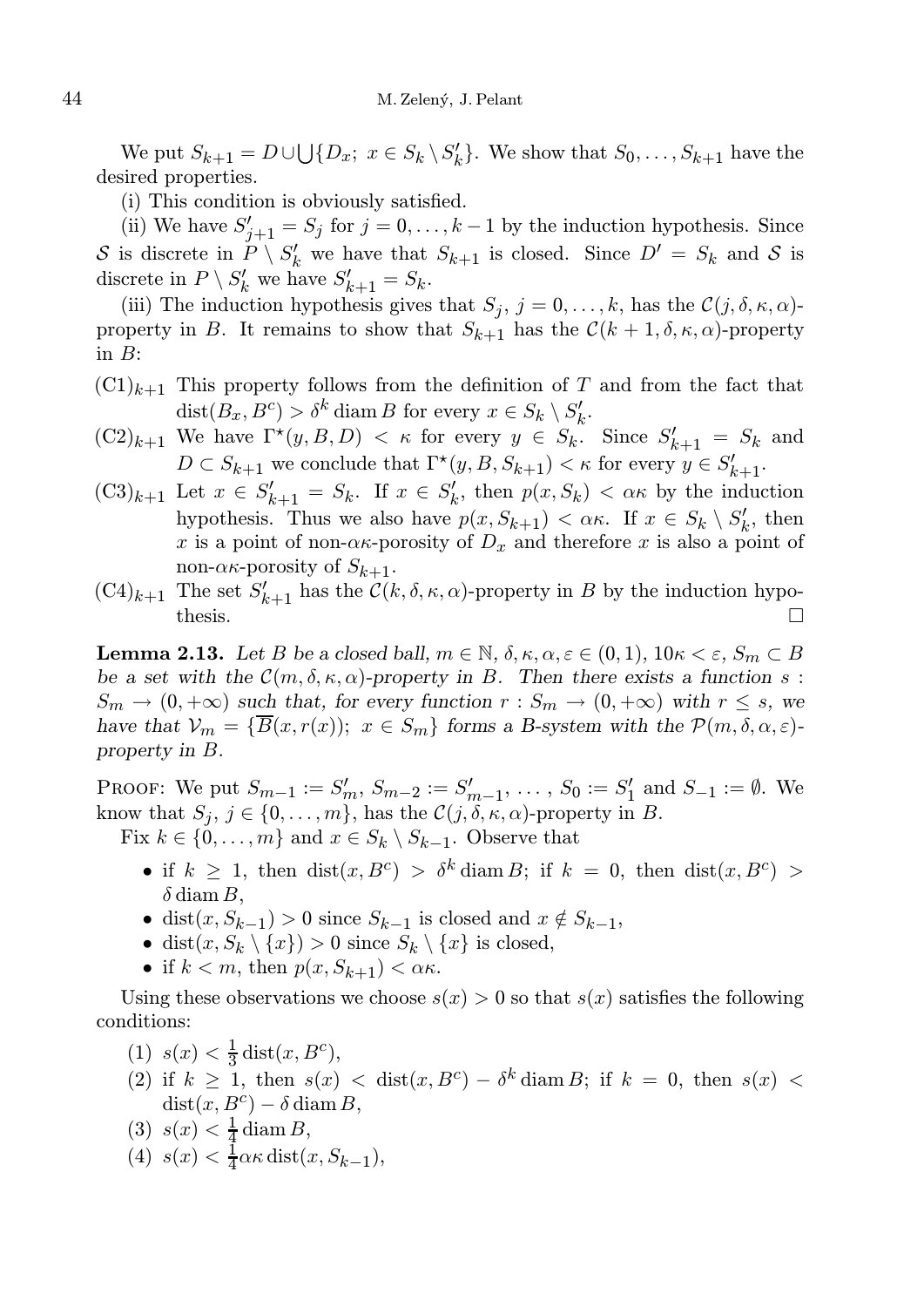We put $S_{k+1} = D \cup \bigcup\{D_x;\ x \in S_k \setminus S_k'\}$. We show that $S_0, \dots, S_{k+1}$ have the desired properties.

(i) This condition is obviously satisfied.

(ii) We have $S_{j+1}' = S_j$ for $j = 0, \dots, k-1$ by the induction hypothesis. Since $\mathcal{S}$ is discrete in $P \setminus S_k'$ we have that $S_{k+1}$ is closed. Since $D' = S_k$ and $\mathcal{S}$ is discrete in $P \setminus S_k'$ we have $S_{k+1}' = S_k$.

(iii) The induction hypothesis gives that $S_j$, $j = 0, \dots, k$, has the $\mathcal{C}(j, \delta, \kappa, \alpha)$-property in $B$. It remains to show that $S_{k+1}$ has the $\mathcal{C}(k+1, \delta, \kappa, \alpha)$-property in $B$:

- $(\mathrm{C}1)_{k+1}$ This property follows from the definition of $T$ and from the fact that $\operatorname{dist}(B_x, B^c) > \delta^k \operatorname{diam} B$ for every $x \in S_k \setminus S_k'$.
- $(\mathrm{C}2)_{k+1}$ We have $\Gamma^\star(y, B, D) < \kappa$ for every $y \in S_k$. Since $S_{k+1}' = S_k$ and $D \subset S_{k+1}$ we conclude that $\Gamma^\star(y, B, S_{k+1}) < \kappa$ for every $y \in S_{k+1}'$.
- $(\mathrm{C}3)_{k+1}$ Let $x \in S_{k+1}' = S_k$. If $x \in S_k'$, then $p(x, S_k) < \alpha\kappa$ by the induction hypothesis. Thus we also have $p(x, S_{k+1}) < \alpha\kappa$. If $x \in S_k \setminus S_k'$, then $x$ is a point of non-$\alpha\kappa$-porosity of $D_x$ and therefore $x$ is also a point of non-$\alpha\kappa$-porosity of $S_{k+1}$.
- $(\mathrm{C}4)_{k+1}$ The set $S_{k+1}'$ has the $\mathcal{C}(k, \delta, \kappa, \alpha)$-property in $B$ by the induction hypothesis. $\square$

**Lemma 2.13.** *Let $B$ be a closed ball, $m \in \mathbb{N}$, $\delta, \kappa, \alpha, \varepsilon \in (0,1)$, $10\kappa < \varepsilon$, $S_m \subset B$ be a set with the $\mathcal{C}(m, \delta, \kappa, \alpha)$-property in $B$. Then there exists a function $s : S_m \to (0, +\infty)$ such that, for every function $r : S_m \to (0, +\infty)$ with $r \le s$, we have that $\mathcal{V}_m = \{\overline{B}(x, r(x));\ x \in S_m\}$ forms a $B$-system with the $\mathcal{P}(m, \delta, \alpha, \varepsilon)$-property in $B$.*

Proof: We put $S_{m-1} := S_m'$, $S_{m-2} := S_{m-1}'$, $\dots$, $S_0 := S_1'$ and $S_{-1} := \emptyset$. We know that $S_j$, $j \in \{0, \dots, m\}$, has the $\mathcal{C}(j, \delta, \kappa, \alpha)$-property in $B$.

Fix $k \in \{0, \dots, m\}$ and $x \in S_k \setminus S_{k-1}$. Observe that

- if $k \ge 1$, then $\operatorname{dist}(x, B^c) > \delta^k \operatorname{diam} B$; if $k = 0$, then $\operatorname{dist}(x, B^c) > \delta \operatorname{diam} B$,
- $\operatorname{dist}(x, S_{k-1}) > 0$ since $S_{k-1}$ is closed and $x \notin S_{k-1}$,
- $\operatorname{dist}(x, S_k \setminus \{x\}) > 0$ since $S_k \setminus \{x\}$ is closed,
- if $k < m$, then $p(x, S_{k+1}) < \alpha\kappa$.

Using these observations we choose $s(x) > 0$ so that $s(x)$ satisfies the following conditions:

1. $s(x) < \frac{1}{3} \operatorname{dist}(x, B^c)$,
2. if $k \ge 1$, then $s(x) < \operatorname{dist}(x, B^c) - \delta^k \operatorname{diam} B$; if $k = 0$, then $s(x) < \operatorname{dist}(x, B^c) - \delta \operatorname{diam} B$,
3. $s(x) < \frac{1}{4} \operatorname{diam} B$,
4. $s(x) < \frac{1}{4} \alpha\kappa \operatorname{dist}(x, S_{k-1})$,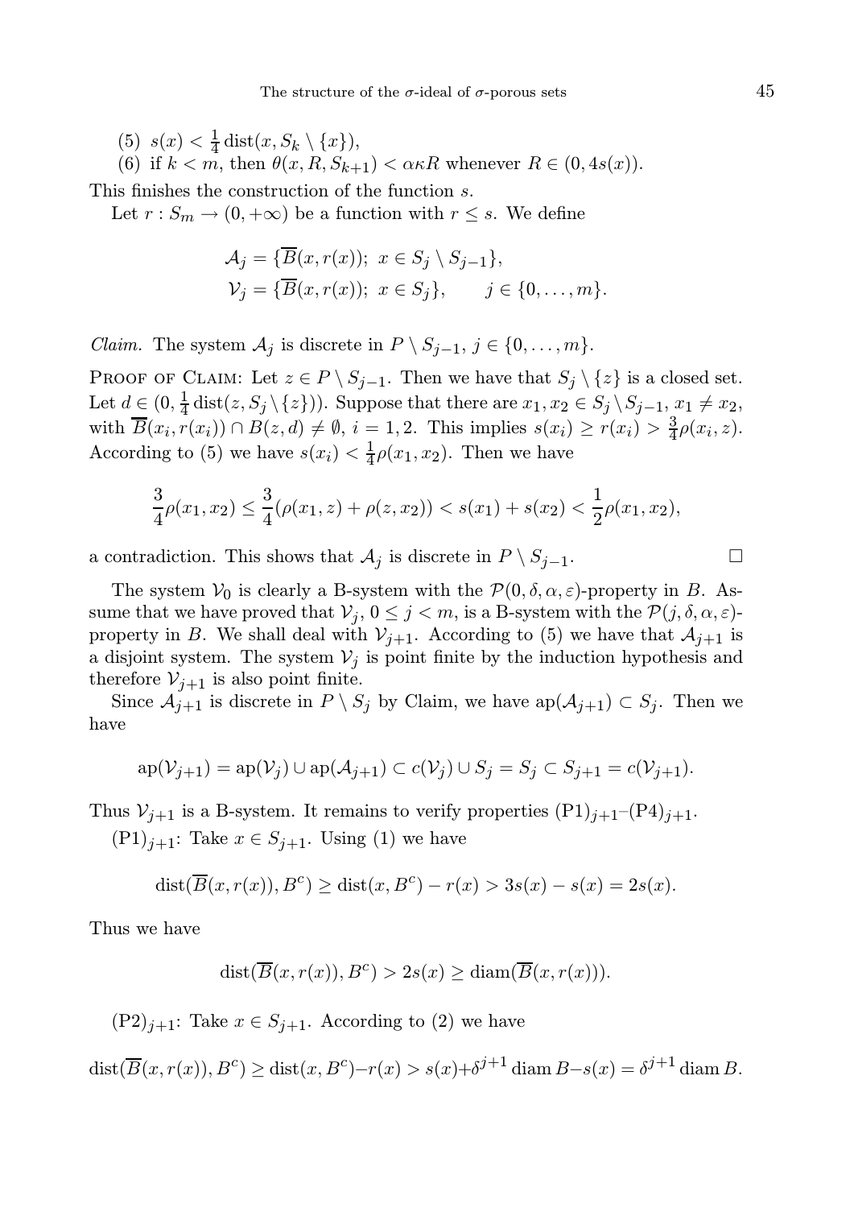(5) $s(x) < \frac{1}{4}\operatorname{dist}(x, S_k \setminus \{x\})$,

(6) if $k < m$, then $\theta(x, R, S_{k+1}) < \alpha\kappa R$ whenever $R \in (0, 4s(x))$.

This finishes the construction of the function $s$.

Let $r : S_m \to (0, +\infty)$ be a function with $r \leq s$. We define

$$\mathcal{A}_j = \{\overline{B}(x, r(x));\ x \in S_j \setminus S_{j-1}\},$$
$$\mathcal{V}_j = \{\overline{B}(x, r(x));\ x \in S_j\}, \qquad j \in \{0, \dots, m\}.$$

*Claim.* The system $\mathcal{A}_j$ is discrete in $P \setminus S_{j-1}$, $j \in \{0, \dots, m\}$.

Proof of Claim: Let $z \in P \setminus S_{j-1}$. Then we have that $S_j \setminus \{z\}$ is a closed set. Let $d \in (0, \frac{1}{4}\operatorname{dist}(z, S_j \setminus \{z\}))$. Suppose that there are $x_1, x_2 \in S_j \setminus S_{j-1}$, $x_1 \neq x_2$, with $\overline{B}(x_i, r(x_i)) \cap B(z, d) \neq \emptyset$, $i = 1, 2$. This implies $s(x_i) \geq r(x_i) > \frac{3}{4}\rho(x_i, z)$. According to (5) we have $s(x_i) < \frac{1}{4}\rho(x_1, x_2)$. Then we have

$$\frac{3}{4}\rho(x_1, x_2) \leq \frac{3}{4}(\rho(x_1, z) + \rho(z, x_2)) < s(x_1) + s(x_2) < \frac{1}{2}\rho(x_1, x_2),$$

a contradiction. This shows that $\mathcal{A}_j$ is discrete in $P \setminus S_{j-1}$. $\square$

The system $\mathcal{V}_0$ is clearly a B-system with the $\mathcal{P}(0, \delta, \alpha, \varepsilon)$-property in $B$. Assume that we have proved that $\mathcal{V}_j$, $0 \leq j < m$, is a B-system with the $\mathcal{P}(j, \delta, \alpha, \varepsilon)$-property in $B$. We shall deal with $\mathcal{V}_{j+1}$. According to (5) we have that $\mathcal{A}_{j+1}$ is a disjoint system. The system $\mathcal{V}_j$ is point finite by the induction hypothesis and therefore $\mathcal{V}_{j+1}$ is also point finite.

Since $\mathcal{A}_{j+1}$ is discrete in $P \setminus S_j$ by Claim, we have $\operatorname{ap}(\mathcal{A}_{j+1}) \subset S_j$. Then we have

$$\operatorname{ap}(\mathcal{V}_{j+1}) = \operatorname{ap}(\mathcal{V}_j) \cup \operatorname{ap}(\mathcal{A}_{j+1}) \subset c(\mathcal{V}_j) \cup S_j = S_j \subset S_{j+1} = c(\mathcal{V}_{j+1}).$$

Thus $\mathcal{V}_{j+1}$ is a B-system. It remains to verify properties $(\mathrm{P1})_{j+1}$–$(\mathrm{P4})_{j+1}$.

$(\mathrm{P1})_{j+1}$: Take $x \in S_{j+1}$. Using (1) we have

$$\operatorname{dist}(\overline{B}(x, r(x)), B^c) \geq \operatorname{dist}(x, B^c) - r(x) > 3s(x) - s(x) = 2s(x).$$

Thus we have

$$\operatorname{dist}(\overline{B}(x, r(x)), B^c) > 2s(x) \geq \operatorname{diam}(\overline{B}(x, r(x))).$$

$(\mathrm{P2})_{j+1}$: Take $x \in S_{j+1}$. According to (2) we have

$$\operatorname{dist}(\overline{B}(x, r(x)), B^c) \geq \operatorname{dist}(x, B^c) - r(x) > s(x) + \delta^{j+1}\operatorname{diam} B - s(x) = \delta^{j+1}\operatorname{diam} B.$$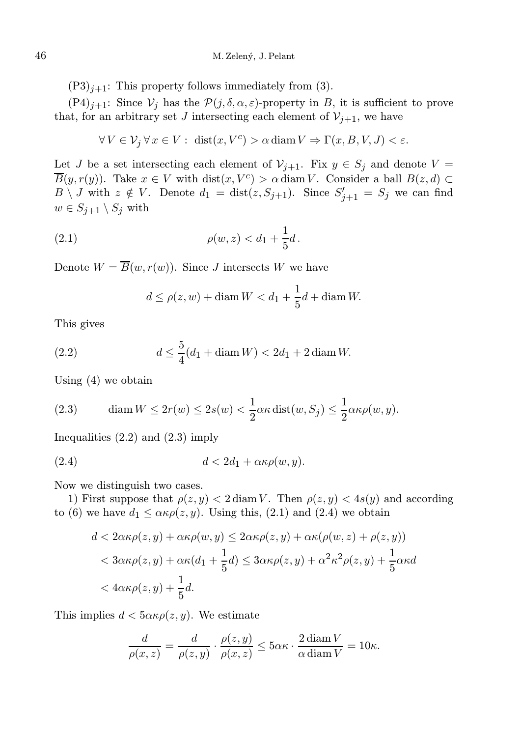$(\mathrm{P3})_{j+1}$: This property follows immediately from (3).

$(\mathrm{P4})_{j+1}$: Since $\mathcal{V}_j$ has the $\mathcal{P}(j,\delta,\alpha,\varepsilon)$-property in $B$, it is sufficient to prove that, for an arbitrary set $J$ intersecting each element of $\mathcal{V}_{j+1}$, we have

$$\forall V \in \mathcal{V}_j \,\forall x \in V: \ \operatorname{dist}(x, V^c) > \alpha \operatorname{diam} V \Rightarrow \Gamma(x, B, V, J) < \varepsilon.$$

Let $J$ be a set intersecting each element of $\mathcal{V}_{j+1}$. Fix $y \in S_j$ and denote $V = \overline{B}(y, r(y))$. Take $x \in V$ with $\operatorname{dist}(x, V^c) > \alpha \operatorname{diam} V$. Consider a ball $B(z,d) \subset B \setminus J$ with $z \notin V$. Denote $d_1 = \operatorname{dist}(z, S_{j+1})$. Since $S'_{j+1} = S_j$ we can find $w \in S_{j+1} \setminus S_j$ with

$$\rho(w,z) < d_1 + \frac{1}{5}d\,. \tag{2.1}$$

Denote $W = \overline{B}(w, r(w))$. Since $J$ intersects $W$ we have

$$d \le \rho(z,w) + \operatorname{diam} W < d_1 + \frac{1}{5}d + \operatorname{diam} W.$$

This gives

$$d \le \frac{5}{4}(d_1 + \operatorname{diam} W) < 2d_1 + 2\operatorname{diam} W. \tag{2.2}$$

Using (4) we obtain

$$\operatorname{diam} W \le 2r(w) \le 2s(w) < \frac{1}{2}\alpha\kappa \operatorname{dist}(w, S_j) \le \frac{1}{2}\alpha\kappa\rho(w,y). \tag{2.3}$$

Inequalities (2.2) and (2.3) imply

$$d < 2d_1 + \alpha\kappa\rho(w,y). \tag{2.4}$$

Now we distinguish two cases.

1) First suppose that $\rho(z,y) < 2\operatorname{diam} V$. Then $\rho(z,y) < 4s(y)$ and according to (6) we have $d_1 \le \alpha\kappa\rho(z,y)$. Using this, (2.1) and (2.4) we obtain

$$\begin{aligned}
d &< 2\alpha\kappa\rho(z,y) + \alpha\kappa\rho(w,y) \le 2\alpha\kappa\rho(z,y) + \alpha\kappa(\rho(w,z) + \rho(z,y)) \\
&< 3\alpha\kappa\rho(z,y) + \alpha\kappa(d_1 + \frac{1}{5}d) \le 3\alpha\kappa\rho(z,y) + \alpha^2\kappa^2\rho(z,y) + \frac{1}{5}\alpha\kappa d \\
&< 4\alpha\kappa\rho(z,y) + \frac{1}{5}d.
\end{aligned}$$

This implies $d < 5\alpha\kappa\rho(z,y)$. We estimate

$$\frac{d}{\rho(x,z)} = \frac{d}{\rho(z,y)} \cdot \frac{\rho(z,y)}{\rho(x,z)} \le 5\alpha\kappa \cdot \frac{2\operatorname{diam} V}{\alpha \operatorname{diam} V} = 10\kappa.$$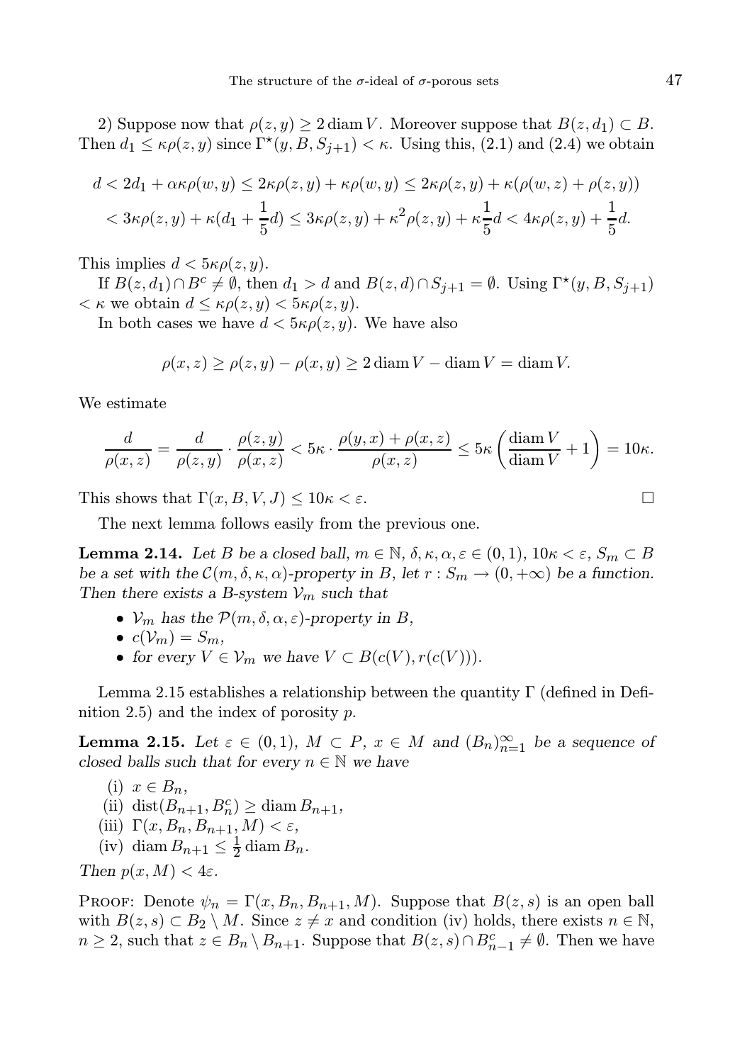2) Suppose now that $\rho(z,y) \geq 2 \operatorname{diam} V$. Moreover suppose that $B(z,d_1) \subset B$. Then $d_1 \leq \kappa\rho(z,y)$ since $\Gamma^\star(y,B,S_{j+1}) < \kappa$. Using this, (2.1) and (2.4) we obtain

$$d < 2d_1 + \alpha\kappa\rho(w,y) \leq 2\kappa\rho(z,y) + \kappa\rho(w,y) \leq 2\kappa\rho(z,y) + \kappa(\rho(w,z) + \rho(z,y))$$
$$< 3\kappa\rho(z,y) + \kappa(d_1 + \frac{1}{5}d) \leq 3\kappa\rho(z,y) + \kappa^2\rho(z,y) + \kappa\frac{1}{5}d < 4\kappa\rho(z,y) + \frac{1}{5}d.$$

This implies $d < 5\kappa\rho(z,y)$.

If $B(z,d_1) \cap B^c \neq \emptyset$, then $d_1 > d$ and $B(z,d) \cap S_{j+1} = \emptyset$. Using $\Gamma^\star(y,B,S_{j+1}) < \kappa$ we obtain $d \leq \kappa\rho(z,y) < 5\kappa\rho(z,y)$.

In both cases we have $d < 5\kappa\rho(z,y)$. We have also

$$\rho(x,z) \geq \rho(z,y) - \rho(x,y) \geq 2 \operatorname{diam} V - \operatorname{diam} V = \operatorname{diam} V.$$

We estimate

$$\frac{d}{\rho(x,z)} = \frac{d}{\rho(z,y)} \cdot \frac{\rho(z,y)}{\rho(x,z)} < 5\kappa \cdot \frac{\rho(y,x) + \rho(x,z)}{\rho(x,z)} \leq 5\kappa\left(\frac{\operatorname{diam} V}{\operatorname{diam} V} + 1\right) = 10\kappa.$$

This shows that $\Gamma(x,B,V,J) \leq 10\kappa < \varepsilon$. $\square$

The next lemma follows easily from the previous one.

**Lemma 2.14.** *Let $B$ be a closed ball, $m \in \mathbb{N}$, $\delta,\kappa,\alpha,\varepsilon \in (0,1)$, $10\kappa < \varepsilon$, $S_m \subset B$ be a set with the $\mathcal{C}(m,\delta,\kappa,\alpha)$-property in $B$, let $r : S_m \to (0,+\infty)$ be a function. Then there exists a $B$-system $\mathcal{V}_m$ such that*

- *$\mathcal{V}_m$ has the $\mathcal{P}(m,\delta,\alpha,\varepsilon)$-property in $B$,*
- *$c(\mathcal{V}_m) = S_m$,*
- *for every $V \in \mathcal{V}_m$ we have $V \subset B(c(V), r(c(V)))$.*

Lemma 2.15 establishes a relationship between the quantity $\Gamma$ (defined in Definition 2.5) and the index of porosity $p$.

**Lemma 2.15.** *Let $\varepsilon \in (0,1)$, $M \subset P$, $x \in M$ and $(B_n)_{n=1}^\infty$ be a sequence of closed balls such that for every $n \in \mathbb{N}$ we have*

- (i) *$x \in B_n$,*
- (ii) *$\operatorname{dist}(B_{n+1}, B_n^c) \geq \operatorname{diam} B_{n+1}$,*
- (iii) *$\Gamma(x,B_n,B_{n+1},M) < \varepsilon$,*
- (iv) *$\operatorname{diam} B_{n+1} \leq \frac{1}{2} \operatorname{diam} B_n$.*

*Then $p(x,M) < 4\varepsilon$.*

Proof: Denote $\psi_n = \Gamma(x,B_n,B_{n+1},M)$. Suppose that $B(z,s)$ is an open ball with $B(z,s) \subset B_2 \setminus M$. Since $z \neq x$ and condition (iv) holds, there exists $n \in \mathbb{N}$, $n \geq 2$, such that $z \in B_n \setminus B_{n+1}$. Suppose that $B(z,s) \cap B_{n-1}^c \neq \emptyset$. Then we have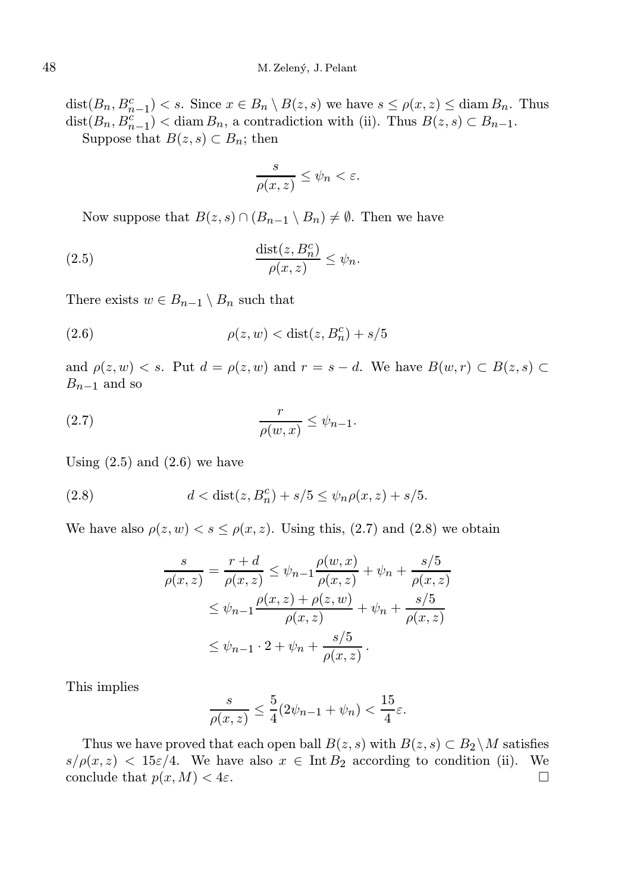$\operatorname{dist}(B_n, B_{n-1}^c) < s$. Since $x \in B_n \setminus B(z,s)$ we have $s \le \rho(x,z) \le \operatorname{diam} B_n$. Thus $\operatorname{dist}(B_n, B_{n-1}^c) < \operatorname{diam} B_n$, a contradiction with (ii). Thus $B(z,s) \subset B_{n-1}$.

Suppose that $B(z,s) \subset B_n$; then

$$\frac{s}{\rho(x,z)} \le \psi_n < \varepsilon.$$

Now suppose that $B(z,s) \cap (B_{n-1} \setminus B_n) \neq \emptyset$. Then we have

$$\frac{\operatorname{dist}(z, B_n^c)}{\rho(x,z)} \le \psi_n. \tag{2.5}$$

There exists $w \in B_{n-1} \setminus B_n$ such that

$$\rho(z,w) < \operatorname{dist}(z, B_n^c) + s/5 \tag{2.6}$$

and $\rho(z,w) < s$. Put $d = \rho(z,w)$ and $r = s - d$. We have $B(w,r) \subset B(z,s) \subset B_{n-1}$ and so

$$\frac{r}{\rho(w,x)} \le \psi_{n-1}. \tag{2.7}$$

Using (2.5) and (2.6) we have

$$d < \operatorname{dist}(z, B_n^c) + s/5 \le \psi_n \rho(x,z) + s/5. \tag{2.8}$$

We have also $\rho(z,w) < s \le \rho(x,z)$. Using this, (2.7) and (2.8) we obtain

$$\begin{aligned}
\frac{s}{\rho(x,z)} = \frac{r+d}{\rho(x,z)} &\le \psi_{n-1}\frac{\rho(w,x)}{\rho(x,z)} + \psi_n + \frac{s/5}{\rho(x,z)} \\
&\le \psi_{n-1}\frac{\rho(x,z)+\rho(z,w)}{\rho(x,z)} + \psi_n + \frac{s/5}{\rho(x,z)} \\
&\le \psi_{n-1} \cdot 2 + \psi_n + \frac{s/5}{\rho(x,z)}\,.
\end{aligned}$$

This implies

$$\frac{s}{\rho(x,z)} \le \frac{5}{4}(2\psi_{n-1} + \psi_n) < \frac{15}{4}\varepsilon.$$

Thus we have proved that each open ball $B(z,s)$ with $B(z,s) \subset B_2 \setminus M$ satisfies $s/\rho(x,z) < 15\varepsilon/4$. We have also $x \in \operatorname{Int} B_2$ according to condition (ii). We conclude that $p(x,M) < 4\varepsilon$. □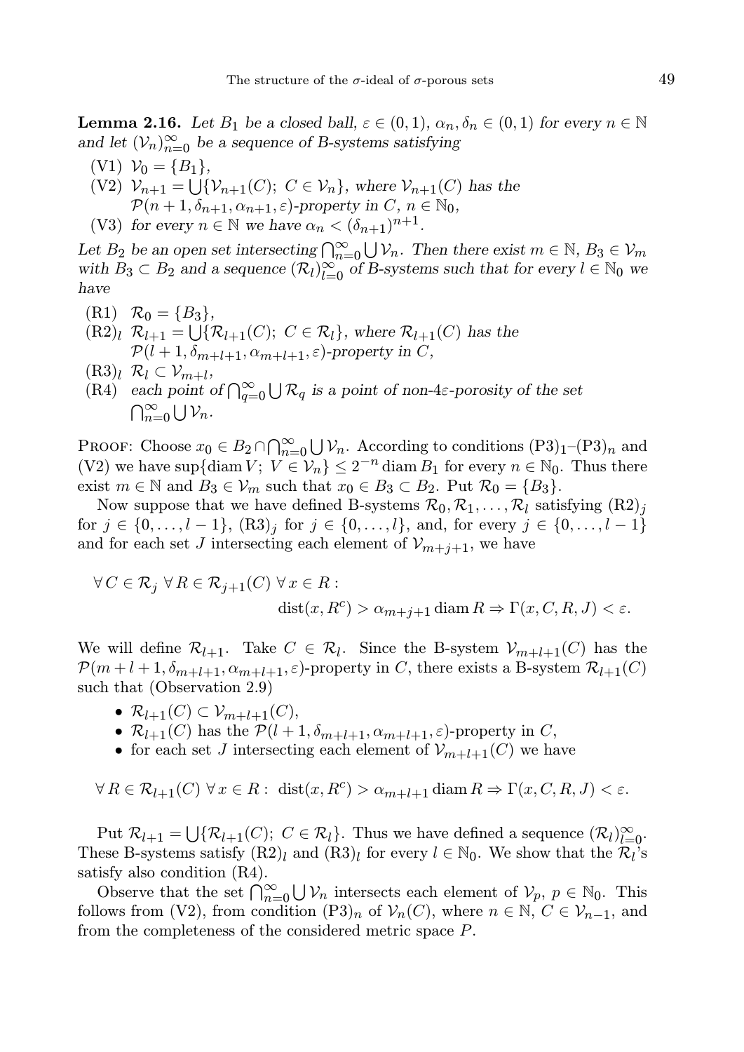**Lemma 2.16.** *Let $B_1$ be a closed ball, $\varepsilon \in (0,1)$, $\alpha_n, \delta_n \in (0,1)$ for every $n \in \mathbb{N}$ and let $(\mathcal{V}_n)_{n=0}^{\infty}$ be a sequence of B-systems satisfying*

- (V1) $\mathcal{V}_0 = \{B_1\}$,
- (V2) $\mathcal{V}_{n+1} = \bigcup\{\mathcal{V}_{n+1}(C);\ C \in \mathcal{V}_n\}$, *where $\mathcal{V}_{n+1}(C)$ has the $\mathcal{P}(n+1, \delta_{n+1}, \alpha_{n+1}, \varepsilon)$-property in $C$, $n \in \mathbb{N}_0$,*
- (V3) *for every $n \in \mathbb{N}$ we have $\alpha_n < (\delta_{n+1})^{n+1}$.*

*Let $B_2$ be an open set intersecting $\bigcap_{n=0}^{\infty} \bigcup \mathcal{V}_n$. Then there exist $m \in \mathbb{N}$, $B_3 \in \mathcal{V}_m$ with $B_3 \subset B_2$ and a sequence $(\mathcal{R}_l)_{l=0}^{\infty}$ of B-systems such that for every $l \in \mathbb{N}_0$ we have*

- (R1) $\mathcal{R}_0 = \{B_3\}$,
- $(\mathrm{R2})_l$ $\mathcal{R}_{l+1} = \bigcup\{\mathcal{R}_{l+1}(C);\ C \in \mathcal{R}_l\}$, *where $\mathcal{R}_{l+1}(C)$ has the $\mathcal{P}(l+1, \delta_{m+l+1}, \alpha_{m+l+1}, \varepsilon)$-property in $C$,*
- $(\mathrm{R3})_l$ $\mathcal{R}_l \subset \mathcal{V}_{m+l}$,
- (R4) *each point of $\bigcap_{q=0}^{\infty} \bigcup \mathcal{R}_q$ is a point of non-$4\varepsilon$-porosity of the set $\bigcap_{n=0}^{\infty} \bigcup \mathcal{V}_n$.*

Proof: Choose $x_0 \in B_2 \cap \bigcap_{n=0}^{\infty} \bigcup \mathcal{V}_n$. According to conditions $(\mathrm{P3})_1$–$(\mathrm{P3})_n$ and (V2) we have $\sup\{\operatorname{diam} V;\ V \in \mathcal{V}_n\} \leq 2^{-n} \operatorname{diam} B_1$ for every $n \in \mathbb{N}_0$. Thus there exist $m \in \mathbb{N}$ and $B_3 \in \mathcal{V}_m$ such that $x_0 \in B_3 \subset B_2$. Put $\mathcal{R}_0 = \{B_3\}$.

Now suppose that we have defined B-systems $\mathcal{R}_0, \mathcal{R}_1, \dots, \mathcal{R}_l$ satisfying $(\mathrm{R2})_j$ for $j \in \{0, \dots, l-1\}$, $(\mathrm{R3})_j$ for $j \in \{0, \dots, l\}$, and, for every $j \in \{0, \dots, l-1\}$ and for each set $J$ intersecting each element of $\mathcal{V}_{m+j+1}$, we have

$$\forall\, C \in \mathcal{R}_j\ \forall\, R \in \mathcal{R}_{j+1}(C)\ \forall\, x \in R: \quad \operatorname{dist}(x, R^c) > \alpha_{m+j+1} \operatorname{diam} R \Rightarrow \Gamma(x, C, R, J) < \varepsilon.$$

We will define $\mathcal{R}_{l+1}$. Take $C \in \mathcal{R}_l$. Since the B-system $\mathcal{V}_{m+l+1}(C)$ has the $\mathcal{P}(m+l+1, \delta_{m+l+1}, \alpha_{m+l+1}, \varepsilon)$-property in $C$, there exists a B-system $\mathcal{R}_{l+1}(C)$ such that (Observation 2.9)

- $\mathcal{R}_{l+1}(C) \subset \mathcal{V}_{m+l+1}(C)$,
- $\mathcal{R}_{l+1}(C)$ has the $\mathcal{P}(l+1, \delta_{m+l+1}, \alpha_{m+l+1}, \varepsilon)$-property in $C$,
- for each set $J$ intersecting each element of $\mathcal{V}_{m+l+1}(C)$ we have

$$\forall\, R \in \mathcal{R}_{l+1}(C)\ \forall\, x \in R:\ \operatorname{dist}(x, R^c) > \alpha_{m+l+1} \operatorname{diam} R \Rightarrow \Gamma(x, C, R, J) < \varepsilon.$$

Put $\mathcal{R}_{l+1} = \bigcup\{\mathcal{R}_{l+1}(C);\ C \in \mathcal{R}_l\}$. Thus we have defined a sequence $(\mathcal{R}_l)_{l=0}^{\infty}$. These B-systems satisfy $(\mathrm{R2})_l$ and $(\mathrm{R3})_l$ for every $l \in \mathbb{N}_0$. We show that the $\mathcal{R}_l$'s satisfy also condition (R4).

Observe that the set $\bigcap_{n=0}^{\infty} \bigcup \mathcal{V}_n$ intersects each element of $\mathcal{V}_p$, $p \in \mathbb{N}_0$. This follows from (V2), from condition $(\mathrm{P3})_n$ of $\mathcal{V}_n(C)$, where $n \in \mathbb{N}$, $C \in \mathcal{V}_{n-1}$, and from the completeness of the considered metric space $P$.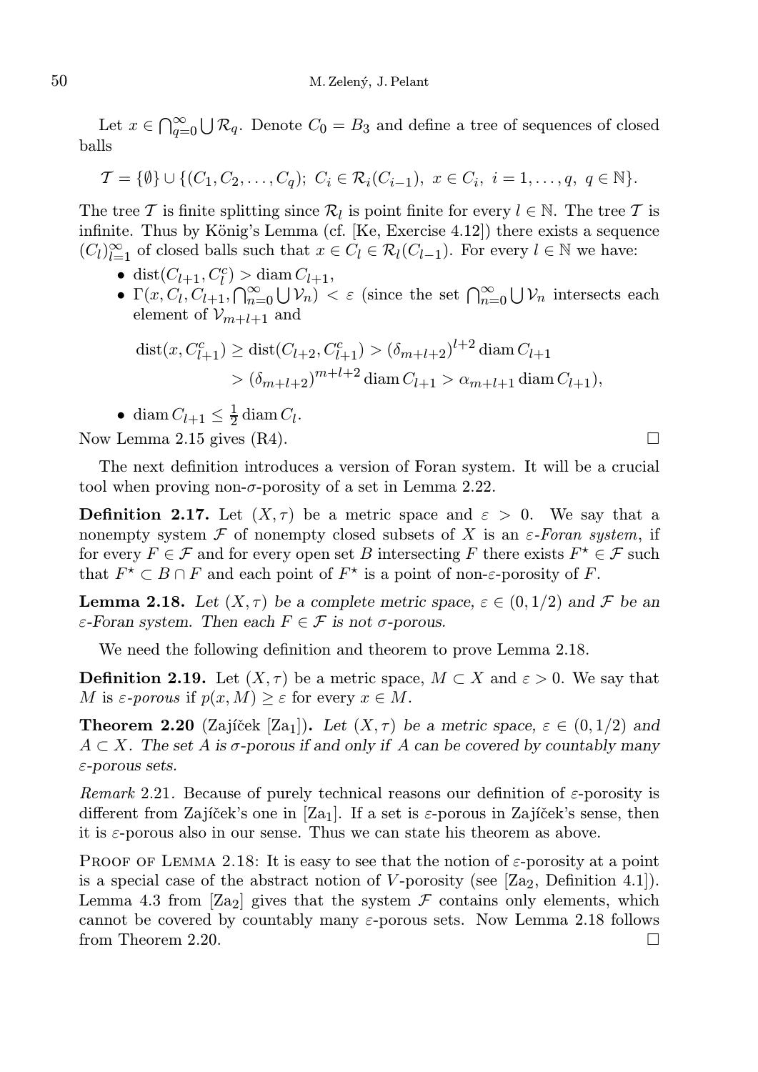Let $x \in \bigcap_{q=0}^{\infty} \bigcup \mathcal{R}_q$. Denote $C_0 = B_3$ and define a tree of sequences of closed balls

$$\mathcal{T} = \{\emptyset\} \cup \{(C_1, C_2, \ldots, C_q);\ C_i \in \mathcal{R}_i(C_{i-1}),\ x \in C_i,\ i = 1, \ldots, q,\ q \in \mathbb{N}\}.$$

The tree $\mathcal{T}$ is finite splitting since $\mathcal{R}_l$ is point finite for every $l \in \mathbb{N}$. The tree $\mathcal{T}$ is infinite. Thus by König's Lemma (cf. [Ke, Exercise 4.12]) there exists a sequence $(C_l)_{l=1}^{\infty}$ of closed balls such that $x \in C_l \in \mathcal{R}_l(C_{l-1})$. For every $l \in \mathbb{N}$ we have:

- $\operatorname{dist}(C_{l+1}, C_l^c) > \operatorname{diam} C_{l+1}$,
- $\Gamma(x, C_l, C_{l+1}, \bigcap_{n=0}^{\infty} \bigcup \mathcal{V}_n) < \varepsilon$ (since the set $\bigcap_{n=0}^{\infty} \bigcup \mathcal{V}_n$ intersects each element of $\mathcal{V}_{m+l+1}$ and

$$\begin{aligned}\operatorname{dist}(x, C_{l+1}^c) &\geq \operatorname{dist}(C_{l+2}, C_{l+1}^c) > (\delta_{m+l+2})^{l+2} \operatorname{diam} C_{l+1} \\ &> (\delta_{m+l+2})^{m+l+2} \operatorname{diam} C_{l+1} > \alpha_{m+l+1} \operatorname{diam} C_{l+1}),\end{aligned}$$

- $\operatorname{diam} C_{l+1} \leq \frac{1}{2} \operatorname{diam} C_l$.

Now Lemma 2.15 gives (R4). □

The next definition introduces a version of Foran system. It will be a crucial tool when proving non-$\sigma$-porosity of a set in Lemma 2.22.

**Definition 2.17.** Let $(X, \tau)$ be a metric space and $\varepsilon > 0$. We say that a nonempty system $\mathcal{F}$ of nonempty closed subsets of $X$ is an *$\varepsilon$-Foran system*, if for every $F \in \mathcal{F}$ and for every open set $B$ intersecting $F$ there exists $F^\star \in \mathcal{F}$ such that $F^\star \subset B \cap F$ and each point of $F^\star$ is a point of non-$\varepsilon$-porosity of $F$.

**Lemma 2.18.** *Let $(X, \tau)$ be a complete metric space, $\varepsilon \in (0, 1/2)$ and $\mathcal{F}$ be an $\varepsilon$-Foran system. Then each $F \in \mathcal{F}$ is not $\sigma$-porous.*

We need the following definition and theorem to prove Lemma 2.18.

**Definition 2.19.** Let $(X, \tau)$ be a metric space, $M \subset X$ and $\varepsilon > 0$. We say that $M$ is *$\varepsilon$-porous* if $p(x, M) \geq \varepsilon$ for every $x \in M$.

**Theorem 2.20** (Zajíček [Za$_1$])**.** *Let $(X, \tau)$ be a metric space, $\varepsilon \in (0, 1/2)$ and $A \subset X$. The set $A$ is $\sigma$-porous if and only if $A$ can be covered by countably many $\varepsilon$-porous sets.*

*Remark* 2.21. Because of purely technical reasons our definition of $\varepsilon$-porosity is different from Zajíček's one in [Za$_1$]. If a set is $\varepsilon$-porous in Zajíček's sense, then it is $\varepsilon$-porous also in our sense. Thus we can state his theorem as above.

Proof of Lemma 2.18: It is easy to see that the notion of $\varepsilon$-porosity at a point is a special case of the abstract notion of $V$-porosity (see [Za$_2$, Definition 4.1]). Lemma 4.3 from [Za$_2$] gives that the system $\mathcal{F}$ contains only elements, which cannot be covered by countably many $\varepsilon$-porous sets. Now Lemma 2.18 follows from Theorem 2.20. □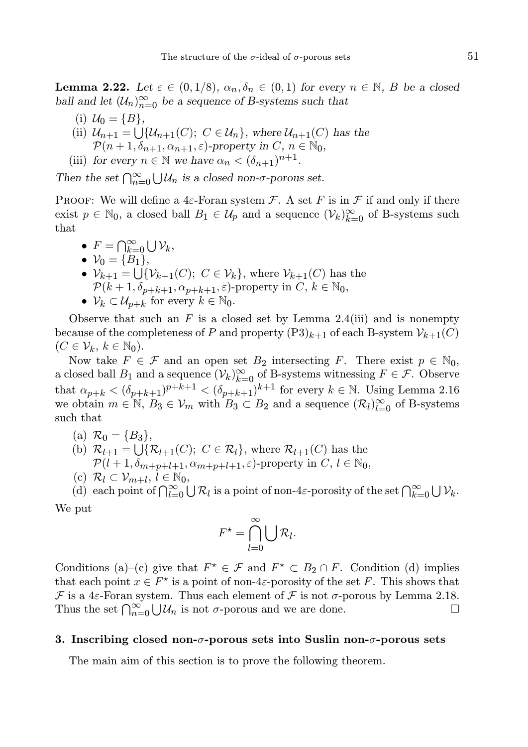**Lemma 2.22.** *Let $\varepsilon \in (0, 1/8)$, $\alpha_n, \delta_n \in (0,1)$ for every $n \in \mathbb{N}$, $B$ be a closed ball and let $(\mathcal{U}_n)_{n=0}^{\infty}$ be a sequence of B-systems such that*

(i) $\mathcal{U}_0 = \{B\}$,

(ii) $\mathcal{U}_{n+1} = \bigcup\{\mathcal{U}_{n+1}(C);\ C \in \mathcal{U}_n\}$, *where* $\mathcal{U}_{n+1}(C)$ *has the* $\mathcal{P}(n+1, \delta_{n+1}, \alpha_{n+1}, \varepsilon)$*-property in* $C$, $n \in \mathbb{N}_0$,

(iii) *for every* $n \in \mathbb{N}$ *we have* $\alpha_n < (\delta_{n+1})^{n+1}$.

*Then the set* $\bigcap_{n=0}^{\infty} \bigcup \mathcal{U}_n$ *is a closed non-$\sigma$-porous set.*

Proof: We will define a $4\varepsilon$-Foran system $\mathcal{F}$. A set $F$ is in $\mathcal{F}$ if and only if there exist $p \in \mathbb{N}_0$, a closed ball $B_1 \in \mathcal{U}_p$ and a sequence $(\mathcal{V}_k)_{k=0}^{\infty}$ of B-systems such that

- $F = \bigcap_{k=0}^{\infty} \bigcup \mathcal{V}_k$,
- $\mathcal{V}_0 = \{B_1\}$,
- $\mathcal{V}_{k+1} = \bigcup\{\mathcal{V}_{k+1}(C);\ C \in \mathcal{V}_k\}$, where $\mathcal{V}_{k+1}(C)$ has the $\mathcal{P}(k+1, \delta_{p+k+1}, \alpha_{p+k+1}, \varepsilon)$-property in $C$, $k \in \mathbb{N}_0$,
- $\mathcal{V}_k \subset \mathcal{U}_{p+k}$ for every $k \in \mathbb{N}_0$.

Observe that such an $F$ is a closed set by Lemma 2.4(iii) and is nonempty because of the completeness of $P$ and property $(\mathrm{P3})_{k+1}$ of each B-system $\mathcal{V}_{k+1}(C)$ ($C \in \mathcal{V}_k$, $k \in \mathbb{N}_0$).

Now take $F \in \mathcal{F}$ and an open set $B_2$ intersecting $F$. There exist $p \in \mathbb{N}_0$, a closed ball $B_1$ and a sequence $(\mathcal{V}_k)_{k=0}^{\infty}$ of B-systems witnessing $F \in \mathcal{F}$. Observe that $\alpha_{p+k} < (\delta_{p+k+1})^{p+k+1} < (\delta_{p+k+1})^{k+1}$ for every $k \in \mathbb{N}$. Using Lemma 2.16 we obtain $m \in \mathbb{N}$, $B_3 \in \mathcal{V}_m$ with $B_3 \subset B_2$ and a sequence $(\mathcal{R}_l)_{l=0}^{\infty}$ of B-systems such that

(a) $\mathcal{R}_0 = \{B_3\}$,

(b) $\mathcal{R}_{l+1} = \bigcup\{\mathcal{R}_{l+1}(C);\ C \in \mathcal{R}_l\}$, where $\mathcal{R}_{l+1}(C)$ has the $\mathcal{P}(l+1, \delta_{m+p+l+1}, \alpha_{m+p+l+1}, \varepsilon)$-property in $C$, $l \in \mathbb{N}_0$,

(c) $\mathcal{R}_l \subset \mathcal{V}_{m+l}$, $l \in \mathbb{N}_0$,

(d) each point of $\bigcap_{l=0}^{\infty} \bigcup \mathcal{R}_l$ is a point of non-$4\varepsilon$-porosity of the set $\bigcap_{k=0}^{\infty} \bigcup \mathcal{V}_k$.

We put

$$F^{\star} = \bigcap_{l=0}^{\infty} \bigcup \mathcal{R}_l.$$

Conditions (a)–(c) give that $F^{\star} \in \mathcal{F}$ and $F^{\star} \subset B_2 \cap F$. Condition (d) implies that each point $x \in F^{\star}$ is a point of non-$4\varepsilon$-porosity of the set $F$. This shows that $\mathcal{F}$ is a $4\varepsilon$-Foran system. Thus each element of $\mathcal{F}$ is not $\sigma$-porous by Lemma 2.18. Thus the set $\bigcap_{n=0}^{\infty} \bigcup \mathcal{U}_n$ is not $\sigma$-porous and we are done. $\square$

## 3. Inscribing closed non-$\sigma$-porous sets into Suslin non-$\sigma$-porous sets

The main aim of this section is to prove the following theorem.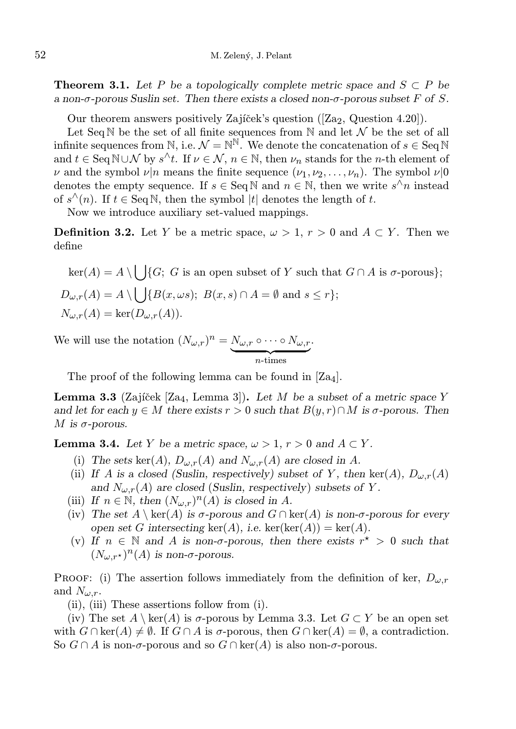**Theorem 3.1.** *Let $P$ be a topologically complete metric space and $S \subset P$ be a non-$\sigma$-porous Suslin set. Then there exists a closed non-$\sigma$-porous subset $F$ of $S$.*

Our theorem answers positively Zajíček's question ([Za$_2$, Question 4.20]).

Let $\operatorname{Seq}\mathbb{N}$ be the set of all finite sequences from $\mathbb{N}$ and let $\mathcal{N}$ be the set of all infinite sequences from $\mathbb{N}$, i.e. $\mathcal{N} = \mathbb{N}^{\mathbb{N}}$. We denote the concatenation of $s \in \operatorname{Seq}\mathbb{N}$ and $t \in \operatorname{Seq}\mathbb{N} \cup \mathcal{N}$ by $s^\wedge t$. If $\nu \in \mathcal{N}$, $n \in \mathbb{N}$, then $\nu_n$ stands for the $n$-th element of $\nu$ and the symbol $\nu|n$ means the finite sequence $(\nu_1, \nu_2, \dots, \nu_n)$. The symbol $\nu|0$ denotes the empty sequence. If $s \in \operatorname{Seq}\mathbb{N}$ and $n \in \mathbb{N}$, then we write $s^\wedge n$ instead of $s^\wedge(n)$. If $t \in \operatorname{Seq}\mathbb{N}$, then the symbol $|t|$ denotes the length of $t$.

Now we introduce auxiliary set-valued mappings.

**Definition 3.2.** Let $Y$ be a metric space, $\omega > 1$, $r > 0$ and $A \subset Y$. Then we define

$$\ker(A) = A \setminus \bigcup\{G;\ G \text{ is an open subset of } Y \text{ such that } G \cap A \text{ is } \sigma\text{-porous}\};$$
$$D_{\omega,r}(A) = A \setminus \bigcup\{B(x, \omega s);\ B(x,s) \cap A = \emptyset \text{ and } s \leq r\};$$
$$N_{\omega,r}(A) = \ker(D_{\omega,r}(A)).$$

We will use the notation $(N_{\omega,r})^n = \underbrace{N_{\omega,r} \circ \cdots \circ N_{\omega,r}}_{n\text{-times}}$.

The proof of the following lemma can be found in [Za$_4$].

**Lemma 3.3** (Zajíček [Za$_4$, Lemma 3])**.** *Let $M$ be a subset of a metric space $Y$ and let for each $y \in M$ there exists $r > 0$ such that $B(y,r) \cap M$ is $\sigma$-porous. Then $M$ is $\sigma$-porous.*

**Lemma 3.4.** *Let $Y$ be a metric space, $\omega > 1$, $r > 0$ and $A \subset Y$.*

- (i) *The sets $\ker(A)$, $D_{\omega,r}(A)$ and $N_{\omega,r}(A)$ are closed in $A$.*
- (ii) *If $A$ is a closed (Suslin, respectively) subset of $Y$, then $\ker(A)$, $D_{\omega,r}(A)$ and $N_{\omega,r}(A)$ are closed (Suslin, respectively) subsets of $Y$.*
- (iii) *If $n \in \mathbb{N}$, then $(N_{\omega,r})^n(A)$ is closed in $A$.*
- (iv) *The set $A \setminus \ker(A)$ is $\sigma$-porous and $G \cap \ker(A)$ is non-$\sigma$-porous for every open set $G$ intersecting $\ker(A)$, i.e. $\ker(\ker(A)) = \ker(A)$.*
- (v) *If $n \in \mathbb{N}$ and $A$ is non-$\sigma$-porous, then there exists $r^\star > 0$ such that $(N_{\omega,r^\star})^n(A)$ is non-$\sigma$-porous.*

Proof: (i) The assertion follows immediately from the definition of ker, $D_{\omega,r}$ and $N_{\omega,r}$.

(ii), (iii) These assertions follow from (i).

(iv) The set $A \setminus \ker(A)$ is $\sigma$-porous by Lemma 3.3. Let $G \subset Y$ be an open set with $G \cap \ker(A) \neq \emptyset$. If $G \cap A$ is $\sigma$-porous, then $G \cap \ker(A) = \emptyset$, a contradiction. So $G \cap A$ is non-$\sigma$-porous and so $G \cap \ker(A)$ is also non-$\sigma$-porous.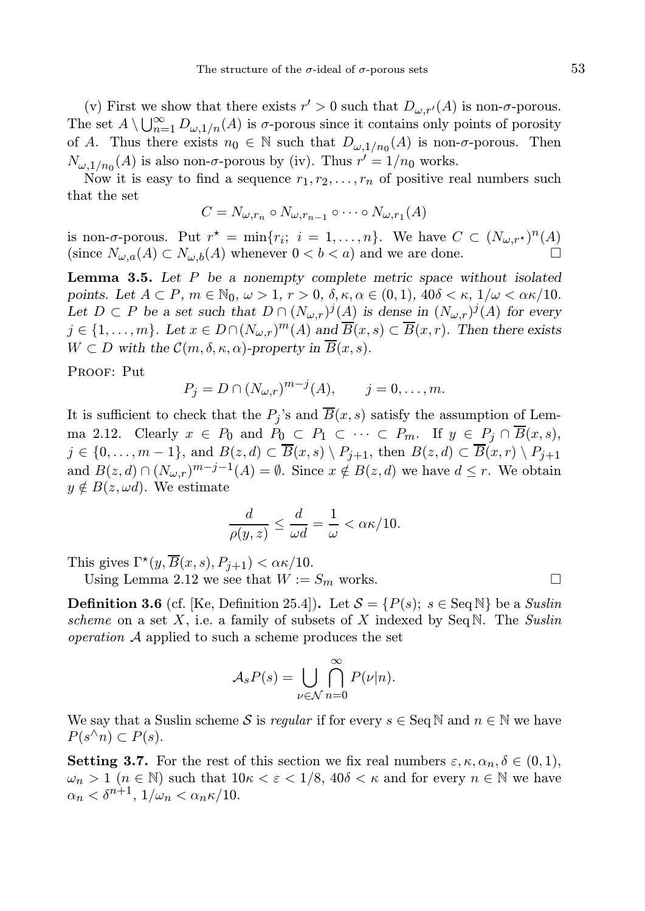(v) First we show that there exists $r' > 0$ such that $D_{\omega,r'}(A)$ is non-$\sigma$-porous. The set $A \setminus \bigcup_{n=1}^{\infty} D_{\omega,1/n}(A)$ is $\sigma$-porous since it contains only points of porosity of $A$. Thus there exists $n_0 \in \mathbb{N}$ such that $D_{\omega,1/n_0}(A)$ is non-$\sigma$-porous. Then $N_{\omega,1/n_0}(A)$ is also non-$\sigma$-porous by (iv). Thus $r' = 1/n_0$ works.

Now it is easy to find a sequence $r_1, r_2, \ldots, r_n$ of positive real numbers such that the set

$$C = N_{\omega,r_n} \circ N_{\omega,r_{n-1}} \circ \cdots \circ N_{\omega,r_1}(A)$$

is non-$\sigma$-porous. Put $r^\star = \min\{r_i;\ i = 1, \ldots, n\}$. We have $C \subset (N_{\omega,r^\star})^n(A)$ (since $N_{\omega,a}(A) \subset N_{\omega,b}(A)$ whenever $0 < b < a$) and we are done. □

**Lemma 3.5.** *Let $P$ be a nonempty complete metric space without isolated points. Let $A \subset P$, $m \in \mathbb{N}_0$, $\omega > 1$, $r > 0$, $\delta, \kappa, \alpha \in (0,1)$, $40\delta < \kappa$, $1/\omega < \alpha\kappa/10$. Let $D \subset P$ be a set such that $D \cap (N_{\omega,r})^j(A)$ is dense in $(N_{\omega,r})^j(A)$ for every $j \in \{1, \ldots, m\}$. Let $x \in D \cap (N_{\omega,r})^m(A)$ and $\overline{B}(x,s) \subset \overline{B}(x,r)$. Then there exists $W \subset D$ with the $\mathcal{C}(m,\delta,\kappa,\alpha)$-property in $\overline{B}(x,s)$.*

Proof: Put

$$P_j = D \cap (N_{\omega,r})^{m-j}(A), \qquad j = 0, \ldots, m.$$

It is sufficient to check that the $P_j$'s and $\overline{B}(x,s)$ satisfy the assumption of Lemma 2.12. Clearly $x \in P_0$ and $P_0 \subset P_1 \subset \cdots \subset P_m$. If $y \in P_j \cap \overline{B}(x,s)$, $j \in \{0, \ldots, m-1\}$, and $B(z,d) \subset \overline{B}(x,s) \setminus P_{j+1}$, then $B(z,d) \subset \overline{B}(x,r) \setminus P_{j+1}$ and $B(z,d) \cap (N_{\omega,r})^{m-j-1}(A) = \emptyset$. Since $x \notin B(z,d)$ we have $d \le r$. We obtain $y \notin B(z,\omega d)$. We estimate

$$\frac{d}{\rho(y,z)} \le \frac{d}{\omega d} = \frac{1}{\omega} < \alpha\kappa/10.$$

This gives $\Gamma^\star(y, \overline{B}(x,s), P_{j+1}) < \alpha\kappa/10$.

Using Lemma 2.12 we see that $W := S_m$ works. □

**Definition 3.6** (cf. [Ke, Definition 25.4]). Let $\mathcal{S} = \{P(s);\ s \in \operatorname{Seq}\mathbb{N}\}$ be a *Suslin scheme* on a set $X$, i.e. a family of subsets of $X$ indexed by $\operatorname{Seq}\mathbb{N}$. The *Suslin operation* $\mathcal{A}$ applied to such a scheme produces the set

$$\mathcal{A}_s P(s) = \bigcup_{\nu \in \mathcal{N}} \bigcap_{n=0}^{\infty} P(\nu|n).$$

We say that a Suslin scheme $\mathcal{S}$ is *regular* if for every $s \in \operatorname{Seq}\mathbb{N}$ and $n \in \mathbb{N}$ we have $P(s^\wedge n) \subset P(s)$.

**Setting 3.7.** For the rest of this section we fix real numbers $\varepsilon, \kappa, \alpha_n, \delta \in (0,1)$, $\omega_n > 1$ ($n \in \mathbb{N}$) such that $10\kappa < \varepsilon < 1/8$, $40\delta < \kappa$ and for every $n \in \mathbb{N}$ we have $\alpha_n < \delta^{n+1}$, $1/\omega_n < \alpha_n\kappa/10$.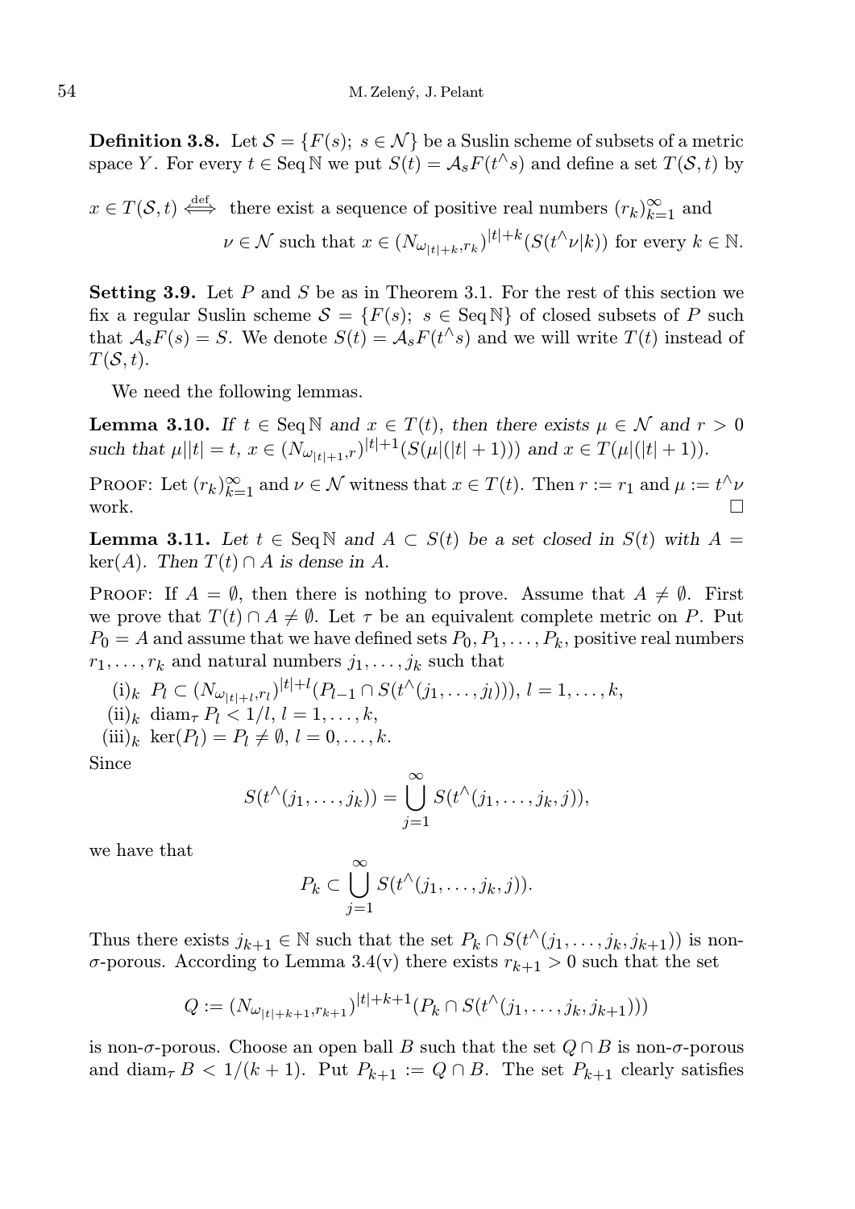**Definition 3.8.** Let $\mathcal{S} = \{F(s);\ s \in \mathcal{N}\}$ be a Suslin scheme of subsets of a metric space $Y$. For every $t \in \operatorname{Seq} \mathbb{N}$ we put $S(t) = \mathcal{A}_s F(t^\wedge s)$ and define a set $T(\mathcal{S}, t)$ by

$$x \in T(\mathcal{S}, t) \overset{\text{def}}{\iff} \text{there exist a sequence of positive real numbers } (r_k)_{k=1}^\infty \text{ and } \nu \in \mathcal{N} \text{ such that } x \in (N_{\omega_{|t|+k}, r_k})^{|t|+k}(S(t^\wedge \nu|k)) \text{ for every } k \in \mathbb{N}.$$

**Setting 3.9.** Let $P$ and $S$ be as in Theorem 3.1. For the rest of this section we fix a regular Suslin scheme $\mathcal{S} = \{F(s);\ s \in \operatorname{Seq} \mathbb{N}\}$ of closed subsets of $P$ such that $\mathcal{A}_s F(s) = S$. We denote $S(t) = \mathcal{A}_s F(t^\wedge s)$ and we will write $T(t)$ instead of $T(\mathcal{S}, t)$.

We need the following lemmas.

**Lemma 3.10.** *If $t \in \operatorname{Seq} \mathbb{N}$ and $x \in T(t)$, then there exists $\mu \in \mathcal{N}$ and $r > 0$ such that $\mu||t| = t$, $x \in (N_{\omega_{|t|+1}, r})^{|t|+1}(S(\mu|(|t|+1)))$ and $x \in T(\mu|(|t|+1))$.*

Proof: Let $(r_k)_{k=1}^\infty$ and $\nu \in \mathcal{N}$ witness that $x \in T(t)$. Then $r := r_1$ and $\mu := t^\wedge \nu$ work. $\square$

**Lemma 3.11.** *Let $t \in \operatorname{Seq} \mathbb{N}$ and $A \subset S(t)$ be a set closed in $S(t)$ with $A = \ker(A)$. Then $T(t) \cap A$ is dense in $A$.*

Proof: If $A = \emptyset$, then there is nothing to prove. Assume that $A \neq \emptyset$. First we prove that $T(t) \cap A \neq \emptyset$. Let $\tau$ be an equivalent complete metric on $P$. Put $P_0 = A$ and assume that we have defined sets $P_0, P_1, \ldots, P_k$, positive real numbers $r_1, \ldots, r_k$ and natural numbers $j_1, \ldots, j_k$ such that

(i)$_k$ $P_l \subset (N_{\omega_{|t|+l}, r_l})^{|t|+l}(P_{l-1} \cap S(t^\wedge(j_1, \ldots, j_l)))$, $l = 1, \ldots, k$,

(ii)$_k$ $\operatorname{diam}_\tau P_l < 1/l$, $l = 1, \ldots, k$,

(iii)$_k$ $\ker(P_l) = P_l \neq \emptyset$, $l = 0, \ldots, k$.

Since

$$S(t^\wedge(j_1, \ldots, j_k)) = \bigcup_{j=1}^\infty S(t^\wedge(j_1, \ldots, j_k, j)),$$

we have that

$$P_k \subset \bigcup_{j=1}^\infty S(t^\wedge(j_1, \ldots, j_k, j)).$$

Thus there exists $j_{k+1} \in \mathbb{N}$ such that the set $P_k \cap S(t^\wedge(j_1, \ldots, j_k, j_{k+1}))$ is non-$\sigma$-porous. According to Lemma 3.4(v) there exists $r_{k+1} > 0$ such that the set

$$Q := (N_{\omega_{|t|+k+1}, r_{k+1}})^{|t|+k+1}(P_k \cap S(t^\wedge(j_1, \ldots, j_k, j_{k+1})))$$

is non-$\sigma$-porous. Choose an open ball $B$ such that the set $Q \cap B$ is non-$\sigma$-porous and $\operatorname{diam}_\tau B < 1/(k+1)$. Put $P_{k+1} := Q \cap B$. The set $P_{k+1}$ clearly satisfies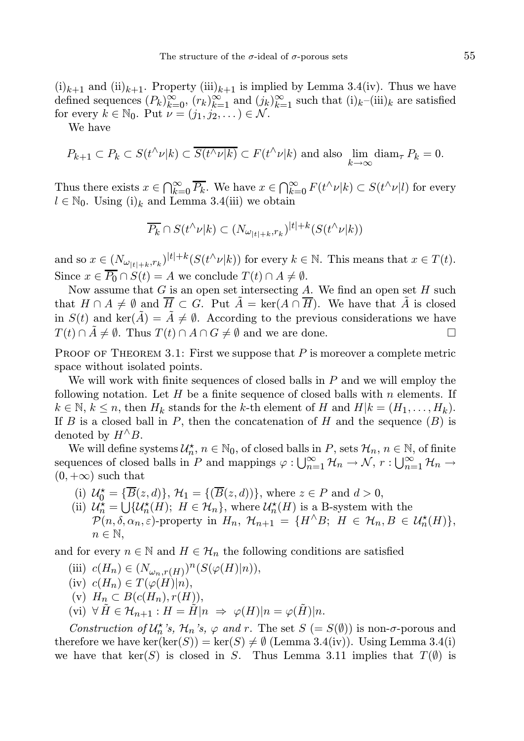(i)$_{k+1}$ and (ii)$_{k+1}$. Property (iii)$_{k+1}$ is implied by Lemma 3.4(iv). Thus we have defined sequences $(P_k)_{k=0}^{\infty}$, $(r_k)_{k=1}^{\infty}$ and $(j_k)_{k=1}^{\infty}$ such that (i)$_k$–(iii)$_k$ are satisfied for every $k \in \mathbb{N}_0$. Put $\nu = (j_1, j_2, \dots) \in \mathcal{N}$.

We have

$$P_{k+1} \subset P_k \subset S(t^\wedge \nu|k) \subset \overline{S(t^\wedge \nu|k)} \subset F(t^\wedge \nu|k) \text{ and also } \lim_{k\to\infty} \operatorname{diam}_\tau P_k = 0.$$

Thus there exists $x \in \bigcap_{k=0}^{\infty} \overline{P_k}$. We have $x \in \bigcap_{k=0}^{\infty} F(t^\wedge \nu|k) \subset S(t^\wedge \nu|l)$ for every $l \in \mathbb{N}_0$. Using (i)$_k$ and Lemma 3.4(iii) we obtain

$$\overline{P_k} \cap S(t^\wedge \nu|k) \subset (N_{\omega_{|t|+k}, r_k})^{|t|+k}(S(t^\wedge \nu|k))$$

and so $x \in (N_{\omega_{|t|+k}, r_k})^{|t|+k}(S(t^\wedge \nu|k))$ for every $k \in \mathbb{N}$. This means that $x \in T(t)$. Since $x \in \overline{P_0} \cap S(t) = A$ we conclude $T(t) \cap A \neq \emptyset$.

Now assume that $G$ is an open set intersecting $A$. We find an open set $H$ such that $H \cap A \neq \emptyset$ and $\overline{H} \subset G$. Put $\tilde{A} = \ker(A \cap \overline{H})$. We have that $\tilde{A}$ is closed in $S(t)$ and $\ker(\tilde{A}) = \tilde{A} \neq \emptyset$. According to the previous considerations we have $T(t) \cap \tilde{A} \neq \emptyset$. Thus $T(t) \cap A \cap G \neq \emptyset$ and we are done. □

Proof of Theorem 3.1: First we suppose that $P$ is moreover a complete metric space without isolated points.

We will work with finite sequences of closed balls in $P$ and we will employ the following notation. Let $H$ be a finite sequence of closed balls with $n$ elements. If $k \in \mathbb{N}$, $k \leq n$, then $H_k$ stands for the $k$-th element of $H$ and $H|k = (H_1, \dots, H_k)$. If $B$ is a closed ball in $P$, then the concatenation of $H$ and the sequence $(B)$ is denoted by $H^\wedge B$.

We will define systems $\mathcal{U}_n^\star$, $n \in \mathbb{N}_0$, of closed balls in $P$, sets $\mathcal{H}_n$, $n \in \mathbb{N}$, of finite sequences of closed balls in $P$ and mappings $\varphi : \bigcup_{n=1}^{\infty} \mathcal{H}_n \to \mathcal{N}$, $r : \bigcup_{n=1}^{\infty} \mathcal{H}_n \to (0, +\infty)$ such that

- (i) $\mathcal{U}_0^\star = \{\overline{B}(z,d)\}$, $\mathcal{H}_1 = \{(\overline{B}(z,d))\}$, where $z \in P$ and $d > 0$,
- (ii) $\mathcal{U}_n^\star = \bigcup\{\mathcal{U}_n^\star(H);\ H \in \mathcal{H}_n\}$, where $\mathcal{U}_n^\star(H)$ is a B-system with the $\mathcal{P}(n, \delta, \alpha_n, \varepsilon)$-property in $H_n$, $\mathcal{H}_{n+1} = \{H^\wedge B;\ H \in \mathcal{H}_n, B \in \mathcal{U}_n^\star(H)\}$, $n \in \mathbb{N}$,

and for every $n \in \mathbb{N}$ and $H \in \mathcal{H}_n$ the following conditions are satisfied

- (iii) $c(H_n) \in (N_{\omega_n, r(H)})^n(S(\varphi(H)|n))$,
- (iv) $c(H_n) \in T(\varphi(H)|n)$,
- (v) $H_n \subset B(c(H_n), r(H))$,
- (vi) $\forall\, \tilde{H} \in \mathcal{H}_{n+1} : H = \tilde{H}|n \ \Rightarrow\ \varphi(H)|n = \varphi(\tilde{H})|n$.

*Construction of $\mathcal{U}_n^\star$'s, $\mathcal{H}_n$'s, $\varphi$ and $r$.* The set $S$ $(= S(\emptyset))$ is non-$\sigma$-porous and therefore we have $\ker(\ker(S)) = \ker(S) \neq \emptyset$ (Lemma 3.4(iv)). Using Lemma 3.4(i) we have that $\ker(S)$ is closed in $S$. Thus Lemma 3.11 implies that $T(\emptyset)$ is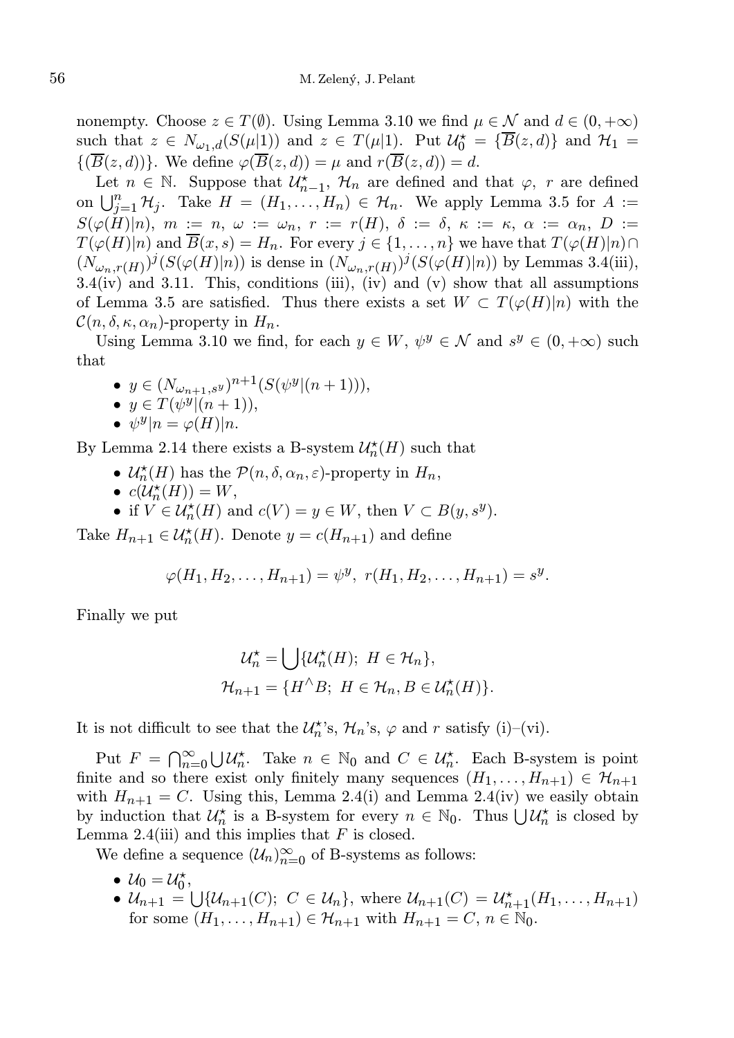nonempty. Choose $z \in T(\emptyset)$. Using Lemma 3.10 we find $\mu \in \mathcal{N}$ and $d \in (0, +\infty)$ such that $z \in N_{\omega_1,d}(S(\mu|1))$ and $z \in T(\mu|1)$. Put $\mathcal{U}_0^\star = \{\overline{B}(z,d)\}$ and $\mathcal{H}_1 = \{(\overline{B}(z,d))\}$. We define $\varphi(\overline{B}(z,d)) = \mu$ and $r(\overline{B}(z,d)) = d$.

Let $n \in \mathbb{N}$. Suppose that $\mathcal{U}_{n-1}^\star$, $\mathcal{H}_n$ are defined and that $\varphi$, $r$ are defined on $\bigcup_{j=1}^n \mathcal{H}_j$. Take $H = (H_1, \ldots, H_n) \in \mathcal{H}_n$. We apply Lemma 3.5 for $A := S(\varphi(H)|n)$, $m := n$, $\omega := \omega_n$, $r := r(H)$, $\delta := \delta$, $\kappa := \kappa$, $\alpha := \alpha_n$, $D := T(\varphi(H)|n)$ and $\overline{B}(x,s) = H_n$. For every $j \in \{1, \ldots, n\}$ we have that $T(\varphi(H)|n) \cap (N_{\omega_n, r(H)})^j(S(\varphi(H)|n))$ is dense in $(N_{\omega_n, r(H)})^j(S(\varphi(H)|n))$ by Lemmas 3.4(iii), 3.4(iv) and 3.11. This, conditions (iii), (iv) and (v) show that all assumptions of Lemma 3.5 are satisfied. Thus there exists a set $W \subset T(\varphi(H)|n)$ with the $\mathcal{C}(n, \delta, \kappa, \alpha_n)$-property in $H_n$.

Using Lemma 3.10 we find, for each $y \in W$, $\psi^y \in \mathcal{N}$ and $s^y \in (0, +\infty)$ such that

- $y \in (N_{\omega_{n+1}, s^y})^{n+1}(S(\psi^y|(n+1)))$,
- $y \in T(\psi^y|(n+1))$,
- $\psi^y|n = \varphi(H)|n$.

By Lemma 2.14 there exists a B-system $\mathcal{U}_n^\star(H)$ such that

- $\mathcal{U}_n^\star(H)$ has the $\mathcal{P}(n, \delta, \alpha_n, \varepsilon)$-property in $H_n$,
- $c(\mathcal{U}_n^\star(H)) = W$,
- if $V \in \mathcal{U}_n^\star(H)$ and $c(V) = y \in W$, then $V \subset B(y, s^y)$.

Take $H_{n+1} \in \mathcal{U}_n^\star(H)$. Denote $y = c(H_{n+1})$ and define

$$\varphi(H_1, H_2, \ldots, H_{n+1}) = \psi^y, \ r(H_1, H_2, \ldots, H_{n+1}) = s^y.$$

Finally we put

$$\mathcal{U}_n^\star = \bigcup\{\mathcal{U}_n^\star(H);\ H \in \mathcal{H}_n\},$$
$$\mathcal{H}_{n+1} = \{H^\wedge B;\ H \in \mathcal{H}_n, B \in \mathcal{U}_n^\star(H)\}.$$

It is not difficult to see that the $\mathcal{U}_n^\star$'s, $\mathcal{H}_n$'s, $\varphi$ and $r$ satisfy (i)–(vi).

Put $F = \bigcap_{n=0}^\infty \bigcup \mathcal{U}_n^\star$. Take $n \in \mathbb{N}_0$ and $C \in \mathcal{U}_n^\star$. Each B-system is point finite and so there exist only finitely many sequences $(H_1, \ldots, H_{n+1}) \in \mathcal{H}_{n+1}$ with $H_{n+1} = C$. Using this, Lemma 2.4(i) and Lemma 2.4(iv) we easily obtain by induction that $\mathcal{U}_n^\star$ is a B-system for every $n \in \mathbb{N}_0$. Thus $\bigcup \mathcal{U}_n^\star$ is closed by Lemma 2.4(iii) and this implies that $F$ is closed.

We define a sequence $(\mathcal{U}_n)_{n=0}^\infty$ of B-systems as follows:

- $\mathcal{U}_0 = \mathcal{U}_0^\star$,
- $\mathcal{U}_{n+1} = \bigcup\{\mathcal{U}_{n+1}(C);\ C \in \mathcal{U}_n\}$, where $\mathcal{U}_{n+1}(C) = \mathcal{U}_{n+1}^\star(H_1, \ldots, H_{n+1})$ for some $(H_1, \ldots, H_{n+1}) \in \mathcal{H}_{n+1}$ with $H_{n+1} = C$, $n \in \mathbb{N}_0$.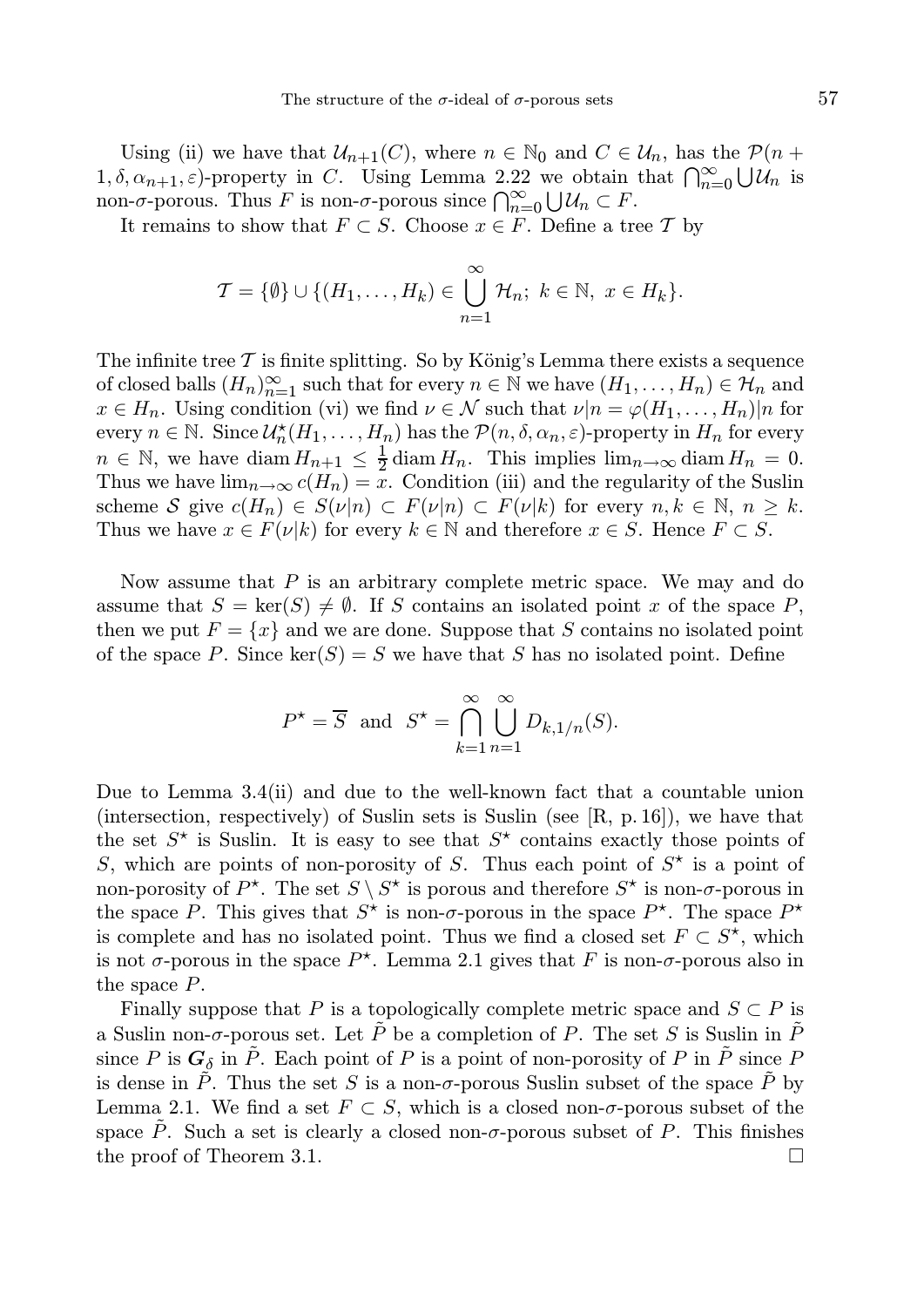Using (ii) we have that $\mathcal{U}_{n+1}(C)$, where $n \in \mathbb{N}_0$ and $C \in \mathcal{U}_n$, has the $\mathcal{P}(n+1, \delta, \alpha_{n+1}, \varepsilon)$-property in $C$. Using Lemma 2.22 we obtain that $\bigcap_{n=0}^{\infty} \bigcup \mathcal{U}_n$ is non-$\sigma$-porous. Thus $F$ is non-$\sigma$-porous since $\bigcap_{n=0}^{\infty} \bigcup \mathcal{U}_n \subset F$.

It remains to show that $F \subset S$. Choose $x \in F$. Define a tree $\mathcal{T}$ by

$$\mathcal{T} = \{\emptyset\} \cup \{(H_1, \ldots, H_k) \in \bigcup_{n=1}^{\infty} \mathcal{H}_n;\ k \in \mathbb{N},\ x \in H_k\}.$$

The infinite tree $\mathcal{T}$ is finite splitting. So by König's Lemma there exists a sequence of closed balls $(H_n)_{n=1}^{\infty}$ such that for every $n \in \mathbb{N}$ we have $(H_1, \ldots, H_n) \in \mathcal{H}_n$ and $x \in H_n$. Using condition (vi) we find $\nu \in \mathcal{N}$ such that $\nu|n = \varphi(H_1, \ldots, H_n)|n$ for every $n \in \mathbb{N}$. Since $\mathcal{U}_n^\star(H_1, \ldots, H_n)$ has the $\mathcal{P}(n, \delta, \alpha_n, \varepsilon)$-property in $H_n$ for every $n \in \mathbb{N}$, we have $\operatorname{diam} H_{n+1} \le \frac{1}{2} \operatorname{diam} H_n$. This implies $\lim_{n\to\infty} \operatorname{diam} H_n = 0$. Thus we have $\lim_{n\to\infty} c(H_n) = x$. Condition (iii) and the regularity of the Suslin scheme $\mathcal{S}$ give $c(H_n) \in S(\nu|n) \subset F(\nu|n) \subset F(\nu|k)$ for every $n, k \in \mathbb{N}$, $n \ge k$. Thus we have $x \in F(\nu|k)$ for every $k \in \mathbb{N}$ and therefore $x \in S$. Hence $F \subset S$.

Now assume that $P$ is an arbitrary complete metric space. We may and do assume that $S = \ker(S) \neq \emptyset$. If $S$ contains an isolated point $x$ of the space $P$, then we put $F = \{x\}$ and we are done. Suppose that $S$ contains no isolated point of the space $P$. Since $\ker(S) = S$ we have that $S$ has no isolated point. Define

$$P^\star = \overline{S} \ \text{ and } \ S^\star = \bigcap_{k=1}^{\infty} \bigcup_{n=1}^{\infty} D_{k,1/n}(S).$$

Due to Lemma 3.4(ii) and due to the well-known fact that a countable union (intersection, respectively) of Suslin sets is Suslin (see [R, p. 16]), we have that the set $S^\star$ is Suslin. It is easy to see that $S^\star$ contains exactly those points of $S$, which are points of non-porosity of $S$. Thus each point of $S^\star$ is a point of non-porosity of $P^\star$. The set $S \setminus S^\star$ is porous and therefore $S^\star$ is non-$\sigma$-porous in the space $P$. This gives that $S^\star$ is non-$\sigma$-porous in the space $P^\star$. The space $P^\star$ is complete and has no isolated point. Thus we find a closed set $F \subset S^\star$, which is not $\sigma$-porous in the space $P^\star$. Lemma 2.1 gives that $F$ is non-$\sigma$-porous also in the space $P$.

Finally suppose that $P$ is a topologically complete metric space and $S \subset P$ is a Suslin non-$\sigma$-porous set. Let $\tilde{P}$ be a completion of $P$. The set $S$ is Suslin in $\tilde{P}$ since $P$ is $\boldsymbol{G}_\delta$ in $\tilde{P}$. Each point of $P$ is a point of non-porosity of $P$ in $\tilde{P}$ since $P$ is dense in $\tilde{P}$. Thus the set $S$ is a non-$\sigma$-porous Suslin subset of the space $\tilde{P}$ by Lemma 2.1. We find a set $F \subset S$, which is a closed non-$\sigma$-porous subset of the space $\tilde{P}$. Such a set is clearly a closed non-$\sigma$-porous subset of $P$. This finishes the proof of Theorem 3.1. $\square$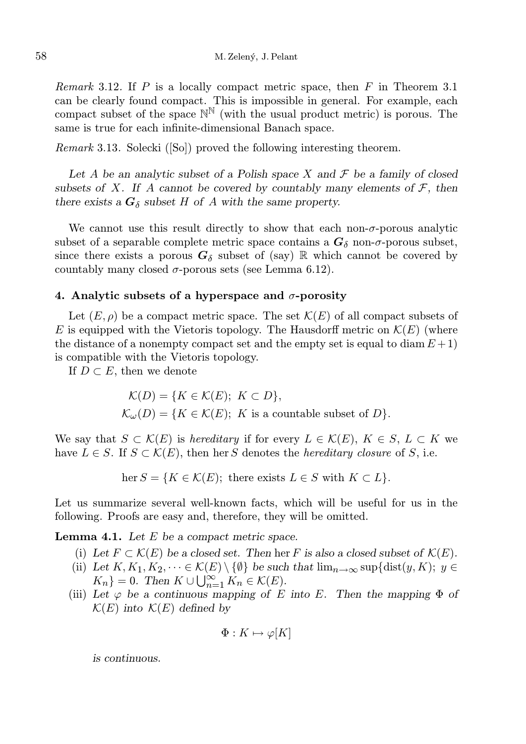*Remark* 3.12. If $P$ is a locally compact metric space, then $F$ in Theorem 3.1 can be clearly found compact. This is impossible in general. For example, each compact subset of the space $\mathbb{N}^{\mathbb{N}}$ (with the usual product metric) is porous. The same is true for each infinite-dimensional Banach space.

*Remark* 3.13. Solecki ([So]) proved the following interesting theorem.

*Let $A$ be an analytic subset of a Polish space $X$ and $\mathcal{F}$ be a family of closed subsets of $X$. If $A$ cannot be covered by countably many elements of $\mathcal{F}$, then there exists a $\boldsymbol{G}_\delta$ subset $H$ of $A$ with the same property.*

We cannot use this result directly to show that each non-$\sigma$-porous analytic subset of a separable complete metric space contains a $\boldsymbol{G}_\delta$ non-$\sigma$-porous subset, since there exists a porous $\boldsymbol{G}_\delta$ subset of (say) $\mathbb{R}$ which cannot be covered by countably many closed $\sigma$-porous sets (see Lemma 6.12).

## 4. Analytic subsets of a hyperspace and $\sigma$-porosity

Let $(E, \rho)$ be a compact metric space. The set $\mathcal{K}(E)$ of all compact subsets of $E$ is equipped with the Vietoris topology. The Hausdorff metric on $\mathcal{K}(E)$ (where the distance of a nonempty compact set and the empty set is equal to $\operatorname{diam} E + 1$) is compatible with the Vietoris topology.

If $D \subset E$, then we denote

$$\mathcal{K}(D) = \{K \in \mathcal{K}(E);\ K \subset D\},$$
$$\mathcal{K}_\omega(D) = \{K \in \mathcal{K}(E);\ K \text{ is a countable subset of } D\}.$$

We say that $S \subset \mathcal{K}(E)$ is *hereditary* if for every $L \in \mathcal{K}(E)$, $K \in S$, $L \subset K$ we have $L \in S$. If $S \subset \mathcal{K}(E)$, then $\operatorname{her} S$ denotes the *hereditary closure* of $S$, i.e.

$$\operatorname{her} S = \{K \in \mathcal{K}(E);\ \text{there exists } L \in S \text{ with } K \subset L\}.$$

Let us summarize several well-known facts, which will be useful for us in the following. Proofs are easy and, therefore, they will be omitted.

**Lemma 4.1.** *Let $E$ be a compact metric space.*

- (i) *Let $F \subset \mathcal{K}(E)$ be a closed set. Then $\operatorname{her} F$ is also a closed subset of $\mathcal{K}(E)$.*
- (ii) *Let $K, K_1, K_2, \dots \in \mathcal{K}(E) \setminus \{\emptyset\}$ be such that $\lim_{n\to\infty} \sup\{\operatorname{dist}(y, K);\ y \in K_n\} = 0$. Then $K \cup \bigcup_{n=1}^{\infty} K_n \in \mathcal{K}(E)$.*
- (iii) *Let $\varphi$ be a continuous mapping of $E$ into $E$. Then the mapping $\Phi$ of $\mathcal{K}(E)$ into $\mathcal{K}(E)$ defined by*

$$\Phi : K \mapsto \varphi[K]$$

*is continuous.*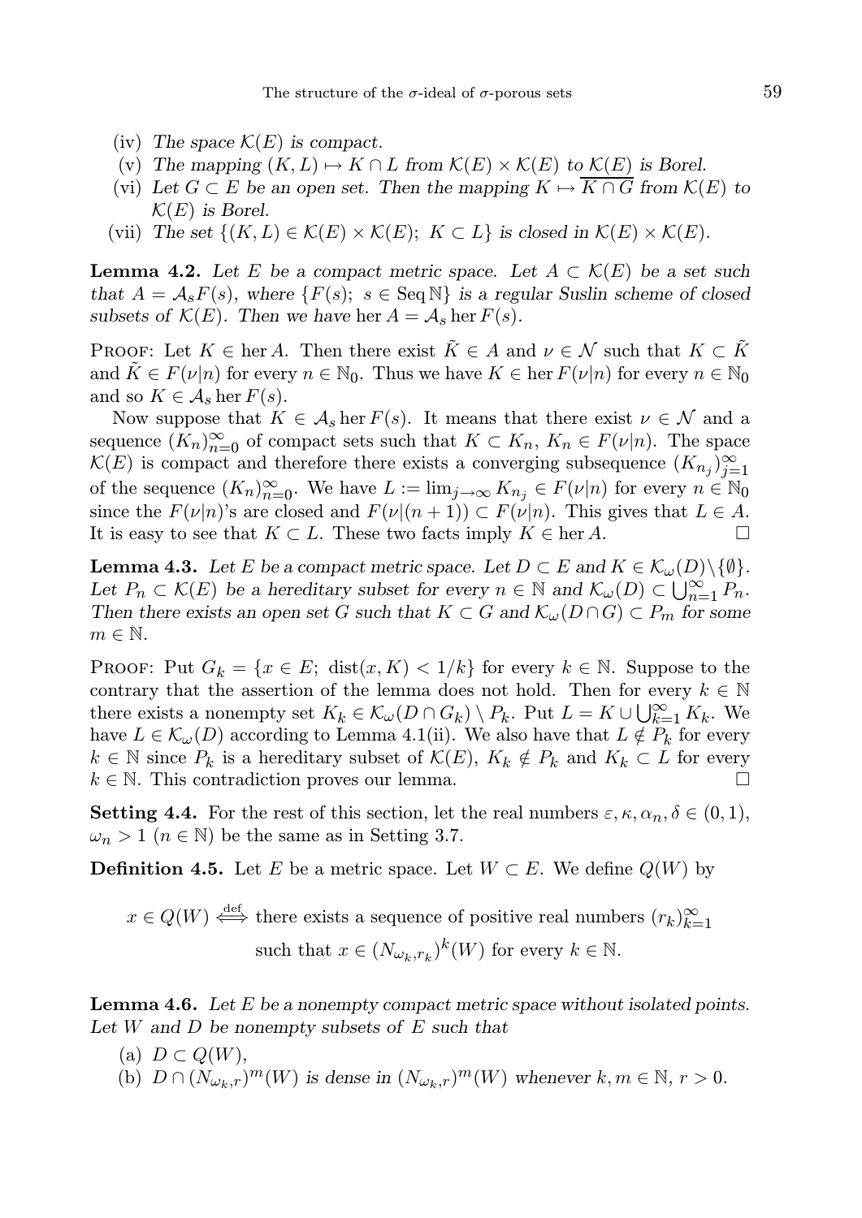(iv) *The space $\mathcal{K}(E)$ is compact.*

(v) *The mapping $(K, L) \mapsto K \cap L$ from $\mathcal{K}(E) \times \mathcal{K}(E)$ to $\mathcal{K}(E)$ is Borel.*

(vi) *Let $G \subset E$ be an open set. Then the mapping $K \mapsto \overline{K \cap G}$ from $\mathcal{K}(E)$ to $\mathcal{K}(E)$ is Borel.*

(vii) *The set $\{(K, L) \in \mathcal{K}(E) \times \mathcal{K}(E);\ K \subset L\}$ is closed in $\mathcal{K}(E) \times \mathcal{K}(E)$.*

**Lemma 4.2.** *Let $E$ be a compact metric space. Let $A \subset \mathcal{K}(E)$ be a set such that $A = \mathcal{A}_s F(s)$, where $\{F(s);\ s \in \operatorname{Seq} \mathbb{N}\}$ is a regular Suslin scheme of closed subsets of $\mathcal{K}(E)$. Then we have* $\operatorname{her} A = \mathcal{A}_s \operatorname{her} F(s)$.

Proof: Let $K \in \operatorname{her} A$. Then there exist $\tilde{K} \in A$ and $\nu \in \mathcal{N}$ such that $K \subset \tilde{K}$ and $\tilde{K} \in F(\nu|n)$ for every $n \in \mathbb{N}_0$. Thus we have $K \in \operatorname{her} F(\nu|n)$ for every $n \in \mathbb{N}_0$ and so $K \in \mathcal{A}_s \operatorname{her} F(s)$.

Now suppose that $K \in \mathcal{A}_s \operatorname{her} F(s)$. It means that there exist $\nu \in \mathcal{N}$ and a sequence $(K_n)_{n=0}^{\infty}$ of compact sets such that $K \subset K_n$, $K_n \in F(\nu|n)$. The space $\mathcal{K}(E)$ is compact and therefore there exists a converging subsequence $(K_{n_j})_{j=1}^{\infty}$ of the sequence $(K_n)_{n=0}^{\infty}$. We have $L := \lim_{j\to\infty} K_{n_j} \in F(\nu|n)$ for every $n \in \mathbb{N}_0$ since the $F(\nu|n)$'s are closed and $F(\nu|(n+1)) \subset F(\nu|n)$. This gives that $L \in A$. It is easy to see that $K \subset L$. These two facts imply $K \in \operatorname{her} A$. □

**Lemma 4.3.** *Let $E$ be a compact metric space. Let $D \subset E$ and $K \in \mathcal{K}_\omega(D) \setminus \{\emptyset\}$. Let $P_n \subset \mathcal{K}(E)$ be a hereditary subset for every $n \in \mathbb{N}$ and $\mathcal{K}_\omega(D) \subset \bigcup_{n=1}^{\infty} P_n$. Then there exists an open set $G$ such that $K \subset G$ and $\mathcal{K}_\omega(D \cap G) \subset P_m$ for some $m \in \mathbb{N}$.*

Proof: Put $G_k = \{x \in E;\ \operatorname{dist}(x, K) < 1/k\}$ for every $k \in \mathbb{N}$. Suppose to the contrary that the assertion of the lemma does not hold. Then for every $k \in \mathbb{N}$ there exists a nonempty set $K_k \in \mathcal{K}_\omega(D \cap G_k) \setminus P_k$. Put $L = K \cup \bigcup_{k=1}^{\infty} K_k$. We have $L \in \mathcal{K}_\omega(D)$ according to Lemma 4.1(ii). We also have that $L \notin P_k$ for every $k \in \mathbb{N}$ since $P_k$ is a hereditary subset of $\mathcal{K}(E)$, $K_k \notin P_k$ and $K_k \subset L$ for every $k \in \mathbb{N}$. This contradiction proves our lemma. □

**Setting 4.4.** For the rest of this section, let the real numbers $\varepsilon, \kappa, \alpha_n, \delta \in (0, 1)$, $\omega_n > 1$ ($n \in \mathbb{N}$) be the same as in Setting 3.7.

**Definition 4.5.** Let $E$ be a metric space. Let $W \subset E$. We define $Q(W)$ by

$$x \in Q(W) \overset{\text{def}}{\iff} \text{there exists a sequence of positive real numbers } (r_k)_{k=1}^{\infty} \text{ such that } x \in (N_{\omega_k, r_k})^k(W) \text{ for every } k \in \mathbb{N}.$$

**Lemma 4.6.** *Let $E$ be a nonempty compact metric space without isolated points. Let $W$ and $D$ be nonempty subsets of $E$ such that*

(a) $D \subset Q(W)$,

(b) *$D \cap (N_{\omega_k, r})^m(W)$ is dense in $(N_{\omega_k, r})^m(W)$ whenever $k, m \in \mathbb{N}$, $r > 0$.*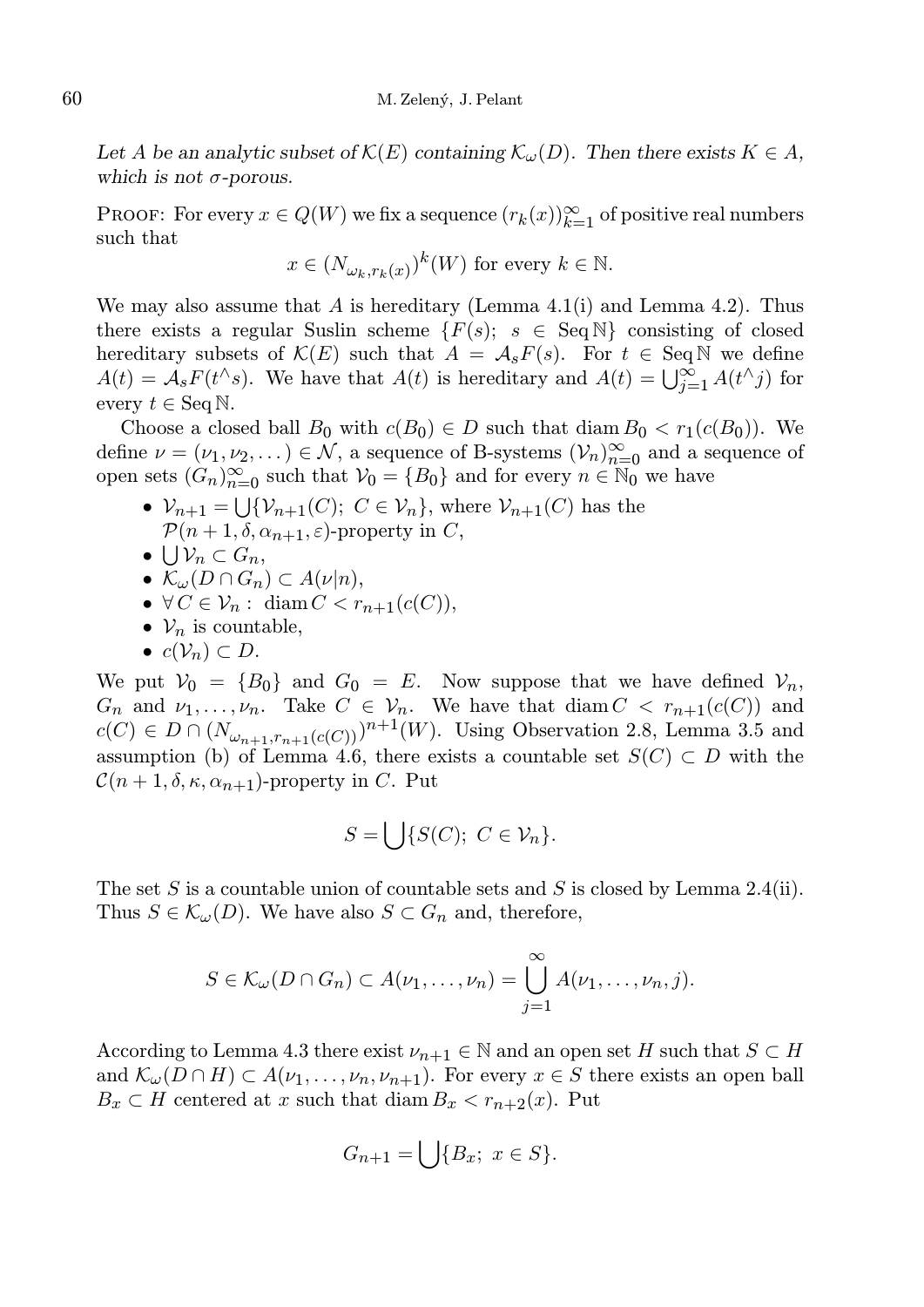*Let $A$ be an analytic subset of $\mathcal{K}(E)$ containing $\mathcal{K}_\omega(D)$. Then there exists $K \in A$, which is not $\sigma$-porous.*

Proof: For every $x \in Q(W)$ we fix a sequence $(r_k(x))_{k=1}^\infty$ of positive real numbers such that

$$x \in (N_{\omega_k, r_k(x)})^k(W) \text{ for every } k \in \mathbb{N}.$$

We may also assume that $A$ is hereditary (Lemma 4.1(i) and Lemma 4.2). Thus there exists a regular Suslin scheme $\{F(s);\ s \in \operatorname{Seq}\mathbb{N}\}$ consisting of closed hereditary subsets of $\mathcal{K}(E)$ such that $A = \mathcal{A}_s F(s)$. For $t \in \operatorname{Seq}\mathbb{N}$ we define $A(t) = \mathcal{A}_s F(t^\wedge s)$. We have that $A(t)$ is hereditary and $A(t) = \bigcup_{j=1}^\infty A(t^\wedge j)$ for every $t \in \operatorname{Seq}\mathbb{N}$.

Choose a closed ball $B_0$ with $c(B_0) \in D$ such that $\operatorname{diam} B_0 < r_1(c(B_0))$. We define $\nu = (\nu_1, \nu_2, \dots) \in \mathcal{N}$, a sequence of B-systems $(\mathcal{V}_n)_{n=0}^\infty$ and a sequence of open sets $(G_n)_{n=0}^\infty$ such that $\mathcal{V}_0 = \{B_0\}$ and for every $n \in \mathbb{N}_0$ we have

- $\mathcal{V}_{n+1} = \bigcup\{\mathcal{V}_{n+1}(C);\ C \in \mathcal{V}_n\}$, where $\mathcal{V}_{n+1}(C)$ has the $\mathcal{P}(n+1, \delta, \alpha_{n+1}, \varepsilon)$-property in $C$,
- $\bigcup \mathcal{V}_n \subset G_n$,
- $\mathcal{K}_\omega(D \cap G_n) \subset A(\nu|n)$,
- $\forall\, C \in \mathcal{V}_n :\ \operatorname{diam} C < r_{n+1}(c(C))$,
- $\mathcal{V}_n$ is countable,
- $c(\mathcal{V}_n) \subset D$.

We put $\mathcal{V}_0 = \{B_0\}$ and $G_0 = E$. Now suppose that we have defined $\mathcal{V}_n$, $G_n$ and $\nu_1, \dots, \nu_n$. Take $C \in \mathcal{V}_n$. We have that $\operatorname{diam} C < r_{n+1}(c(C))$ and $c(C) \in D \cap (N_{\omega_{n+1}, r_{n+1}(c(C))})^{n+1}(W)$. Using Observation 2.8, Lemma 3.5 and assumption (b) of Lemma 4.6, there exists a countable set $S(C) \subset D$ with the $\mathcal{C}(n+1, \delta, \kappa, \alpha_{n+1})$-property in $C$. Put

$$S = \bigcup\{S(C);\ C \in \mathcal{V}_n\}.$$

The set $S$ is a countable union of countable sets and $S$ is closed by Lemma 2.4(ii). Thus $S \in \mathcal{K}_\omega(D)$. We have also $S \subset G_n$ and, therefore,

$$S \in \mathcal{K}_\omega(D \cap G_n) \subset A(\nu_1, \dots, \nu_n) = \bigcup_{j=1}^\infty A(\nu_1, \dots, \nu_n, j).$$

According to Lemma 4.3 there exist $\nu_{n+1} \in \mathbb{N}$ and an open set $H$ such that $S \subset H$ and $\mathcal{K}_\omega(D \cap H) \subset A(\nu_1, \dots, \nu_n, \nu_{n+1})$. For every $x \in S$ there exists an open ball $B_x \subset H$ centered at $x$ such that $\operatorname{diam} B_x < r_{n+2}(x)$. Put

$$G_{n+1} = \bigcup\{B_x;\ x \in S\}.$$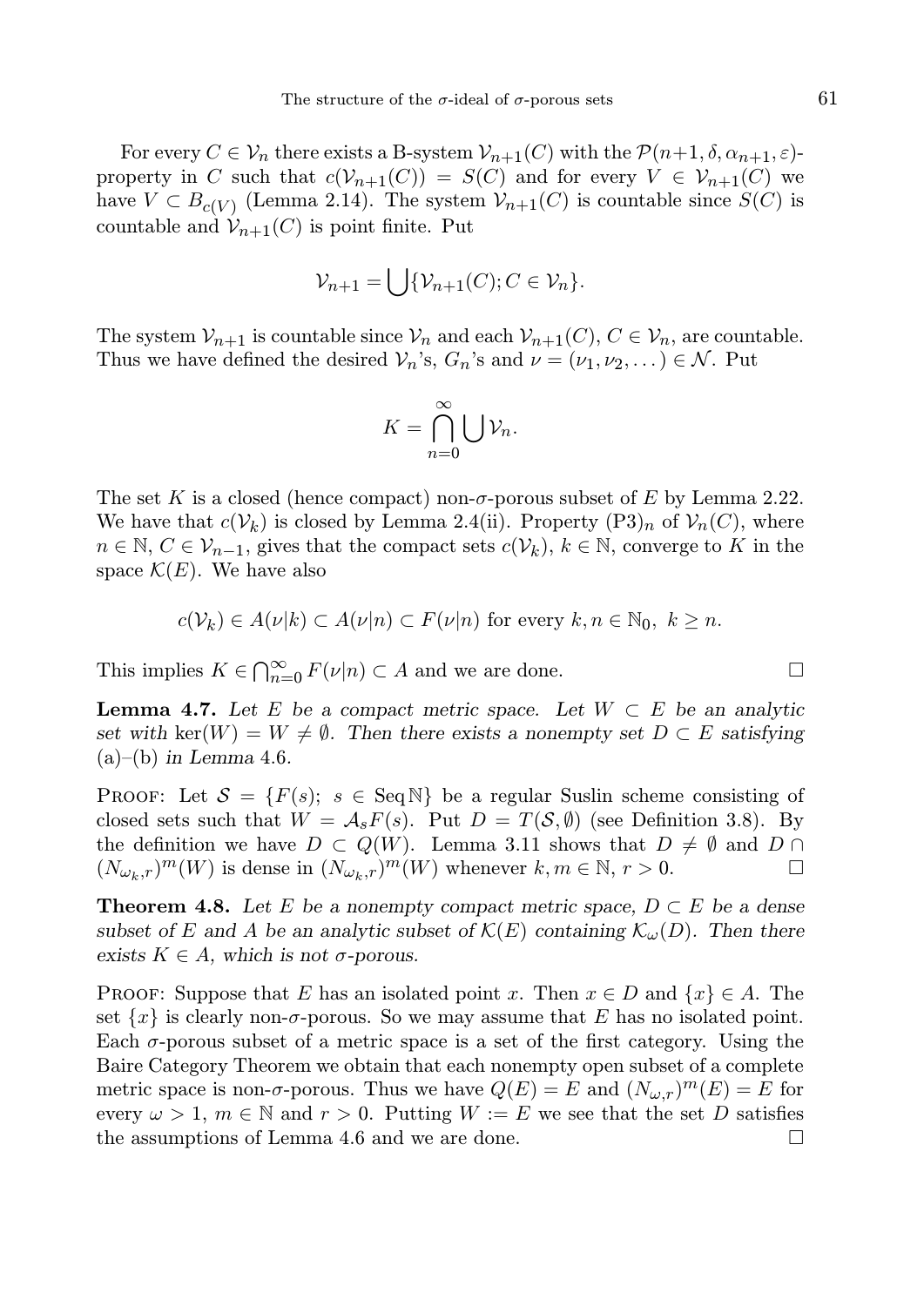For every $C \in \mathcal{V}_n$ there exists a B-system $\mathcal{V}_{n+1}(C)$ with the $\mathcal{P}(n+1, \delta, \alpha_{n+1}, \varepsilon)$-property in $C$ such that $c(\mathcal{V}_{n+1}(C)) = S(C)$ and for every $V \in \mathcal{V}_{n+1}(C)$ we have $V \subset B_{c(V)}$ (Lemma 2.14). The system $\mathcal{V}_{n+1}(C)$ is countable since $S(C)$ is countable and $\mathcal{V}_{n+1}(C)$ is point finite. Put

$$\mathcal{V}_{n+1} = \bigcup \{\mathcal{V}_{n+1}(C); C \in \mathcal{V}_n\}.$$

The system $\mathcal{V}_{n+1}$ is countable since $\mathcal{V}_n$ and each $\mathcal{V}_{n+1}(C)$, $C \in \mathcal{V}_n$, are countable. Thus we have defined the desired $\mathcal{V}_n$'s, $G_n$'s and $\nu = (\nu_1, \nu_2, \dots) \in \mathcal{N}$. Put

$$K = \bigcap_{n=0}^{\infty} \bigcup \mathcal{V}_n.$$

The set $K$ is a closed (hence compact) non-$\sigma$-porous subset of $E$ by Lemma 2.22. We have that $c(\mathcal{V}_k)$ is closed by Lemma 2.4(ii). Property $(\mathrm{P3})_n$ of $\mathcal{V}_n(C)$, where $n \in \mathbb{N}$, $C \in \mathcal{V}_{n-1}$, gives that the compact sets $c(\mathcal{V}_k)$, $k \in \mathbb{N}$, converge to $K$ in the space $\mathcal{K}(E)$. We have also

$$c(\mathcal{V}_k) \in A(\nu|k) \subset A(\nu|n) \subset F(\nu|n) \text{ for every } k, n \in \mathbb{N}_0,\ k \geq n.$$

This implies $K \in \bigcap_{n=0}^{\infty} F(\nu|n) \subset A$ and we are done. $\square$

**Lemma 4.7.** *Let $E$ be a compact metric space. Let $W \subset E$ be an analytic set with $\ker(W) = W \neq \emptyset$. Then there exists a nonempty set $D \subset E$ satisfying* (a)–(b) *in Lemma* 4.6.

Proof: Let $\mathcal{S} = \{F(s);\ s \in \operatorname{Seq}\mathbb{N}\}$ be a regular Suslin scheme consisting of closed sets such that $W = \mathcal{A}_s F(s)$. Put $D = T(\mathcal{S}, \emptyset)$ (see Definition 3.8). By the definition we have $D \subset Q(W)$. Lemma 3.11 shows that $D \neq \emptyset$ and $D \cap (N_{\omega_k,r})^m(W)$ is dense in $(N_{\omega_k,r})^m(W)$ whenever $k, m \in \mathbb{N}$, $r > 0$. $\square$

**Theorem 4.8.** *Let $E$ be a nonempty compact metric space, $D \subset E$ be a dense subset of $E$ and $A$ be an analytic subset of $\mathcal{K}(E)$ containing $\mathcal{K}_\omega(D)$. Then there exists $K \in A$, which is not $\sigma$-porous.*

Proof: Suppose that $E$ has an isolated point $x$. Then $x \in D$ and $\{x\} \in A$. The set $\{x\}$ is clearly non-$\sigma$-porous. So we may assume that $E$ has no isolated point. Each $\sigma$-porous subset of a metric space is a set of the first category. Using the Baire Category Theorem we obtain that each nonempty open subset of a complete metric space is non-$\sigma$-porous. Thus we have $Q(E) = E$ and $(N_{\omega,r})^m(E) = E$ for every $\omega > 1$, $m \in \mathbb{N}$ and $r > 0$. Putting $W := E$ we see that the set $D$ satisfies the assumptions of Lemma 4.6 and we are done. $\square$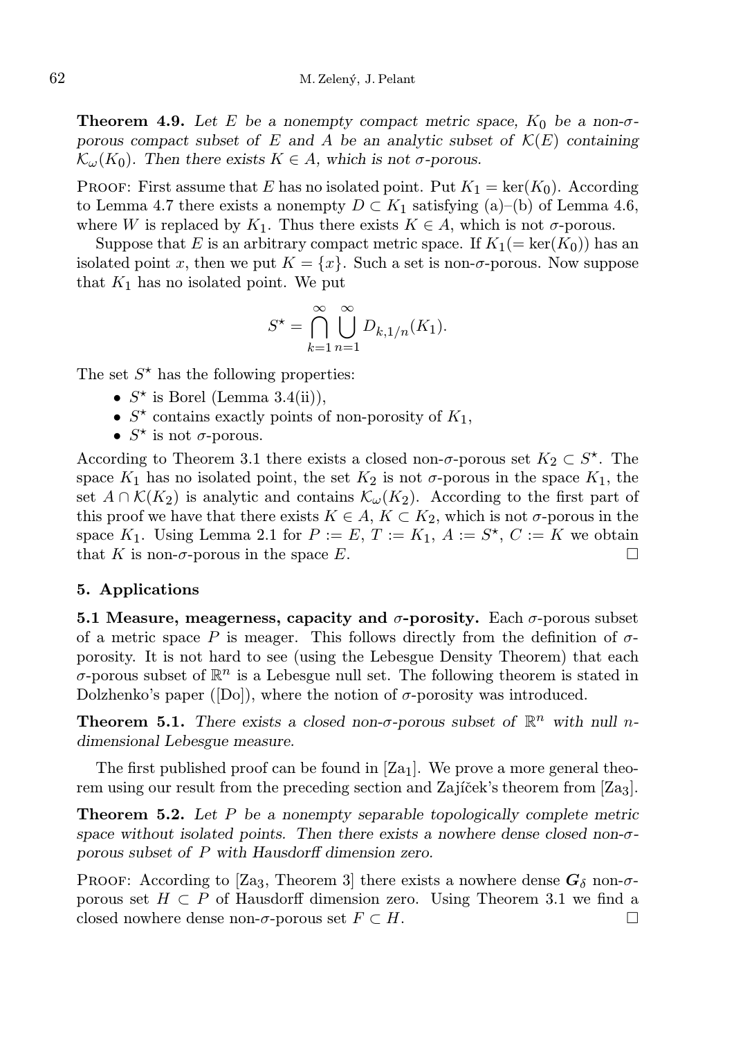**Theorem 4.9.** *Let $E$ be a nonempty compact metric space, $K_0$ be a non-$\sigma$-porous compact subset of $E$ and $A$ be an analytic subset of $\mathcal{K}(E)$ containing $\mathcal{K}_\omega(K_0)$. Then there exists $K \in A$, which is not $\sigma$-porous.*

Proof: First assume that $E$ has no isolated point. Put $K_1 = \ker(K_0)$. According to Lemma 4.7 there exists a nonempty $D \subset K_1$ satisfying (a)–(b) of Lemma 4.6, where $W$ is replaced by $K_1$. Thus there exists $K \in A$, which is not $\sigma$-porous.

Suppose that $E$ is an arbitrary compact metric space. If $K_1 (= \ker(K_0))$ has an isolated point $x$, then we put $K = \{x\}$. Such a set is non-$\sigma$-porous. Now suppose that $K_1$ has no isolated point. We put

$$S^\star = \bigcap_{k=1}^{\infty} \bigcup_{n=1}^{\infty} D_{k,1/n}(K_1).$$

The set $S^\star$ has the following properties:

- $S^\star$ is Borel (Lemma 3.4(ii)),
- $S^\star$ contains exactly points of non-porosity of $K_1$,
- $S^\star$ is not $\sigma$-porous.

According to Theorem 3.1 there exists a closed non-$\sigma$-porous set $K_2 \subset S^\star$. The space $K_1$ has no isolated point, the set $K_2$ is not $\sigma$-porous in the space $K_1$, the set $A \cap \mathcal{K}(K_2)$ is analytic and contains $\mathcal{K}_\omega(K_2)$. According to the first part of this proof we have that there exists $K \in A$, $K \subset K_2$, which is not $\sigma$-porous in the space $K_1$. Using Lemma 2.1 for $P := E$, $T := K_1$, $A := S^\star$, $C := K$ we obtain that $K$ is non-$\sigma$-porous in the space $E$. □

## 5. Applications

**5.1 Measure, meagerness, capacity and $\sigma$-porosity.** Each $\sigma$-porous subset of a metric space $P$ is meager. This follows directly from the definition of $\sigma$-porosity. It is not hard to see (using the Lebesgue Density Theorem) that each $\sigma$-porous subset of $\mathbb{R}^n$ is a Lebesgue null set. The following theorem is stated in Dolzhenko's paper ([Do]), where the notion of $\sigma$-porosity was introduced.

**Theorem 5.1.** *There exists a closed non-$\sigma$-porous subset of $\mathbb{R}^n$ with null $n$-dimensional Lebesgue measure.*

The first published proof can be found in [Za$_1$]. We prove a more general theorem using our result from the preceding section and Zajíček's theorem from [Za$_3$].

**Theorem 5.2.** *Let $P$ be a nonempty separable topologically complete metric space without isolated points. Then there exists a nowhere dense closed non-$\sigma$-porous subset of $P$ with Hausdorff dimension zero.*

Proof: According to [Za$_3$, Theorem 3] there exists a nowhere dense $\boldsymbol{G}_\delta$ non-$\sigma$-porous set $H \subset P$ of Hausdorff dimension zero. Using Theorem 3.1 we find a closed nowhere dense non-$\sigma$-porous set $F \subset H$. □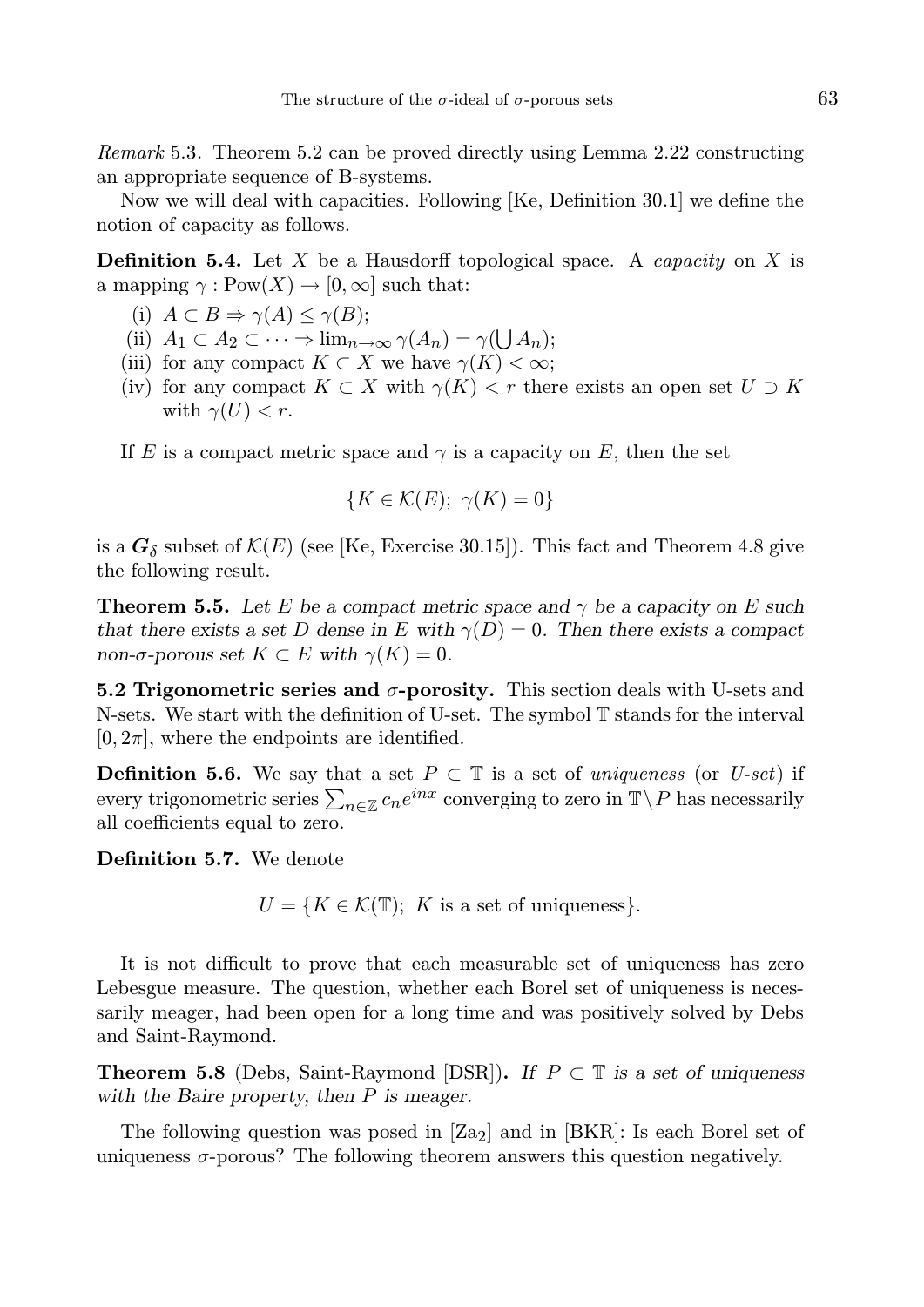*Remark* 5.3. Theorem 5.2 can be proved directly using Lemma 2.22 constructing an appropriate sequence of B-systems.

Now we will deal with capacities. Following [Ke, Definition 30.1] we define the notion of capacity as follows.

**Definition 5.4.** Let $X$ be a Hausdorff topological space. A *capacity* on $X$ is a mapping $\gamma : \mathrm{Pow}(X) \to [0, \infty]$ such that:

- (i) $A \subset B \Rightarrow \gamma(A) \le \gamma(B)$;
- (ii) $A_1 \subset A_2 \subset \cdots \Rightarrow \lim_{n\to\infty} \gamma(A_n) = \gamma(\bigcup A_n)$;
- (iii) for any compact $K \subset X$ we have $\gamma(K) < \infty$;
- (iv) for any compact $K \subset X$ with $\gamma(K) < r$ there exists an open set $U \supset K$ with $\gamma(U) < r$.

If $E$ is a compact metric space and $\gamma$ is a capacity on $E$, then the set

$$\{K \in \mathcal{K}(E);\ \gamma(K) = 0\}$$

is a $\boldsymbol{G}_\delta$ subset of $\mathcal{K}(E)$ (see [Ke, Exercise 30.15]). This fact and Theorem 4.8 give the following result.

**Theorem 5.5.** *Let $E$ be a compact metric space and $\gamma$ be a capacity on $E$ such that there exists a set $D$ dense in $E$ with $\gamma(D) = 0$. Then there exists a compact non-$\sigma$-porous set $K \subset E$ with $\gamma(K) = 0$.*

**5.2 Trigonometric series and $\sigma$-porosity.** This section deals with U-sets and N-sets. We start with the definition of U-set. The symbol $\mathbb{T}$ stands for the interval $[0, 2\pi]$, where the endpoints are identified.

**Definition 5.6.** We say that a set $P \subset \mathbb{T}$ is a set of *uniqueness* (or *U-set*) if every trigonometric series $\sum_{n\in\mathbb{Z}} c_n e^{inx}$ converging to zero in $\mathbb{T}\setminus P$ has necessarily all coefficients equal to zero.

**Definition 5.7.** We denote

$$U = \{K \in \mathcal{K}(\mathbb{T});\ K \text{ is a set of uniqueness}\}.$$

It is not difficult to prove that each measurable set of uniqueness has zero Lebesgue measure. The question, whether each Borel set of uniqueness is necessarily meager, had been open for a long time and was positively solved by Debs and Saint-Raymond.

**Theorem 5.8** (Debs, Saint-Raymond [DSR]). *If $P \subset \mathbb{T}$ is a set of uniqueness with the Baire property, then $P$ is meager.*

The following question was posed in [Za$_2$] and in [BKR]: Is each Borel set of uniqueness $\sigma$-porous? The following theorem answers this question negatively.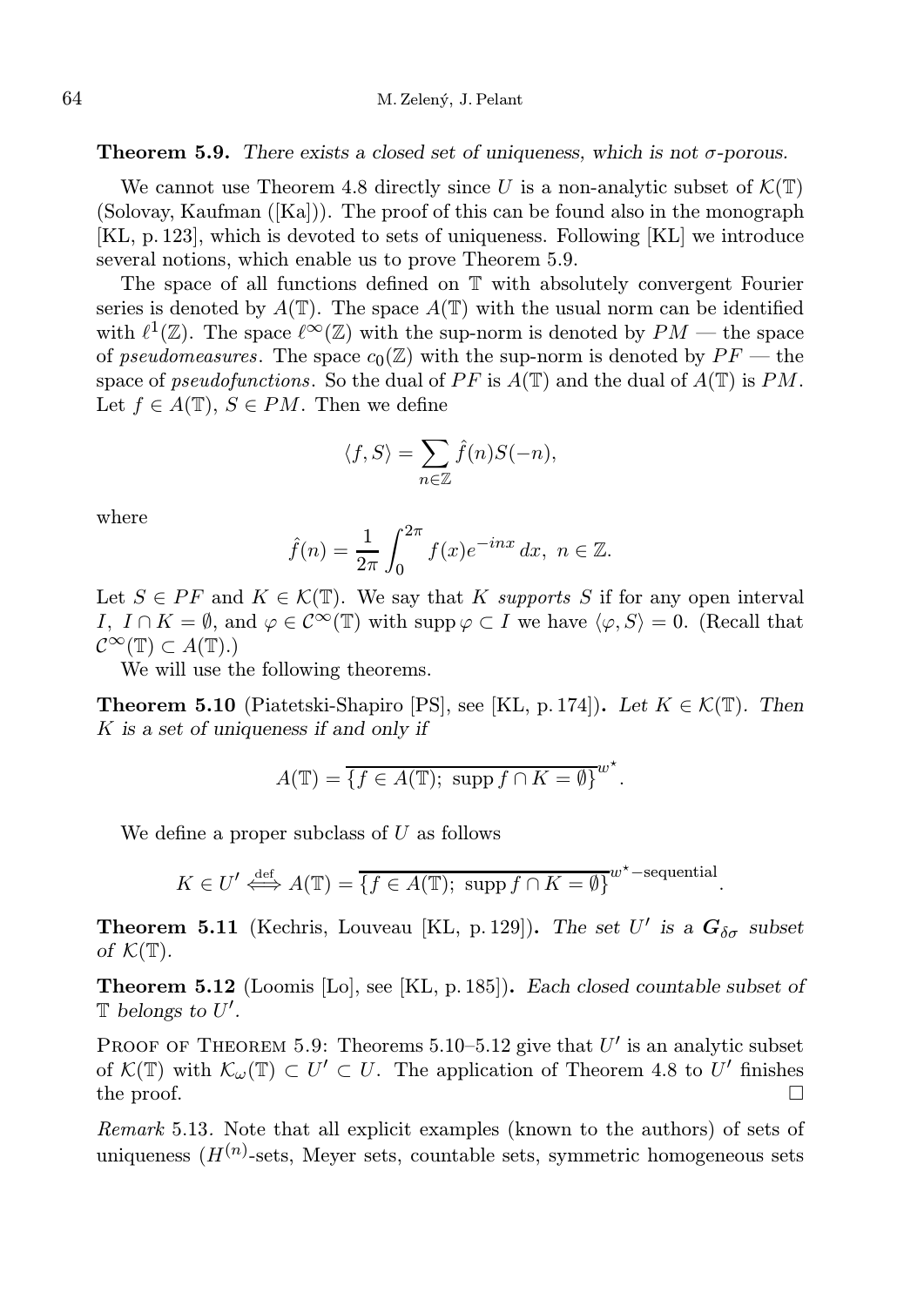**Theorem 5.9.** *There exists a closed set of uniqueness, which is not $\sigma$-porous.*

We cannot use Theorem 4.8 directly since $U$ is a non-analytic subset of $\mathcal{K}(\mathbb{T})$ (Solovay, Kaufman ([Ka])). The proof of this can be found also in the monograph [KL, p. 123], which is devoted to sets of uniqueness. Following [KL] we introduce several notions, which enable us to prove Theorem 5.9.

The space of all functions defined on $\mathbb{T}$ with absolutely convergent Fourier series is denoted by $A(\mathbb{T})$. The space $A(\mathbb{T})$ with the usual norm can be identified with $\ell^1(\mathbb{Z})$. The space $\ell^\infty(\mathbb{Z})$ with the sup-norm is denoted by $PM$ — the space of *pseudomeasures*. The space $c_0(\mathbb{Z})$ with the sup-norm is denoted by $PF$ — the space of *pseudofunctions*. So the dual of $PF$ is $A(\mathbb{T})$ and the dual of $A(\mathbb{T})$ is $PM$. Let $f \in A(\mathbb{T})$, $S \in PM$. Then we define

$$\langle f, S \rangle = \sum_{n \in \mathbb{Z}} \hat{f}(n) S(-n),$$

where

$$\hat{f}(n) = \frac{1}{2\pi} \int_0^{2\pi} f(x) e^{-inx}\, dx, \ n \in \mathbb{Z}.$$

Let $S \in PF$ and $K \in \mathcal{K}(\mathbb{T})$. We say that $K$ *supports* $S$ if for any open interval $I$, $I \cap K = \emptyset$, and $\varphi \in \mathcal{C}^\infty(\mathbb{T})$ with $\operatorname{supp} \varphi \subset I$ we have $\langle \varphi, S \rangle = 0$. (Recall that $\mathcal{C}^\infty(\mathbb{T}) \subset A(\mathbb{T})$.)

We will use the following theorems.

**Theorem 5.10** (Piatetski-Shapiro [PS], see [KL, p. 174])**.** *Let $K \in \mathcal{K}(\mathbb{T})$. Then $K$ is a set of uniqueness if and only if*

$$A(\mathbb{T}) = \overline{\{f \in A(\mathbb{T});\ \operatorname{supp} f \cap K = \emptyset\}}^{w^\star}.$$

We define a proper subclass of $U$ as follows

$$K \in U' \overset{\text{def}}{\iff} A(\mathbb{T}) = \overline{\{f \in A(\mathbb{T});\ \operatorname{supp} f \cap K = \emptyset\}}^{w^\star-\text{sequential}}.$$

**Theorem 5.11** (Kechris, Louveau [KL, p. 129])**.** *The set $U'$ is a $\boldsymbol{G}_{\delta\sigma}$ subset of $\mathcal{K}(\mathbb{T})$.*

**Theorem 5.12** (Loomis [Lo], see [KL, p. 185])**.** *Each closed countable subset of $\mathbb{T}$ belongs to $U'$.*

Proof of Theorem 5.9: Theorems 5.10–5.12 give that $U'$ is an analytic subset of $\mathcal{K}(\mathbb{T})$ with $\mathcal{K}_\omega(\mathbb{T}) \subset U' \subset U$. The application of Theorem 4.8 to $U'$ finishes the proof. $\square$

*Remark* 5.13. Note that all explicit examples (known to the authors) of sets of uniqueness ($H^{(n)}$-sets, Meyer sets, countable sets, symmetric homogeneous sets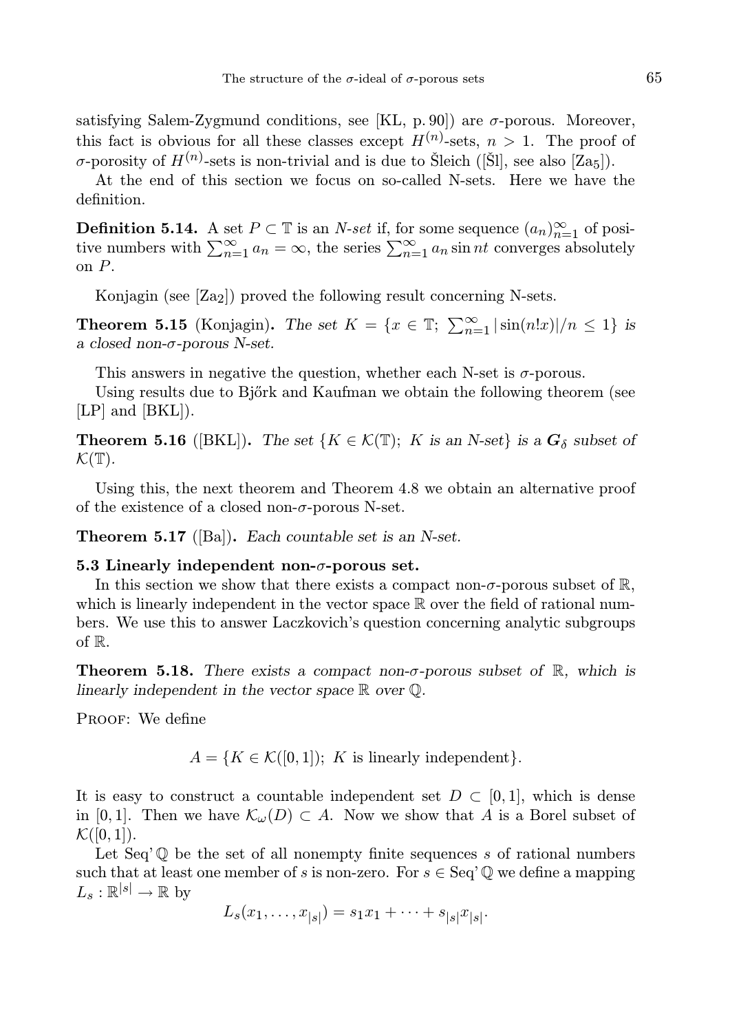satisfying Salem-Zygmund conditions, see [KL, p. 90]) are $\sigma$-porous. Moreover, this fact is obvious for all these classes except $H^{(n)}$-sets, $n > 1$. The proof of $\sigma$-porosity of $H^{(n)}$-sets is non-trivial and is due to Šleich ([Šl], see also [Za$_5$]).

At the end of this section we focus on so-called N-sets. Here we have the definition.

**Definition 5.14.** A set $P \subset \mathbb{T}$ is an *N-set* if, for some sequence $(a_n)_{n=1}^\infty$ of positive numbers with $\sum_{n=1}^\infty a_n = \infty$, the series $\sum_{n=1}^\infty a_n \sin nt$ converges absolutely on $P$.

Konjagin (see [Za$_2$]) proved the following result concerning N-sets.

**Theorem 5.15** (Konjagin)**.** *The set $K = \{x \in \mathbb{T};\ \sum_{n=1}^\infty |\sin(n!x)|/n \leq 1\}$ is a closed non-$\sigma$-porous N-set.*

This answers in negative the question, whether each N-set is $\sigma$-porous.

Using results due to Bjőrk and Kaufman we obtain the following theorem (see [LP] and [BKL]).

**Theorem 5.16** ([BKL])**.** *The set $\{K \in \mathcal{K}(\mathbb{T});\ K$ is an N-set$\}$ is a $\boldsymbol{G}_\delta$ subset of $\mathcal{K}(\mathbb{T})$.*

Using this, the next theorem and Theorem 4.8 we obtain an alternative proof of the existence of a closed non-$\sigma$-porous N-set.

**Theorem 5.17** ([Ba])**.** *Each countable set is an N-set.*

### 5.3 Linearly independent non-$\sigma$-porous set.

In this section we show that there exists a compact non-$\sigma$-porous subset of $\mathbb{R}$, which is linearly independent in the vector space $\mathbb{R}$ over the field of rational numbers. We use this to answer Laczkovich's question concerning analytic subgroups of $\mathbb{R}$.

**Theorem 5.18.** *There exists a compact non-$\sigma$-porous subset of $\mathbb{R}$, which is linearly independent in the vector space $\mathbb{R}$ over $\mathbb{Q}$.*

Proof: We define

$$A = \{K \in \mathcal{K}([0,1]);\ K \text{ is linearly independent}\}.$$

It is easy to construct a countable independent set $D \subset [0,1]$, which is dense in $[0,1]$. Then we have $\mathcal{K}_\omega(D) \subset A$. Now we show that $A$ is a Borel subset of $\mathcal{K}([0,1])$.

Let Seq' $\mathbb{Q}$ be the set of all nonempty finite sequences $s$ of rational numbers such that at least one member of $s$ is non-zero. For $s \in$ Seq' $\mathbb{Q}$ we define a mapping $L_s : \mathbb{R}^{|s|} \to \mathbb{R}$ by

$$L_s(x_1, \ldots, x_{|s|}) = s_1 x_1 + \cdots + s_{|s|} x_{|s|}.$$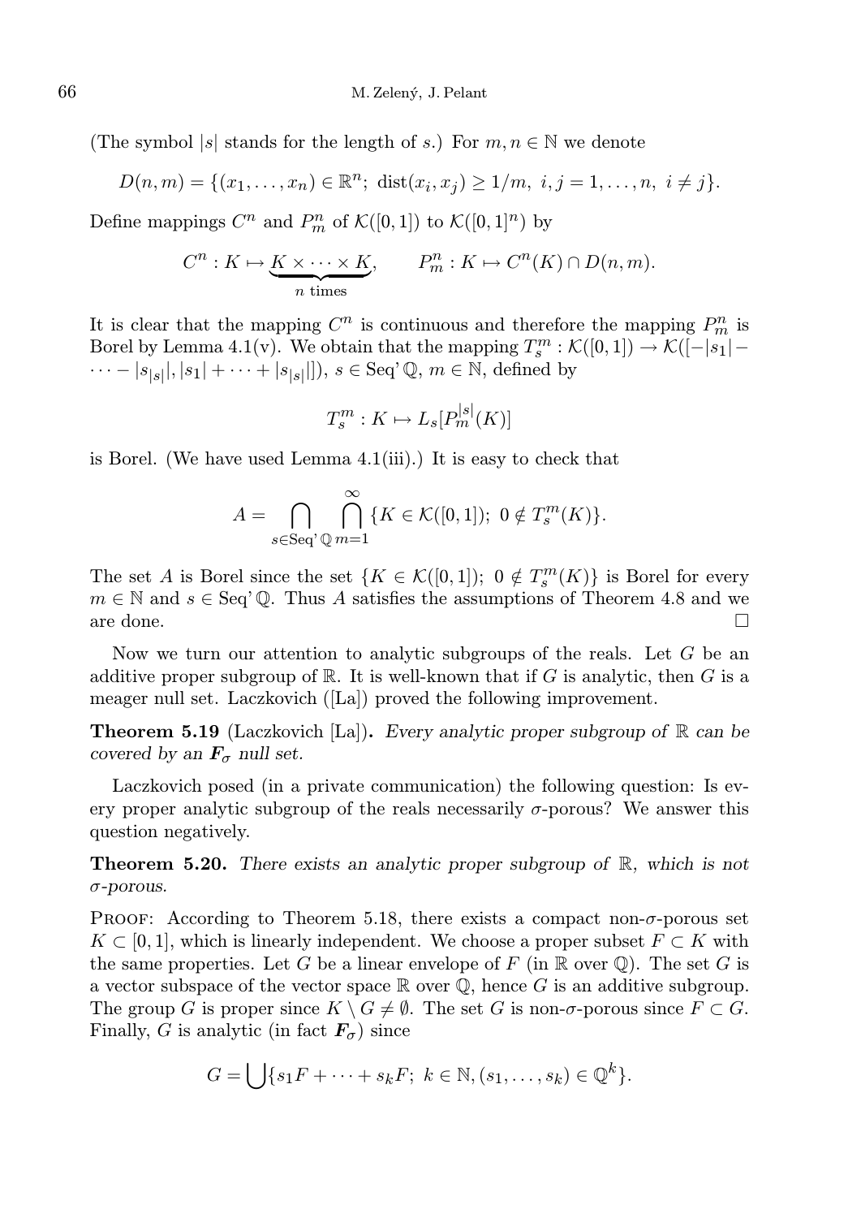(The symbol $|s|$ stands for the length of $s$.) For $m, n \in \mathbb{N}$ we denote

$$D(n,m) = \{(x_1, \dots, x_n) \in \mathbb{R}^n;\ \operatorname{dist}(x_i, x_j) \geq 1/m,\ i,j = 1, \dots, n,\ i \neq j\}.$$

Define mappings $C^n$ and $P^n_m$ of $\mathcal{K}([0,1])$ to $\mathcal{K}([0,1]^n)$ by

$$C^n : K \mapsto \underbrace{K \times \cdots \times K}_{n \text{ times}}, \qquad P^n_m : K \mapsto C^n(K) \cap D(n,m).$$

It is clear that the mapping $C^n$ is continuous and therefore the mapping $P^n_m$ is Borel by Lemma 4.1(v). We obtain that the mapping $T^m_s : \mathcal{K}([0,1]) \to \mathcal{K}([-|s_1| - \cdots - |s_{|s|}|, |s_1| + \cdots + |s_{|s|}|])$, $s \in \operatorname{Seq'} \mathbb{Q}$, $m \in \mathbb{N}$, defined by

$$T^m_s : K \mapsto L_s[P^{|s|}_m(K)]$$

is Borel. (We have used Lemma 4.1(iii).) It is easy to check that

$$A = \bigcap_{s \in \operatorname{Seq'} \mathbb{Q}} \bigcap_{m=1}^{\infty} \{K \in \mathcal{K}([0,1]);\ 0 \notin T^m_s(K)\}.$$

The set $A$ is Borel since the set $\{K \in \mathcal{K}([0,1]);\ 0 \notin T^m_s(K)\}$ is Borel for every $m \in \mathbb{N}$ and $s \in \operatorname{Seq'} \mathbb{Q}$. Thus $A$ satisfies the assumptions of Theorem 4.8 and we are done. $\square$

Now we turn our attention to analytic subgroups of the reals. Let $G$ be an additive proper subgroup of $\mathbb{R}$. It is well-known that if $G$ is analytic, then $G$ is a meager null set. Laczkovich ([La]) proved the following improvement.

**Theorem 5.19** (Laczkovich [La]). *Every analytic proper subgroup of $\mathbb{R}$ can be covered by an $\boldsymbol{F}_\sigma$ null set.*

Laczkovich posed (in a private communication) the following question: Is every proper analytic subgroup of the reals necessarily $\sigma$-porous? We answer this question negatively.

**Theorem 5.20.** *There exists an analytic proper subgroup of $\mathbb{R}$, which is not $\sigma$-porous.*

Proof: According to Theorem 5.18, there exists a compact non-$\sigma$-porous set $K \subset [0,1]$, which is linearly independent. We choose a proper subset $F \subset K$ with the same properties. Let $G$ be a linear envelope of $F$ (in $\mathbb{R}$ over $\mathbb{Q}$). The set $G$ is a vector subspace of the vector space $\mathbb{R}$ over $\mathbb{Q}$, hence $G$ is an additive subgroup. The group $G$ is proper since $K \setminus G \neq \emptyset$. The set $G$ is non-$\sigma$-porous since $F \subset G$. Finally, $G$ is analytic (in fact $\boldsymbol{F}_\sigma$) since

$$G = \bigcup \{s_1 F + \cdots + s_k F;\ k \in \mathbb{N}, (s_1, \dots, s_k) \in \mathbb{Q}^k\}.$$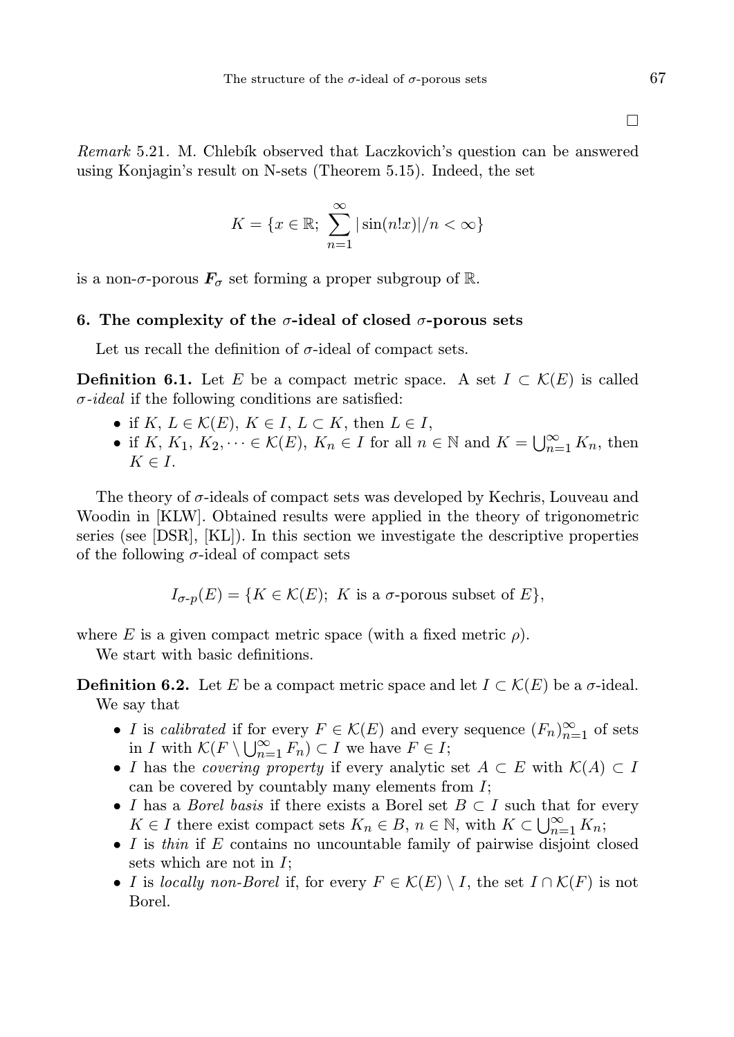□

*Remark* 5.21. M. Chlebík observed that Laczkovich's question can be answered using Konjagin's result on N-sets (Theorem 5.15). Indeed, the set

$$K = \{x \in \mathbb{R};\ \sum_{n=1}^{\infty} |\sin(n!x)|/n < \infty\}$$

is a non-$\sigma$-porous $\boldsymbol{F}_\sigma$ set forming a proper subgroup of $\mathbb{R}$.

## 6. The complexity of the $\sigma$-ideal of closed $\sigma$-porous sets

Let us recall the definition of $\sigma$-ideal of compact sets.

**Definition 6.1.** Let $E$ be a compact metric space. A set $I \subset \mathcal{K}(E)$ is called *$\sigma$-ideal* if the following conditions are satisfied:

- if $K,\ L \in \mathcal{K}(E)$, $K \in I$, $L \subset K$, then $L \in I$,
- if $K,\ K_1,\ K_2, \dots \in \mathcal{K}(E)$, $K_n \in I$ for all $n \in \mathbb{N}$ and $K = \bigcup_{n=1}^{\infty} K_n$, then $K \in I$.

The theory of $\sigma$-ideals of compact sets was developed by Kechris, Louveau and Woodin in [KLW]. Obtained results were applied in the theory of trigonometric series (see [DSR], [KL]). In this section we investigate the descriptive properties of the following $\sigma$-ideal of compact sets

$$I_{\sigma\text{-}p}(E) = \{K \in \mathcal{K}(E);\ K \text{ is a } \sigma\text{-porous subset of } E\},$$

where $E$ is a given compact metric space (with a fixed metric $\rho$).

We start with basic definitions.

**Definition 6.2.** Let $E$ be a compact metric space and let $I \subset \mathcal{K}(E)$ be a $\sigma$-ideal. We say that

- $I$ is *calibrated* if for every $F \in \mathcal{K}(E)$ and every sequence $(F_n)_{n=1}^{\infty}$ of sets in $I$ with $\mathcal{K}(F \setminus \bigcup_{n=1}^{\infty} F_n) \subset I$ we have $F \in I$;
- $I$ has the *covering property* if every analytic set $A \subset E$ with $\mathcal{K}(A) \subset I$ can be covered by countably many elements from $I$;
- $I$ has a *Borel basis* if there exists a Borel set $B \subset I$ such that for every $K \in I$ there exist compact sets $K_n \in B$, $n \in \mathbb{N}$, with $K \subset \bigcup_{n=1}^{\infty} K_n$;
- $I$ is *thin* if $E$ contains no uncountable family of pairwise disjoint closed sets which are not in $I$;
- $I$ is *locally non-Borel* if, for every $F \in \mathcal{K}(E) \setminus I$, the set $I \cap \mathcal{K}(F)$ is not Borel.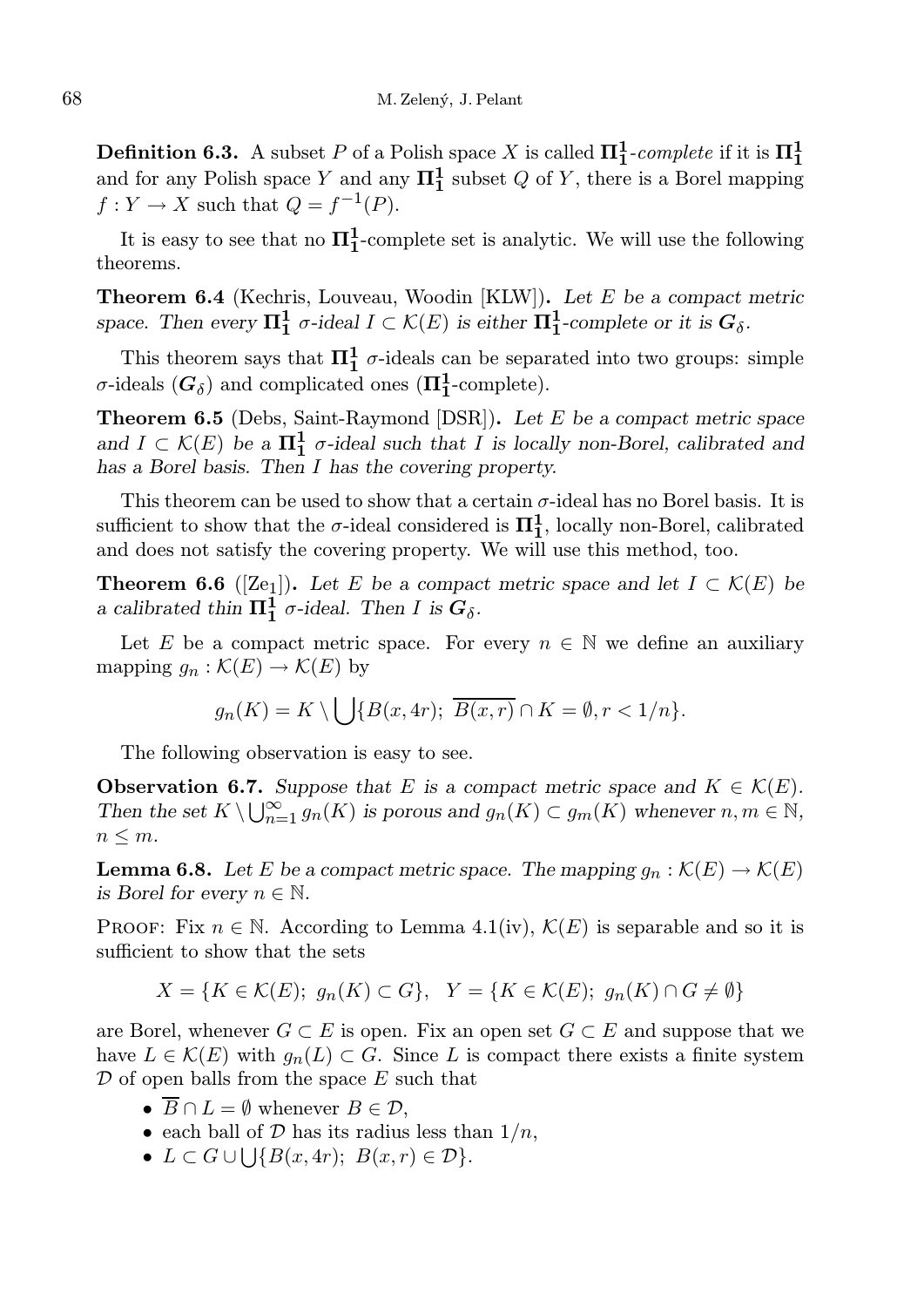**Definition 6.3.** A subset $P$ of a Polish space $X$ is called $\mathbf{\Pi^1_1}$-*complete* if it is $\mathbf{\Pi^1_1}$ and for any Polish space $Y$ and any $\mathbf{\Pi^1_1}$ subset $Q$ of $Y$, there is a Borel mapping $f : Y \to X$ such that $Q = f^{-1}(P)$.

It is easy to see that no $\mathbf{\Pi^1_1}$-complete set is analytic. We will use the following theorems.

**Theorem 6.4** (Kechris, Louveau, Woodin [KLW]). *Let $E$ be a compact metric space. Then every $\mathbf{\Pi^1_1}$ $\sigma$-ideal $I \subset \mathcal{K}(E)$ is either $\mathbf{\Pi^1_1}$-complete or it is $\boldsymbol{G}_\delta$.*

This theorem says that $\mathbf{\Pi^1_1}$ $\sigma$-ideals can be separated into two groups: simple $\sigma$-ideals ($\boldsymbol{G}_\delta$) and complicated ones ($\mathbf{\Pi^1_1}$-complete).

**Theorem 6.5** (Debs, Saint-Raymond [DSR]). *Let $E$ be a compact metric space and $I \subset \mathcal{K}(E)$ be a $\mathbf{\Pi^1_1}$ $\sigma$-ideal such that $I$ is locally non-Borel, calibrated and has a Borel basis. Then $I$ has the covering property.*

This theorem can be used to show that a certain $\sigma$-ideal has no Borel basis. It is sufficient to show that the $\sigma$-ideal considered is $\mathbf{\Pi^1_1}$, locally non-Borel, calibrated and does not satisfy the covering property. We will use this method, too.

**Theorem 6.6** ([Ze$_1$]). *Let $E$ be a compact metric space and let $I \subset \mathcal{K}(E)$ be a calibrated thin $\mathbf{\Pi^1_1}$ $\sigma$-ideal. Then $I$ is $\boldsymbol{G}_\delta$.*

Let $E$ be a compact metric space. For every $n \in \mathbb{N}$ we define an auxiliary mapping $g_n : \mathcal{K}(E) \to \mathcal{K}(E)$ by

$$g_n(K) = K \setminus \bigcup\{B(x, 4r);\ \overline{B(x,r)} \cap K = \emptyset, r < 1/n\}.$$

The following observation is easy to see.

**Observation 6.7.** *Suppose that $E$ is a compact metric space and $K \in \mathcal{K}(E)$. Then the set $K \setminus \bigcup_{n=1}^{\infty} g_n(K)$ is porous and $g_n(K) \subset g_m(K)$ whenever $n, m \in \mathbb{N}$, $n \leq m$.*

**Lemma 6.8.** *Let $E$ be a compact metric space. The mapping $g_n : \mathcal{K}(E) \to \mathcal{K}(E)$ is Borel for every $n \in \mathbb{N}$.*

Proof: Fix $n \in \mathbb{N}$. According to Lemma 4.1(iv), $\mathcal{K}(E)$ is separable and so it is sufficient to show that the sets

$$X = \{K \in \mathcal{K}(E);\ g_n(K) \subset G\}, \quad Y = \{K \in \mathcal{K}(E);\ g_n(K) \cap G \neq \emptyset\}$$

are Borel, whenever $G \subset E$ is open. Fix an open set $G \subset E$ and suppose that we have $L \in \mathcal{K}(E)$ with $g_n(L) \subset G$. Since $L$ is compact there exists a finite system $\mathcal{D}$ of open balls from the space $E$ such that

- $\overline{B} \cap L = \emptyset$ whenever $B \in \mathcal{D}$,
- each ball of $\mathcal{D}$ has its radius less than $1/n$,
- $L \subset G \cup \bigcup\{B(x, 4r);\ B(x, r) \in \mathcal{D}\}$.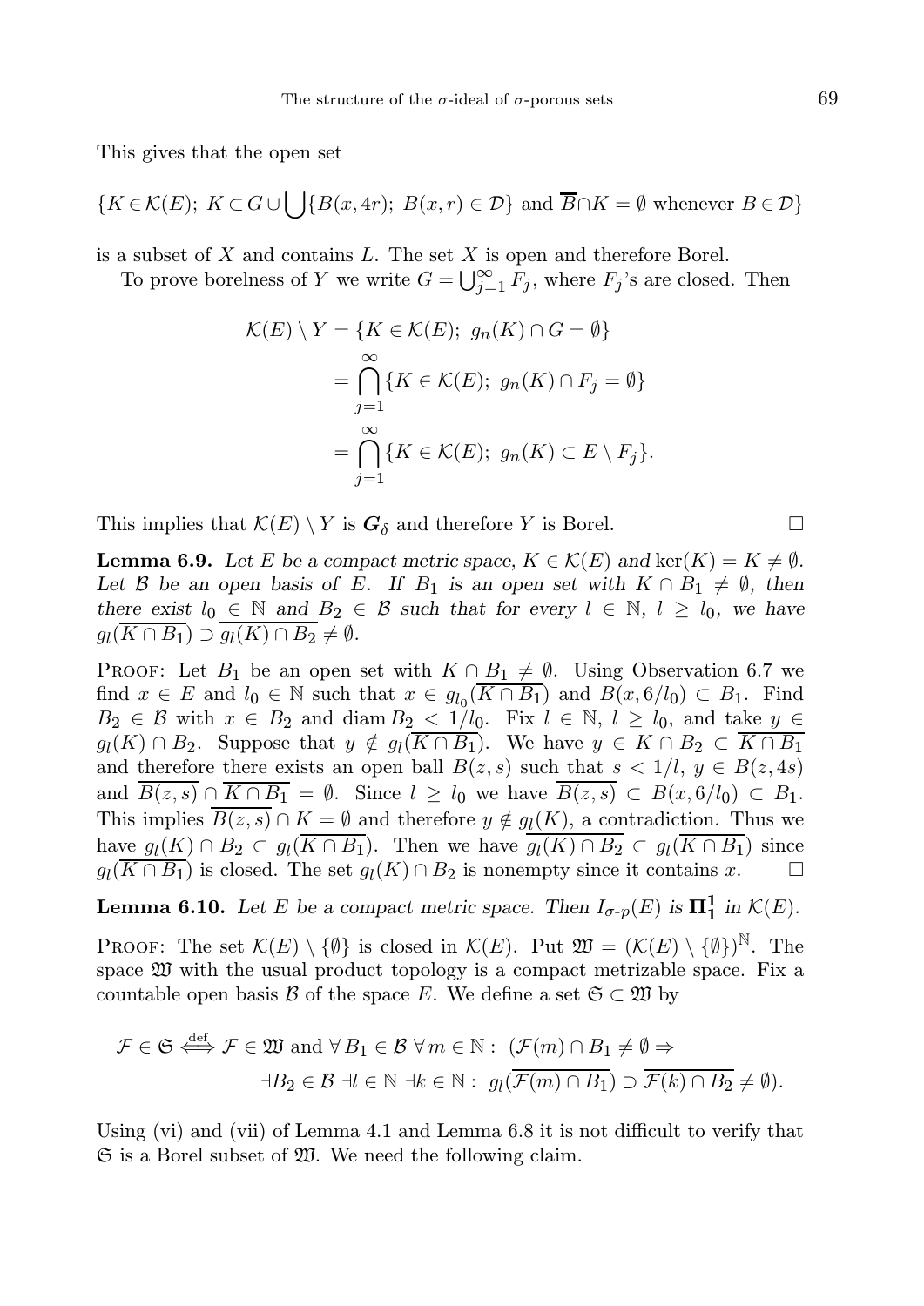This gives that the open set

$$\{K \in \mathcal{K}(E);\ K \subset G \cup \bigcup\{B(x,4r);\ B(x,r) \in \mathcal{D}\} \text{ and } \overline{B} \cap K = \emptyset \text{ whenever } B \in \mathcal{D}\}$$

is a subset of $X$ and contains $L$. The set $X$ is open and therefore Borel.

To prove borelness of $Y$ we write $G = \bigcup_{j=1}^{\infty} F_j$, where $F_j$'s are closed. Then

$$\begin{aligned}
\mathcal{K}(E) \setminus Y &= \{K \in \mathcal{K}(E);\ g_n(K) \cap G = \emptyset\} \\
&= \bigcap_{j=1}^{\infty} \{K \in \mathcal{K}(E);\ g_n(K) \cap F_j = \emptyset\} \\
&= \bigcap_{j=1}^{\infty} \{K \in \mathcal{K}(E);\ g_n(K) \subset E \setminus F_j\}.
\end{aligned}$$

This implies that $\mathcal{K}(E) \setminus Y$ is $\boldsymbol{G}_\delta$ and therefore $Y$ is Borel. $\square$

**Lemma 6.9.** *Let $E$ be a compact metric space, $K \in \mathcal{K}(E)$ and $\ker(K) = K \neq \emptyset$. Let $\mathcal{B}$ be an open basis of $E$. If $B_1$ is an open set with $K \cap B_1 \neq \emptyset$, then there exist $l_0 \in \mathbb{N}$ and $B_2 \in \mathcal{B}$ such that for every $l \in \mathbb{N}$, $l \geq l_0$, we have $g_l(\overline{K \cap B_1}) \supset \overline{g_l(K) \cap B_2} \neq \emptyset$.*

Proof: Let $B_1$ be an open set with $K \cap B_1 \neq \emptyset$. Using Observation 6.7 we find $x \in E$ and $l_0 \in \mathbb{N}$ such that $x \in g_{l_0}(\overline{K \cap B_1})$ and $B(x, 6/l_0) \subset B_1$. Find $B_2 \in \mathcal{B}$ with $x \in B_2$ and $\operatorname{diam} B_2 < 1/l_0$. Fix $l \in \mathbb{N}$, $l \geq l_0$, and take $y \in g_l(K) \cap B_2$. Suppose that $y \notin g_l(\overline{K \cap B_1})$. We have $y \in K \cap B_2 \subset \overline{K \cap B_1}$ and therefore there exists an open ball $B(z,s)$ such that $s < 1/l$, $y \in B(z, 4s)$ and $\overline{B(z,s)} \cap \overline{K \cap B_1} = \emptyset$. Since $l \geq l_0$ we have $\overline{B(z,s)} \subset B(x, 6/l_0) \subset B_1$. This implies $\overline{B(z,s)} \cap K = \emptyset$ and therefore $y \notin g_l(K)$, a contradiction. Thus we have $g_l(K) \cap B_2 \subset g_l(\overline{K \cap B_1})$. Then we have $\overline{g_l(K) \cap B_2} \subset g_l(\overline{K \cap B_1})$ since $g_l(\overline{K \cap B_1})$ is closed. The set $g_l(K) \cap B_2$ is nonempty since it contains $x$. $\square$

**Lemma 6.10.** *Let $E$ be a compact metric space. Then $I_{\sigma\text{-}p}(E)$ is $\boldsymbol{\Pi}^1_1$ in $\mathcal{K}(E)$.*

Proof: The set $\mathcal{K}(E) \setminus \{\emptyset\}$ is closed in $\mathcal{K}(E)$. Put $\mathfrak{W} = (\mathcal{K}(E) \setminus \{\emptyset\})^{\mathbb{N}}$. The space $\mathfrak{W}$ with the usual product topology is a compact metrizable space. Fix a countable open basis $\mathcal{B}$ of the space $E$. We define a set $\mathfrak{S} \subset \mathfrak{W}$ by

$$\begin{aligned}
\mathcal{F} \in \mathfrak{S} \overset{\text{def}}{\iff} \mathcal{F} \in \mathfrak{W} \text{ and } \forall B_1 \in \mathcal{B}\ \forall m \in \mathbb{N}:\ (\mathcal{F}(m) \cap B_1 \neq \emptyset \Rightarrow \\
\exists B_2 \in \mathcal{B}\ \exists l \in \mathbb{N}\ \exists k \in \mathbb{N}:\ g_l(\overline{\mathcal{F}(m) \cap B_1}) \supset \overline{\mathcal{F}(k) \cap B_2} \neq \emptyset).
\end{aligned}$$

Using (vi) and (vii) of Lemma 4.1 and Lemma 6.8 it is not difficult to verify that $\mathfrak{S}$ is a Borel subset of $\mathfrak{W}$. We need the following claim.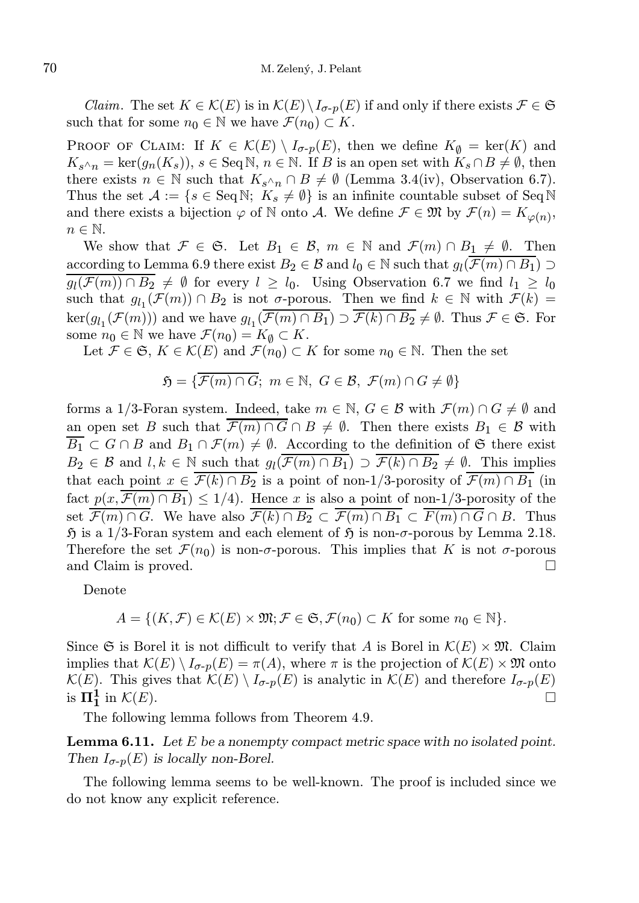*Claim.* The set $K \in \mathcal{K}(E)$ is in $\mathcal{K}(E) \setminus I_{\sigma\text{-}p}(E)$ if and only if there exists $\mathcal{F} \in \mathfrak{S}$ such that for some $n_0 \in \mathbb{N}$ we have $\mathcal{F}(n_0) \subset K$.

Proof of Claim: If $K \in \mathcal{K}(E) \setminus I_{\sigma\text{-}p}(E)$, then we define $K_\emptyset = \ker(K)$ and $K_{s^\wedge n} = \ker(g_n(K_s))$, $s \in \operatorname{Seq}\mathbb{N}$, $n \in \mathbb{N}$. If $B$ is an open set with $K_s \cap B \neq \emptyset$, then there exists $n \in \mathbb{N}$ such that $K_{s^\wedge n} \cap B \neq \emptyset$ (Lemma 3.4(iv), Observation 6.7). Thus the set $\mathcal{A} := \{s \in \operatorname{Seq}\mathbb{N};\ K_s \neq \emptyset\}$ is an infinite countable subset of $\operatorname{Seq}\mathbb{N}$ and there exists a bijection $\varphi$ of $\mathbb{N}$ onto $\mathcal{A}$. We define $\mathcal{F} \in \mathfrak{M}$ by $\mathcal{F}(n) = K_{\varphi(n)}$, $n \in \mathbb{N}$.

We show that $\mathcal{F} \in \mathfrak{S}$. Let $B_1 \in \mathcal{B}$, $m \in \mathbb{N}$ and $\mathcal{F}(m) \cap B_1 \neq \emptyset$. Then according to Lemma 6.9 there exist $B_2 \in \mathcal{B}$ and $l_0 \in \mathbb{N}$ such that $g_l(\overline{\mathcal{F}(m) \cap B_1}) \supset \overline{g_l(\mathcal{F}(m)) \cap B_2} \neq \emptyset$ for every $l \geq l_0$. Using Observation 6.7 we find $l_1 \geq l_0$ such that $g_{l_1}(\mathcal{F}(m)) \cap B_2$ is not $\sigma$-porous. Then we find $k \in \mathbb{N}$ with $\mathcal{F}(k) = \ker(g_{l_1}(\mathcal{F}(m)))$ and we have $g_{l_1}(\overline{\mathcal{F}(m) \cap B_1}) \supset \overline{\mathcal{F}(k) \cap B_2} \neq \emptyset$. Thus $\mathcal{F} \in \mathfrak{S}$. For some $n_0 \in \mathbb{N}$ we have $\mathcal{F}(n_0) = K_\emptyset \subset K$.

Let $\mathcal{F} \in \mathfrak{S}$, $K \in \mathcal{K}(E)$ and $\mathcal{F}(n_0) \subset K$ for some $n_0 \in \mathbb{N}$. Then the set

$$\mathfrak{H} = \{\overline{\mathcal{F}(m) \cap G};\ m \in \mathbb{N},\ G \in \mathcal{B},\ \mathcal{F}(m) \cap G \neq \emptyset\}$$

forms a $1/3$-Foran system. Indeed, take $m \in \mathbb{N}$, $G \in \mathcal{B}$ with $\mathcal{F}(m) \cap G \neq \emptyset$ and an open set $B$ such that $\overline{\mathcal{F}(m) \cap G} \cap B \neq \emptyset$. Then there exists $B_1 \in \mathcal{B}$ with $\overline{B_1} \subset G \cap B$ and $B_1 \cap \mathcal{F}(m) \neq \emptyset$. According to the definition of $\mathfrak{S}$ there exist $B_2 \in \mathcal{B}$ and $l, k \in \mathbb{N}$ such that $g_l(\overline{\mathcal{F}(m) \cap B_1}) \supset \overline{\mathcal{F}(k) \cap B_2} \neq \emptyset$. This implies that each point $x \in \overline{\mathcal{F}(k) \cap B_2}$ is a point of non-$1/3$-porosity of $\overline{\mathcal{F}(m) \cap B_1}$ (in fact $p(x, \overline{\mathcal{F}(m) \cap B_1}) \leq 1/4$). Hence $x$ is also a point of non-$1/3$-porosity of the set $\overline{\mathcal{F}(m) \cap G}$. We have also $\overline{\mathcal{F}(k) \cap B_2} \subset \overline{\mathcal{F}(m) \cap B_1} \subset \overline{F(m) \cap G} \cap B$. Thus $\mathfrak{H}$ is a $1/3$-Foran system and each element of $\mathfrak{H}$ is non-$\sigma$-porous by Lemma 2.18. Therefore the set $\mathcal{F}(n_0)$ is non-$\sigma$-porous. This implies that $K$ is not $\sigma$-porous and Claim is proved. $\square$

Denote

$$A = \{(K, \mathcal{F}) \in \mathcal{K}(E) \times \mathfrak{M}; \mathcal{F} \in \mathfrak{S}, \mathcal{F}(n_0) \subset K \text{ for some } n_0 \in \mathbb{N}\}.$$

Since $\mathfrak{S}$ is Borel it is not difficult to verify that $A$ is Borel in $\mathcal{K}(E) \times \mathfrak{M}$. Claim implies that $\mathcal{K}(E) \setminus I_{\sigma\text{-}p}(E) = \pi(A)$, where $\pi$ is the projection of $\mathcal{K}(E) \times \mathfrak{M}$ onto $\mathcal{K}(E)$. This gives that $\mathcal{K}(E) \setminus I_{\sigma\text{-}p}(E)$ is analytic in $\mathcal{K}(E)$ and therefore $I_{\sigma\text{-}p}(E)$ is $\mathbf{\Pi^1_1}$ in $\mathcal{K}(E)$. $\square$

The following lemma follows from Theorem 4.9.

**Lemma 6.11.** *Let $E$ be a nonempty compact metric space with no isolated point. Then $I_{\sigma\text{-}p}(E)$ is locally non-Borel.*

The following lemma seems to be well-known. The proof is included since we do not know any explicit reference.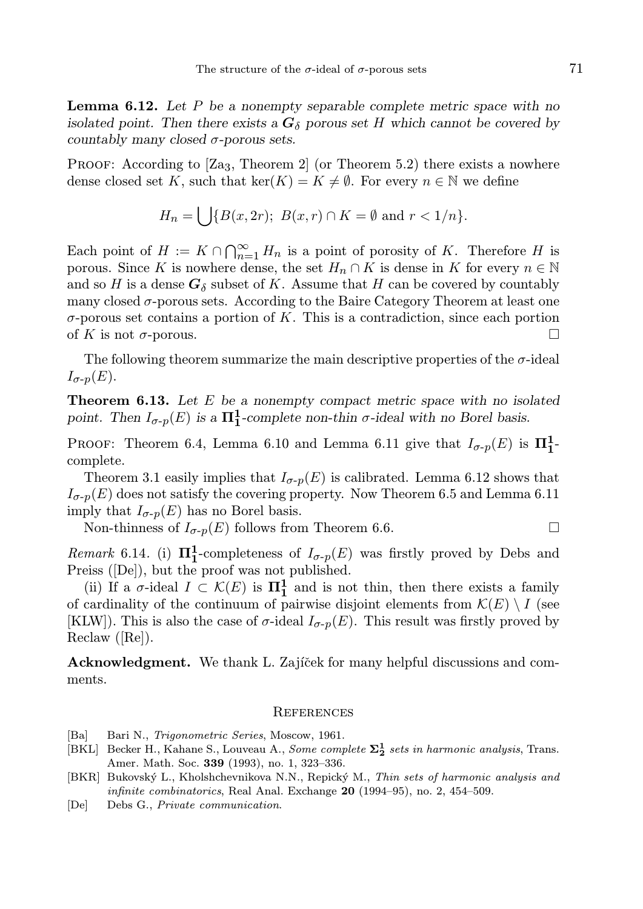**Lemma 6.12.** *Let $P$ be a nonempty separable complete metric space with no isolated point. Then there exists a $\boldsymbol{G}_\delta$ porous set $H$ which cannot be covered by countably many closed $\sigma$-porous sets.*

Proof: According to [Za$_3$, Theorem 2] (or Theorem 5.2) there exists a nowhere dense closed set $K$, such that $\ker(K) = K \neq \emptyset$. For every $n \in \mathbb{N}$ we define

$$H_n = \bigcup\{B(x, 2r);\ B(x,r) \cap K = \emptyset \text{ and } r < 1/n\}.$$

Each point of $H := K \cap \bigcap_{n=1}^{\infty} H_n$ is a point of porosity of $K$. Therefore $H$ is porous. Since $K$ is nowhere dense, the set $H_n \cap K$ is dense in $K$ for every $n \in \mathbb{N}$ and so $H$ is a dense $\boldsymbol{G}_\delta$ subset of $K$. Assume that $H$ can be covered by countably many closed $\sigma$-porous sets. According to the Baire Category Theorem at least one $\sigma$-porous set contains a portion of $K$. This is a contradiction, since each portion of $K$ is not $\sigma$-porous. □

The following theorem summarize the main descriptive properties of the $\sigma$-ideal $I_{\sigma\text{-}p}(E)$.

**Theorem 6.13.** *Let $E$ be a nonempty compact metric space with no isolated point. Then $I_{\sigma\text{-}p}(E)$ is a $\boldsymbol{\Pi}^1_1$-complete non-thin $\sigma$-ideal with no Borel basis.*

Proof: Theorem 6.4, Lemma 6.10 and Lemma 6.11 give that $I_{\sigma\text{-}p}(E)$ is $\boldsymbol{\Pi}^1_1$-complete.

Theorem 3.1 easily implies that $I_{\sigma\text{-}p}(E)$ is calibrated. Lemma 6.12 shows that $I_{\sigma\text{-}p}(E)$ does not satisfy the covering property. Now Theorem 6.5 and Lemma 6.11 imply that $I_{\sigma\text{-}p}(E)$ has no Borel basis.

Non-thinness of $I_{\sigma\text{-}p}(E)$ follows from Theorem 6.6. □

*Remark* 6.14. (i) $\boldsymbol{\Pi}^1_1$-completeness of $I_{\sigma\text{-}p}(E)$ was firstly proved by Debs and Preiss ([De]), but the proof was not published.

(ii) If a $\sigma$-ideal $I \subset \mathcal{K}(E)$ is $\boldsymbol{\Pi}^1_1$ and is not thin, then there exists a family of cardinality of the continuum of pairwise disjoint elements from $\mathcal{K}(E) \setminus I$ (see [KLW]). This is also the case of $\sigma$-ideal $I_{\sigma\text{-}p}(E)$. This result was firstly proved by Reclaw ([Re]).

**Acknowledgment.** We thank L. Zajíček for many helpful discussions and comments.

## References

- [Ba] Bari N., *Trigonometric Series*, Moscow, 1961.
- [BKL] Becker H., Kahane S., Louveau A., *Some complete $\boldsymbol{\Sigma}^1_2$ sets in harmonic analysis*, Trans. Amer. Math. Soc. **339** (1993), no. 1, 323–336.
- [BKR] Bukovský L., Kholshchevnikova N.N., Repický M., *Thin sets of harmonic analysis and infinite combinatorics*, Real Anal. Exchange **20** (1994–95), no. 2, 454–509.
- [De] Debs G., *Private communication*.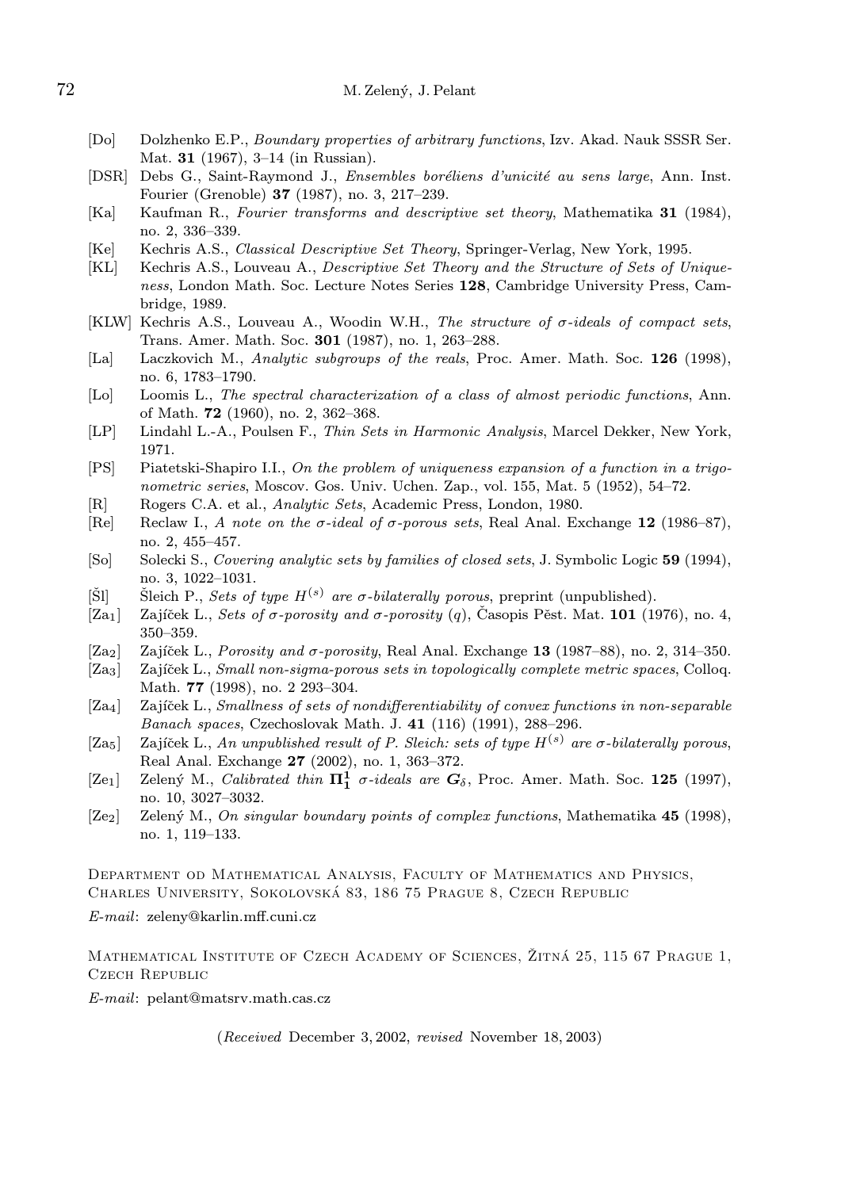[Do] Dolzhenko E.P., *Boundary properties of arbitrary functions*, Izv. Akad. Nauk SSSR Ser. Mat. **31** (1967), 3–14 (in Russian).

[DSR] Debs G., Saint-Raymond J., *Ensembles boréliens d'unicité au sens large*, Ann. Inst. Fourier (Grenoble) **37** (1987), no. 3, 217–239.

[Ka] Kaufman R., *Fourier transforms and descriptive set theory*, Mathematika **31** (1984), no. 2, 336–339.

[Ke] Kechris A.S., *Classical Descriptive Set Theory*, Springer-Verlag, New York, 1995.

[KL] Kechris A.S., Louveau A., *Descriptive Set Theory and the Structure of Sets of Uniqueness*, London Math. Soc. Lecture Notes Series **128**, Cambridge University Press, Cambridge, 1989.

[KLW] Kechris A.S., Louveau A., Woodin W.H., *The structure of $\sigma$-ideals of compact sets*, Trans. Amer. Math. Soc. **301** (1987), no. 1, 263–288.

[La] Laczkovich M., *Analytic subgroups of the reals*, Proc. Amer. Math. Soc. **126** (1998), no. 6, 1783–1790.

[Lo] Loomis L., *The spectral characterization of a class of almost periodic functions*, Ann. of Math. **72** (1960), no. 2, 362–368.

[LP] Lindahl L.-A., Poulsen F., *Thin Sets in Harmonic Analysis*, Marcel Dekker, New York, 1971.

[PS] Piatetski-Shapiro I.I., *On the problem of uniqueness expansion of a function in a trigonometric series*, Moscov. Gos. Univ. Uchen. Zap., vol. 155, Mat. 5 (1952), 54–72.

[R] Rogers C.A. et al., *Analytic Sets*, Academic Press, London, 1980.

[Re] Reclaw I., *A note on the $\sigma$-ideal of $\sigma$-porous sets*, Real Anal. Exchange **12** (1986–87), no. 2, 455–457.

[So] Solecki S., *Covering analytic sets by families of closed sets*, J. Symbolic Logic **59** (1994), no. 3, 1022–1031.

[Šl] Šleich P., *Sets of type $H^{(s)}$ are $\sigma$-bilaterally porous*, preprint (unpublished).

[$\mathrm{Za}_1$] Zajíček L., *Sets of $\sigma$-porosity and $\sigma$-porosity $(q)$*, Časopis Pěst. Mat. **101** (1976), no. 4, 350–359.

[$\mathrm{Za}_2$] Zajíček L., *Porosity and $\sigma$-porosity*, Real Anal. Exchange **13** (1987–88), no. 2, 314–350.

[$\mathrm{Za}_3$] Zajíček L., *Small non-sigma-porous sets in topologically complete metric spaces*, Colloq. Math. **77** (1998), no. 2 293–304.

[$\mathrm{Za}_4$] Zajíček L., *Smallness of sets of nondifferentiability of convex functions in non-separable Banach spaces*, Czechoslovak Math. J. **41** (116) (1991), 288–296.

[$\mathrm{Za}_5$] Zajíček L., *An unpublished result of P. Sleich: sets of type $H^{(s)}$ are $\sigma$-bilaterally porous*, Real Anal. Exchange **27** (2002), no. 1, 363–372.

[$\mathrm{Ze}_1$] Zelený M., *Calibrated thin $\mathbf{\Pi^1_1}$ $\sigma$-ideals are $\boldsymbol{G}_\delta$*, Proc. Amer. Math. Soc. **125** (1997), no. 10, 3027–3032.

[$\mathrm{Ze}_2$] Zelený M., *On singular boundary points of complex functions*, Mathematika **45** (1998), no. 1, 119–133.

Department od Mathematical Analysis, Faculty of Mathematics and Physics, Charles University, Sokolovská 83, 186 75 Prague 8, Czech Republic

*E-mail*: zeleny@karlin.mff.cuni.cz

Mathematical Institute of Czech Academy of Sciences, Žitná 25, 115 67 Prague 1, Czech Republic

*E-mail*: pelant@matsrv.math.cas.cz

(*Received* December 3, 2002, *revised* November 18, 2003)